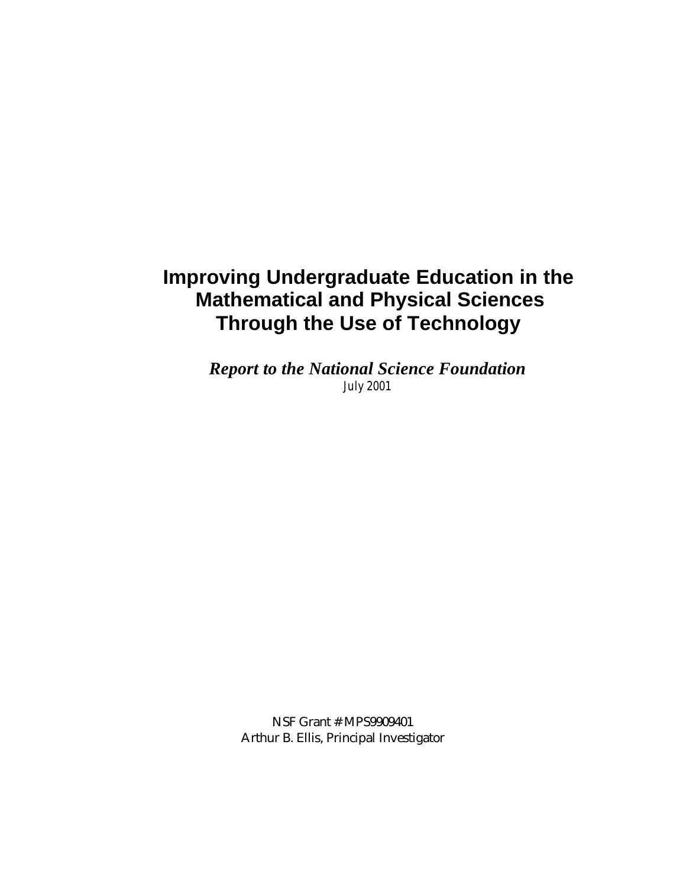# Improving Undergraduate Education in the Mathematical and Physical Sciences Through the Use of Technology

***Report to the National Science Foundation***

July 2001

NSF Grant # MPS9909401

Arthur B. Ellis, Principal Investigator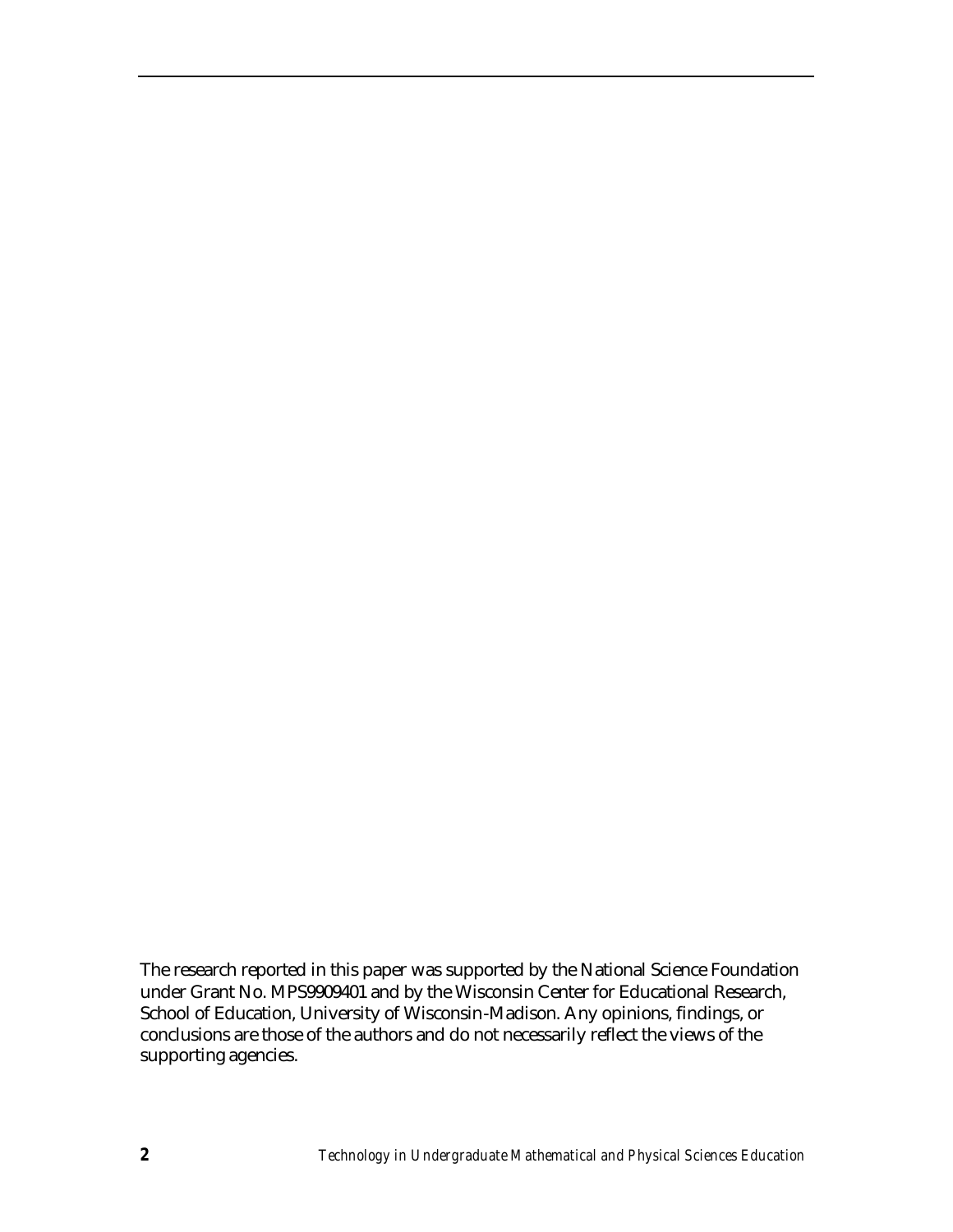The research reported in this paper was supported by the National Science Foundation under Grant No. MPS9909401 and by the Wisconsin Center for Educational Research, School of Education, University of Wisconsin-Madison. Any opinions, findings, or conclusions are those of the authors and do not necessarily reflect the views of the supporting agencies.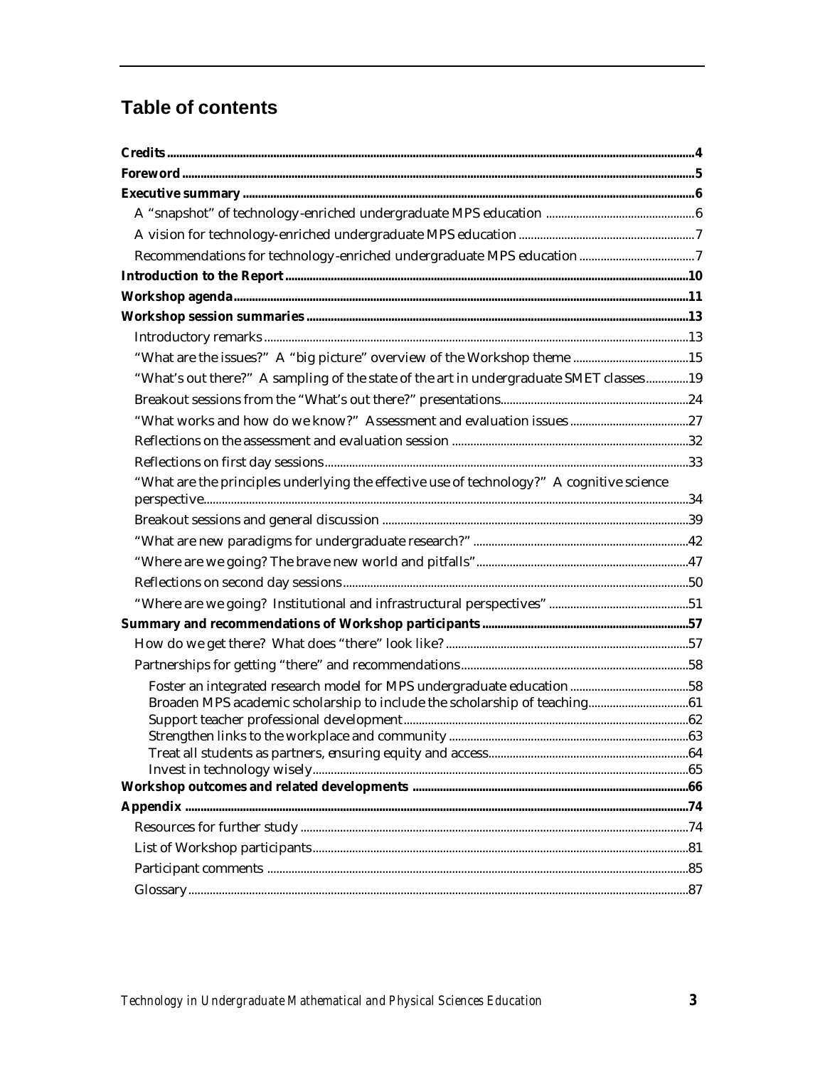## Table of contents

**Credits** ..... 4

**Foreword** ..... 5

**Executive summary** ..... 6

- A "snapshot" of technology-enriched undergraduate MPS education ..... 6
- A vision for technology-enriched undergraduate MPS education ..... 7
- Recommendations for technology-enriched undergraduate MPS education ..... 7

**Introduction to the Report** ..... 10

**Workshop agenda** ..... 11

**Workshop session summaries** ..... 13

- Introductory remarks ..... 13
- "What are the issues?" A "big picture" overview of the Workshop theme ..... 15
- "What's out there?" A sampling of the state of the art in undergraduate SMET classes ..... 19
- Breakout sessions from the "What's out there?" presentations ..... 24
- "What works and how do we know?" Assessment and evaluation issues ..... 27
- Reflections on the assessment and evaluation session ..... 32
- Reflections on first day sessions ..... 33
- "What are the principles underlying the effective use of technology?" A cognitive science perspective ..... 34
- Breakout sessions and general discussion ..... 39
- "What are new paradigms for undergraduate research?" ..... 42
- "Where are we going? The brave new world and pitfalls" ..... 47
- Reflections on second day sessions ..... 50
- "Where are we going? Institutional and infrastructural perspectives" ..... 51

**Summary and recommendations of Workshop participants** ..... 57

- How do we get there? What does "there" look like? ..... 57
- Partnerships for getting "there" and recommendations ..... 58
  - Foster an integrated research model for MPS undergraduate education ..... 58
  - Broaden MPS academic scholarship to include the scholarship of teaching ..... 61
  - Support teacher professional development ..... 62
  - Strengthen links to the workplace and community ..... 63
  - Treat all students as partners, ensuring equity and access ..... 64
  - Invest in technology wisely ..... 65

**Workshop outcomes and related developments** ..... 66

**Appendix** ..... 74

- Resources for further study ..... 74
- List of Workshop participants ..... 81
- Participant comments ..... 85
- Glossary ..... 87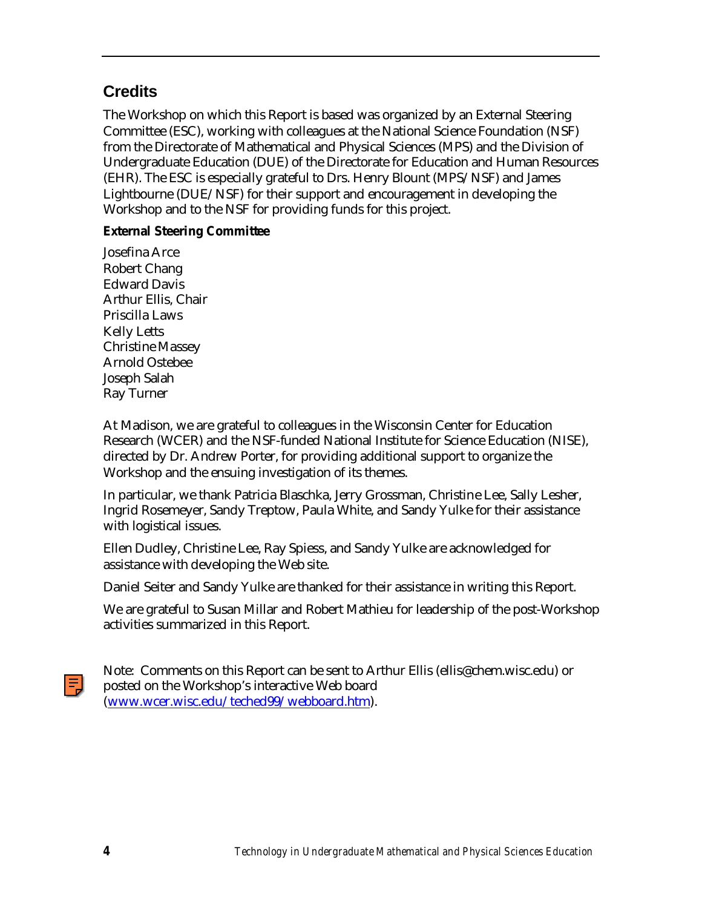## Credits

The Workshop on which this Report is based was organized by an External Steering Committee (ESC), working with colleagues at the National Science Foundation (NSF) from the Directorate of Mathematical and Physical Sciences (MPS) and the Division of Undergraduate Education (DUE) of the Directorate for Education and Human Resources (EHR). The ESC is especially grateful to Drs. Henry Blount (MPS/NSF) and James Lightbourne (DUE/NSF) for their support and encouragement in developing the Workshop and to the NSF for providing funds for this project.

**External Steering Committee**

Josefina Arce
Robert Chang
Edward Davis
Arthur Ellis, Chair
Priscilla Laws
Kelly Letts
Christine Massey
Arnold Ostebee
Joseph Salah
Ray Turner

At Madison, we are grateful to colleagues in the Wisconsin Center for Education Research (WCER) and the NSF-funded National Institute for Science Education (NISE), directed by Dr. Andrew Porter, for providing additional support to organize the Workshop and the ensuing investigation of its themes.

In particular, we thank Patricia Blaschka, Jerry Grossman, Christine Lee, Sally Lesher, Ingrid Rosemeyer, Sandy Treptow, Paula White, and Sandy Yulke for their assistance with logistical issues.

Ellen Dudley, Christine Lee, Ray Spiess, and Sandy Yulke are acknowledged for assistance with developing the Web site.

Daniel Seiter and Sandy Yulke are thanked for their assistance in writing this Report.

We are grateful to Susan Millar and Robert Mathieu for leadership of the post-Workshop activities summarized in this Report.

Note: Comments on this Report can be sent to Arthur Ellis (ellis@chem.wisc.edu) or posted on the Workshop's interactive Web board (www.wcer.wisc.edu/teched99/webboard.htm).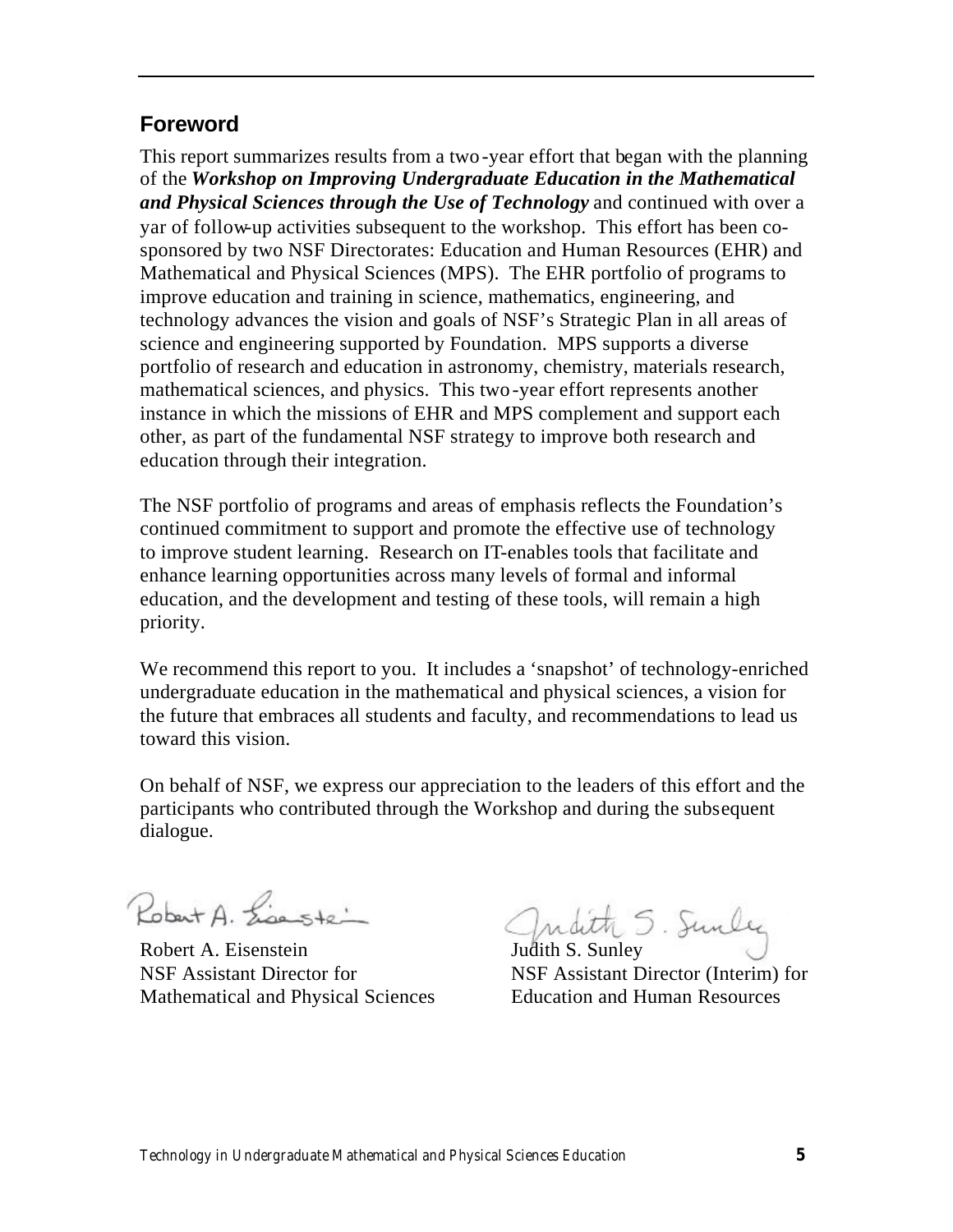## Foreword

This report summarizes results from a two-year effort that began with the planning of the ***Workshop on Improving Undergraduate Education in the Mathematical and Physical Sciences through the Use of Technology*** and continued with over a yar of follow-up activities subsequent to the workshop. This effort has been co-sponsored by two NSF Directorates: Education and Human Resources (EHR) and Mathematical and Physical Sciences (MPS). The EHR portfolio of programs to improve education and training in science, mathematics, engineering, and technology advances the vision and goals of NSF's Strategic Plan in all areas of science and engineering supported by Foundation. MPS supports a diverse portfolio of research and education in astronomy, chemistry, materials research, mathematical sciences, and physics. This two-year effort represents another instance in which the missions of EHR and MPS complement and support each other, as part of the fundamental NSF strategy to improve both research and education through their integration.

The NSF portfolio of programs and areas of emphasis reflects the Foundation's continued commitment to support and promote the effective use of technology to improve student learning. Research on IT-enables tools that facilitate and enhance learning opportunities across many levels of formal and informal education, and the development and testing of these tools, will remain a high priority.

We recommend this report to you. It includes a 'snapshot' of technology-enriched undergraduate education in the mathematical and physical sciences, a vision for the future that embraces all students and faculty, and recommendations to lead us toward this vision.

On behalf of NSF, we express our appreciation to the leaders of this effort and the participants who contributed through the Workshop and during the subsequent dialogue.

Robert A. Eisenstein
NSF Assistant Director for
Mathematical and Physical Sciences

Judith S. Sunley
NSF Assistant Director (Interim) for
Education and Human Resources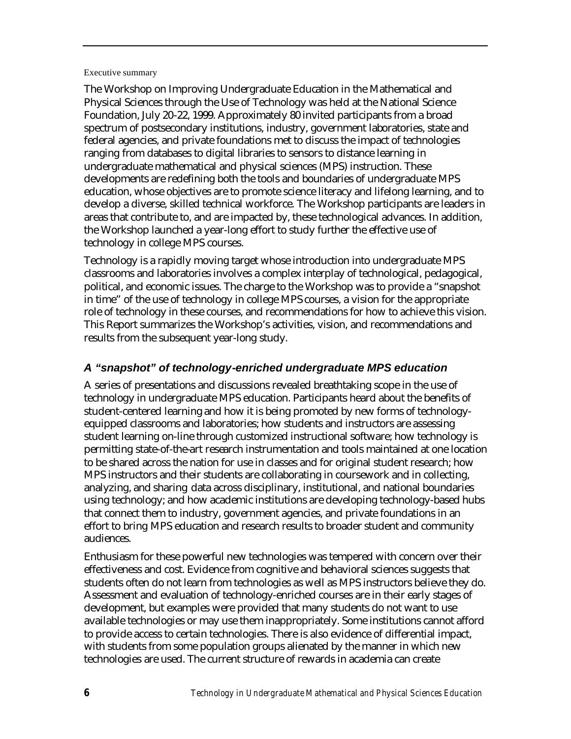Executive summary

The Workshop on Improving Undergraduate Education in the Mathematical and Physical Sciences through the Use of Technology was held at the National Science Foundation, July 20-22, 1999. Approximately 80 invited participants from a broad spectrum of postsecondary institutions, industry, government laboratories, state and federal agencies, and private foundations met to discuss the impact of technologies ranging from databases to digital libraries to sensors to distance learning in undergraduate mathematical and physical sciences (MPS) instruction. These developments are redefining both the tools and boundaries of undergraduate MPS education, whose objectives are to promote science literacy and lifelong learning, and to develop a diverse, skilled technical workforce. The Workshop participants are leaders in areas that contribute to, and are impacted by, these technological advances. In addition, the Workshop launched a year-long effort to study further the effective use of technology in college MPS courses.

Technology is a rapidly moving target whose introduction into undergraduate MPS classrooms and laboratories involves a complex interplay of technological, pedagogical, political, and economic issues. The charge to the Workshop was to provide a "snapshot in time" of the use of technology in college MPS courses, a vision for the appropriate role of technology in these courses, and recommendations for how to achieve this vision. This Report summarizes the Workshop's activities, vision, and recommendations and results from the subsequent year-long study.

### *A "snapshot" of technology-enriched undergraduate MPS education*

A series of presentations and discussions revealed breathtaking scope in the use of technology in undergraduate MPS education. Participants heard about the benefits of student-centered learning and how it is being promoted by new forms of technology-equipped classrooms and laboratories; how students and instructors are assessing student learning on-line through customized instructional software; how technology is permitting state-of-the-art research instrumentation and tools maintained at one location to be shared across the nation for use in classes and for original student research; how MPS instructors and their students are collaborating in coursework and in collecting, analyzing, and sharing data across disciplinary, institutional, and national boundaries using technology; and how academic institutions are developing technology-based hubs that connect them to industry, government agencies, and private foundations in an effort to bring MPS education and research results to broader student and community audiences.

Enthusiasm for these powerful new technologies was tempered with concern over their effectiveness and cost. Evidence from cognitive and behavioral sciences suggests that students often do not learn from technologies as well as MPS instructors believe they do. Assessment and evaluation of technology-enriched courses are in their early stages of development, but examples were provided that many students do not want to use available technologies or may use them inappropriately. Some institutions cannot afford to provide access to certain technologies. There is also evidence of differential impact, with students from some population groups alienated by the manner in which new technologies are used. The current structure of rewards in academia can create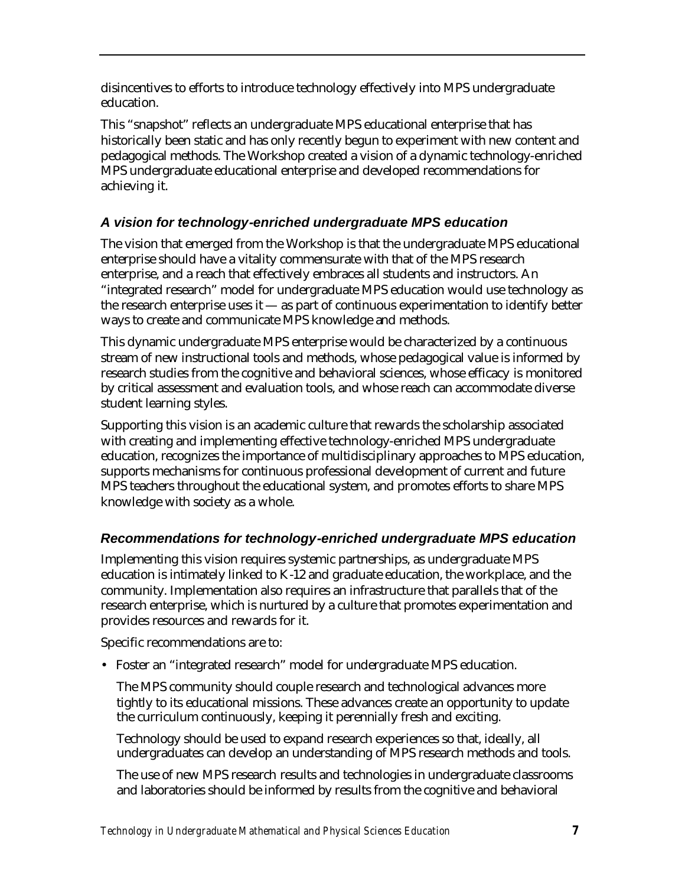disincentives to efforts to introduce technology effectively into MPS undergraduate education.

This "snapshot" reflects an undergraduate MPS educational enterprise that has historically been static and has only recently begun to experiment with new content and pedagogical methods. The Workshop created a vision of a dynamic technology-enriched MPS undergraduate educational enterprise and developed recommendations for achieving it.

### *A vision for technology-enriched undergraduate MPS education*

The vision that emerged from the Workshop is that the undergraduate MPS educational enterprise should have a vitality commensurate with that of the MPS research enterprise, and a reach that effectively embraces all students and instructors. An "integrated research" model for undergraduate MPS education would use technology as the research enterprise uses it — as part of continuous experimentation to identify better ways to create and communicate MPS knowledge and methods.

This dynamic undergraduate MPS enterprise would be characterized by a continuous stream of new instructional tools and methods, whose pedagogical value is informed by research studies from the cognitive and behavioral sciences, whose efficacy is monitored by critical assessment and evaluation tools, and whose reach can accommodate diverse student learning styles.

Supporting this vision is an academic culture that rewards the scholarship associated with creating and implementing effective technology-enriched MPS undergraduate education, recognizes the importance of multidisciplinary approaches to MPS education, supports mechanisms for continuous professional development of current and future MPS teachers throughout the educational system, and promotes efforts to share MPS knowledge with society as a whole.

### *Recommendations for technology-enriched undergraduate MPS education*

Implementing this vision requires systemic partnerships, as undergraduate MPS education is intimately linked to K-12 and graduate education, the workplace, and the community. Implementation also requires an infrastructure that parallels that of the research enterprise, which is nurtured by a culture that promotes experimentation and provides resources and rewards for it.

Specific recommendations are to:

- Foster an "integrated research" model for undergraduate MPS education.

  The MPS community should couple research and technological advances more tightly to its educational missions. These advances create an opportunity to update the curriculum continuously, keeping it perennially fresh and exciting.

  Technology should be used to expand research experiences so that, ideally, all undergraduates can develop an understanding of MPS research methods and tools.

  The use of new MPS research results and technologies in undergraduate classrooms and laboratories should be informed by results from the cognitive and behavioral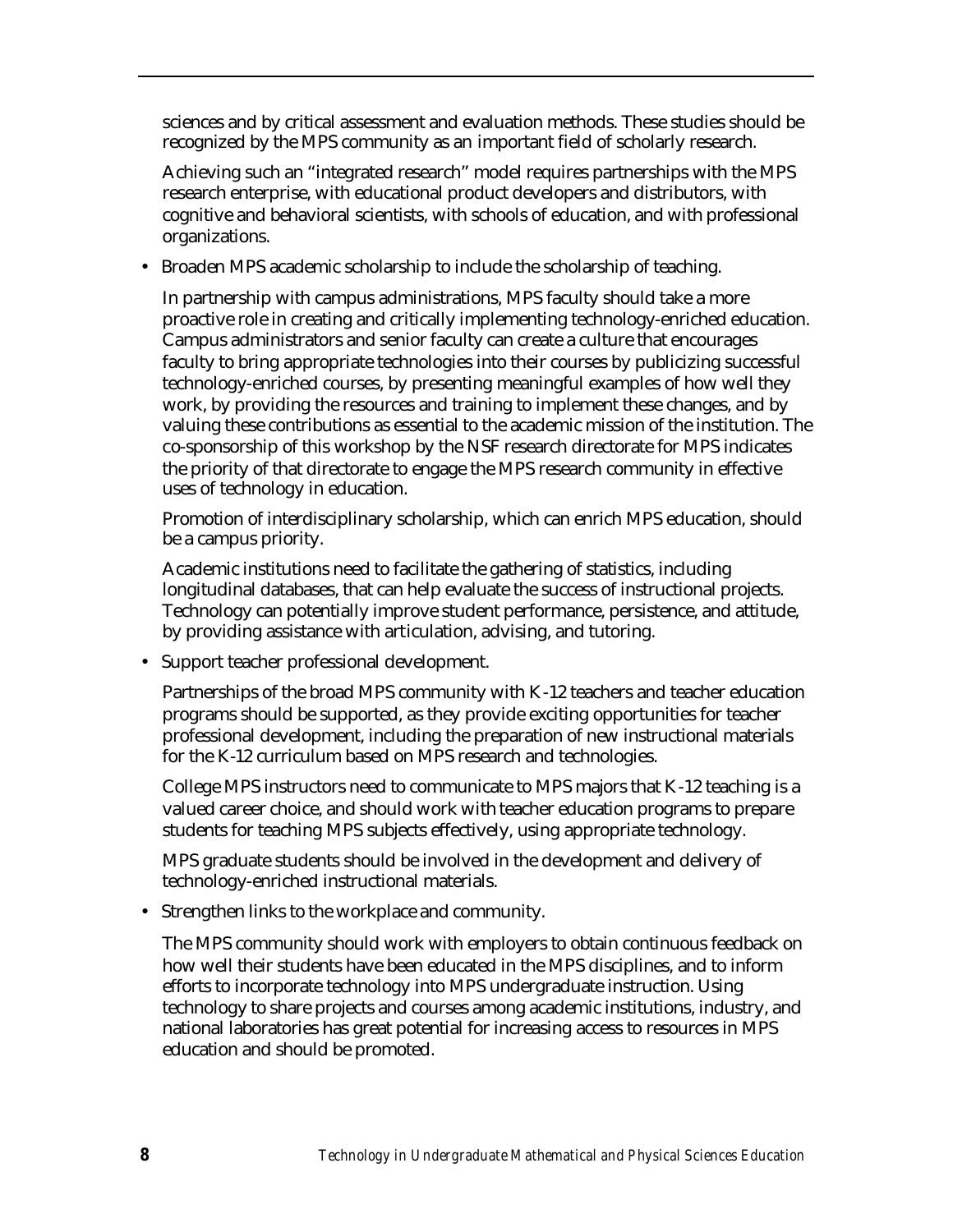sciences and by critical assessment and evaluation methods. These studies should be recognized by the MPS community as an important field of scholarly research.

Achieving such an "integrated research" model requires partnerships with the MPS research enterprise, with educational product developers and distributors, with cognitive and behavioral scientists, with schools of education, and with professional organizations.

- Broaden MPS academic scholarship to include the scholarship of teaching.

  In partnership with campus administrations, MPS faculty should take a more proactive role in creating and critically implementing technology-enriched education. Campus administrators and senior faculty can create a culture that encourages faculty to bring appropriate technologies into their courses by publicizing successful technology-enriched courses, by presenting meaningful examples of how well they work, by providing the resources and training to implement these changes, and by valuing these contributions as essential to the academic mission of the institution. The co-sponsorship of this workshop by the NSF research directorate for MPS indicates the priority of that directorate to engage the MPS research community in effective uses of technology in education.

  Promotion of interdisciplinary scholarship, which can enrich MPS education, should be a campus priority.

  Academic institutions need to facilitate the gathering of statistics, including longitudinal databases, that can help evaluate the success of instructional projects. Technology can potentially improve student performance, persistence, and attitude, by providing assistance with articulation, advising, and tutoring.

- Support teacher professional development.

  Partnerships of the broad MPS community with K-12 teachers and teacher education programs should be supported, as they provide exciting opportunities for teacher professional development, including the preparation of new instructional materials for the K-12 curriculum based on MPS research and technologies.

  College MPS instructors need to communicate to MPS majors that K-12 teaching is a valued career choice, and should work with teacher education programs to prepare students for teaching MPS subjects effectively, using appropriate technology.

  MPS graduate students should be involved in the development and delivery of technology-enriched instructional materials.

- Strengthen links to the workplace and community.

  The MPS community should work with employers to obtain continuous feedback on how well their students have been educated in the MPS disciplines, and to inform efforts to incorporate technology into MPS undergraduate instruction. Using technology to share projects and courses among academic institutions, industry, and national laboratories has great potential for increasing access to resources in MPS education and should be promoted.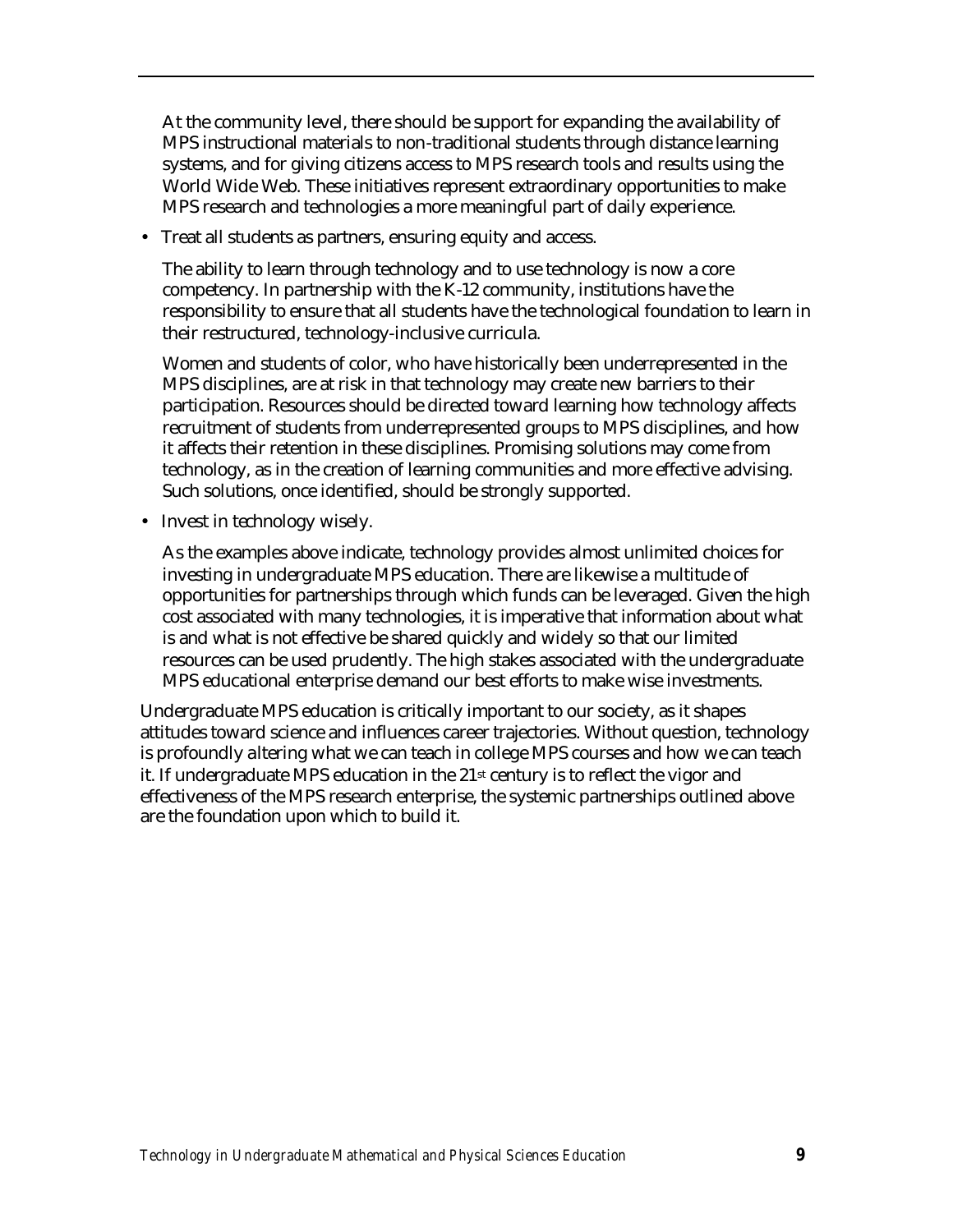At the community level, there should be support for expanding the availability of MPS instructional materials to non-traditional students through distance learning systems, and for giving citizens access to MPS research tools and results using the World Wide Web. These initiatives represent extraordinary opportunities to make MPS research and technologies a more meaningful part of daily experience.

- Treat all students as partners, ensuring equity and access.

  The ability to learn through technology and to use technology is now a core competency. In partnership with the K-12 community, institutions have the responsibility to ensure that all students have the technological foundation to learn in their restructured, technology-inclusive curricula.

  Women and students of color, who have historically been underrepresented in the MPS disciplines, are at risk in that technology may create new barriers to their participation. Resources should be directed toward learning how technology affects recruitment of students from underrepresented groups to MPS disciplines, and how it affects their retention in these disciplines. Promising solutions may come from technology, as in the creation of learning communities and more effective advising. Such solutions, once identified, should be strongly supported.

- Invest in technology wisely.

  As the examples above indicate, technology provides almost unlimited choices for investing in undergraduate MPS education. There are likewise a multitude of opportunities for partnerships through which funds can be leveraged. Given the high cost associated with many technologies, it is imperative that information about what is and what is not effective be shared quickly and widely so that our limited resources can be used prudently. The high stakes associated with the undergraduate MPS educational enterprise demand our best efforts to make wise investments.

Undergraduate MPS education is critically important to our society, as it shapes attitudes toward science and influences career trajectories. Without question, technology is profoundly altering what we can teach in college MPS courses and how we can teach it. If undergraduate MPS education in the 21st century is to reflect the vigor and effectiveness of the MPS research enterprise, the systemic partnerships outlined above are the foundation upon which to build it.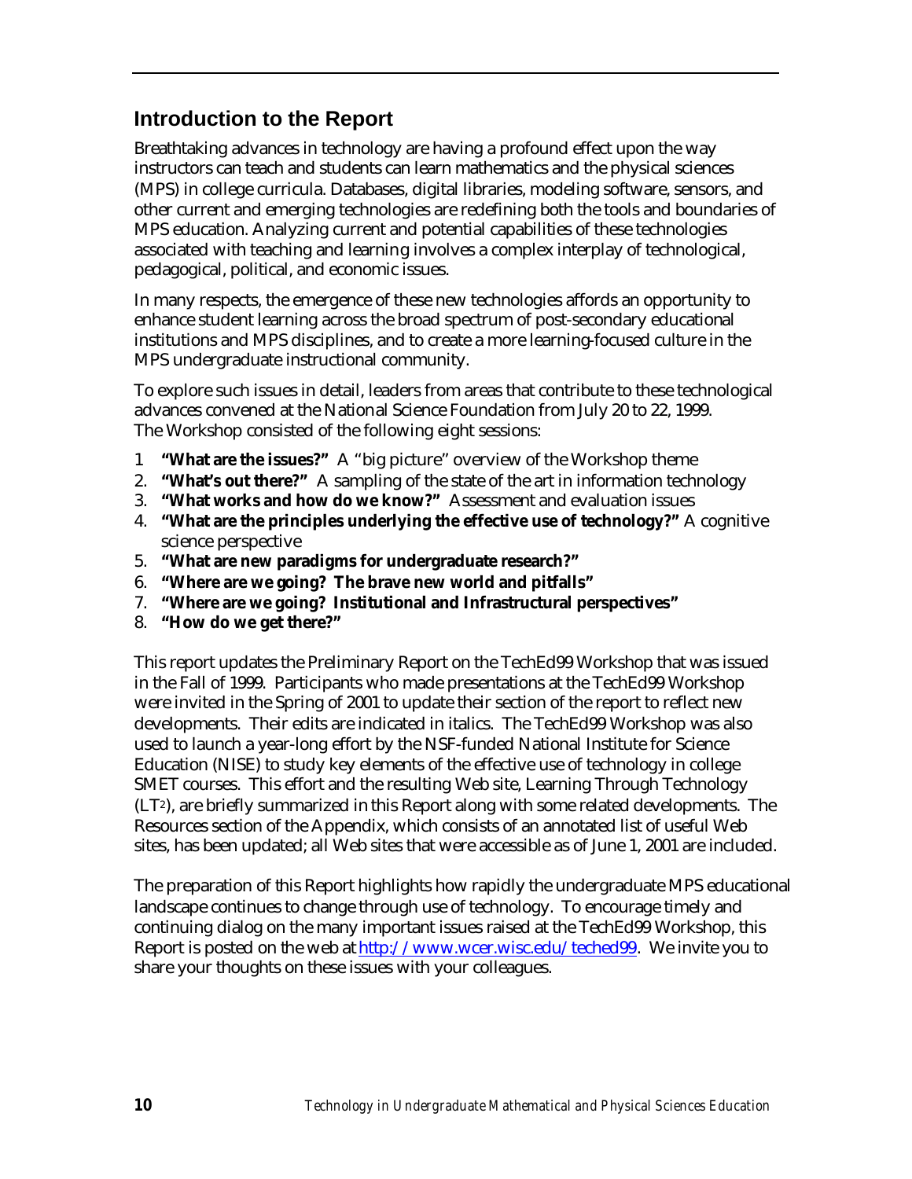## Introduction to the Report

Breathtaking advances in technology are having a profound effect upon the way instructors can teach and students can learn mathematics and the physical sciences (MPS) in college curricula. Databases, digital libraries, modeling software, sensors, and other current and emerging technologies are redefining both the tools and boundaries of MPS education. Analyzing current and potential capabilities of these technologies associated with teaching and learning involves a complex interplay of technological, pedagogical, political, and economic issues.

In many respects, the emergence of these new technologies affords an opportunity to enhance student learning across the broad spectrum of post-secondary educational institutions and MPS disciplines, and to create a more learning-focused culture in the MPS undergraduate instructional community.

To explore such issues in detail, leaders from areas that contribute to these technological advances convened at the National Science Foundation from July 20 to 22, 1999. The Workshop consisted of the following eight sessions:

1. **"What are the issues?"** A "big picture" overview of the Workshop theme
2. **"What's out there?"** A sampling of the state of the art in information technology
3. **"What works and how do we know?"** Assessment and evaluation issues
4. **"What are the principles underlying the effective use of technology?"** A cognitive science perspective
5. **"What are new paradigms for undergraduate research?"**
6. **"Where are we going? The brave new world and pitfalls"**
7. **"Where are we going? Institutional and Infrastructural perspectives"**
8. **"How do we get there?"**

This report updates the Preliminary Report on the TechEd99 Workshop that was issued in the Fall of 1999. Participants who made presentations at the TechEd99 Workshop were invited in the Spring of 2001 to update their section of the report to reflect new developments. Their edits are indicated in italics. The TechEd99 Workshop was also used to launch a year-long effort by the NSF-funded National Institute for Science Education (NISE) to study key elements of the effective use of technology in college SMET courses. This effort and the resulting Web site, Learning Through Technology ($LT^2$), are briefly summarized in this Report along with some related developments. The Resources section of the Appendix, which consists of an annotated list of useful Web sites, has been updated; all Web sites that were accessible as of June 1, 2001 are included.

The preparation of this Report highlights how rapidly the undergraduate MPS educational landscape continues to change through use of technology. To encourage timely and continuing dialog on the many important issues raised at the TechEd99 Workshop, this Report is posted on the web at http://www.wcer.wisc.edu/teched99. We invite you to share your thoughts on these issues with your colleagues.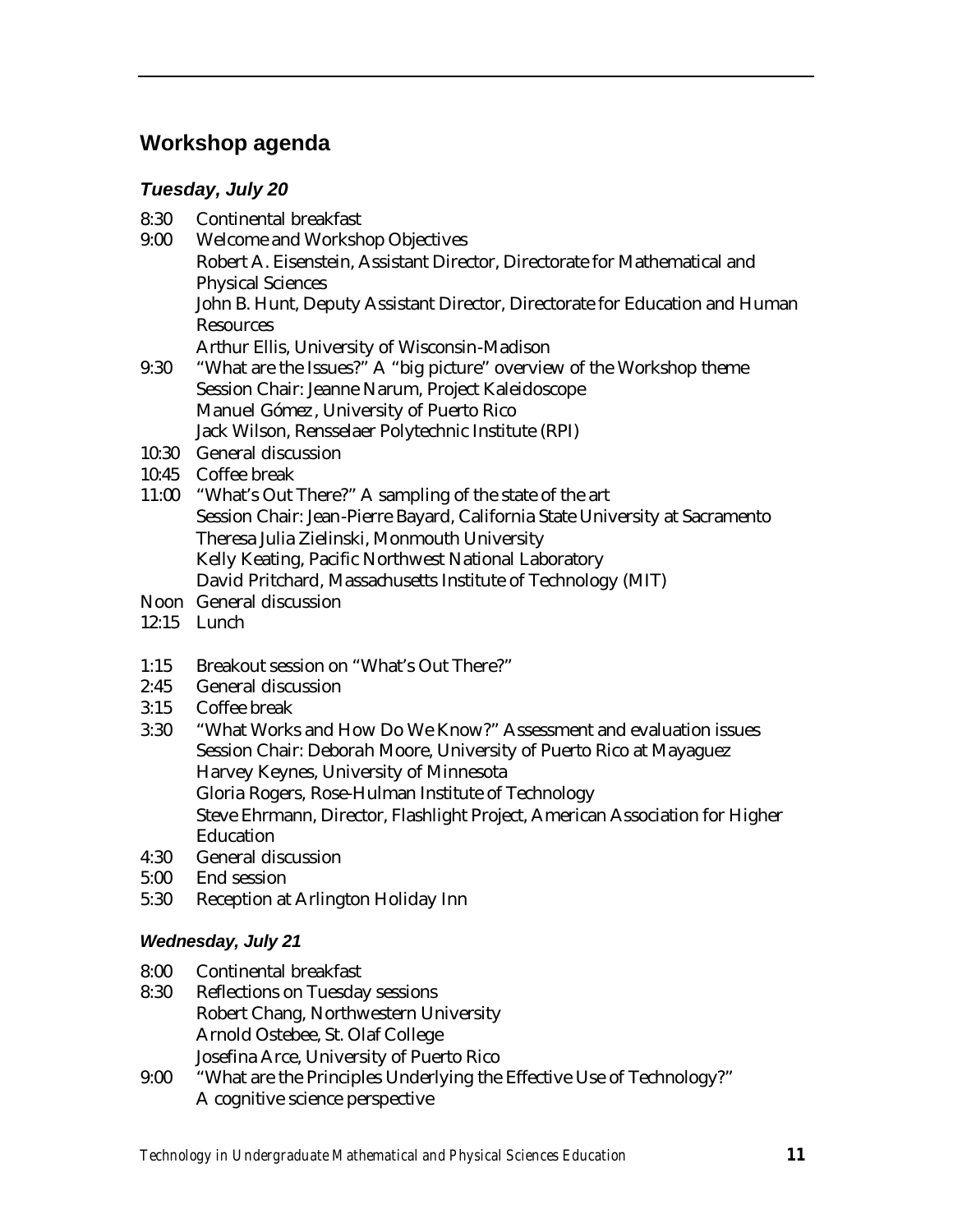## Workshop agenda

### *Tuesday, July 20*

8:30 Continental breakfast

9:00 Welcome and Workshop Objectives
Robert A. Eisenstein, Assistant Director, Directorate for Mathematical and Physical Sciences
John B. Hunt, Deputy Assistant Director, Directorate for Education and Human Resources
Arthur Ellis, University of Wisconsin-Madison

9:30 "What are the Issues?" A "big picture" overview of the Workshop theme
Session Chair: Jeanne Narum, Project Kaleidoscope
Manuel Gómez, University of Puerto Rico
Jack Wilson, Rensselaer Polytechnic Institute (RPI)

10:30 General discussion

10:45 Coffee break

11:00 "What's Out There?" A sampling of the state of the art
Session Chair: Jean-Pierre Bayard, California State University at Sacramento
Theresa Julia Zielinski, Monmouth University
Kelly Keating, Pacific Northwest National Laboratory
David Pritchard, Massachusetts Institute of Technology (MIT)

Noon General discussion

12:15 Lunch

1:15 Breakout session on "What's Out There?"

2:45 General discussion

3:15 Coffee break

3:30 "What Works and How Do We Know?" Assessment and evaluation issues
Session Chair: Deborah Moore, University of Puerto Rico at Mayaguez
Harvey Keynes, University of Minnesota
Gloria Rogers, Rose-Hulman Institute of Technology
Steve Ehrmann, Director, Flashlight Project, American Association for Higher Education

4:30 General discussion

5:00 End session

5:30 Reception at Arlington Holiday Inn

### *Wednesday, July 21*

8:00 Continental breakfast

8:30 Reflections on Tuesday sessions
Robert Chang, Northwestern University
Arnold Ostebee, St. Olaf College
Josefina Arce, University of Puerto Rico

9:00 "What are the Principles Underlying the Effective Use of Technology?"
A cognitive science perspective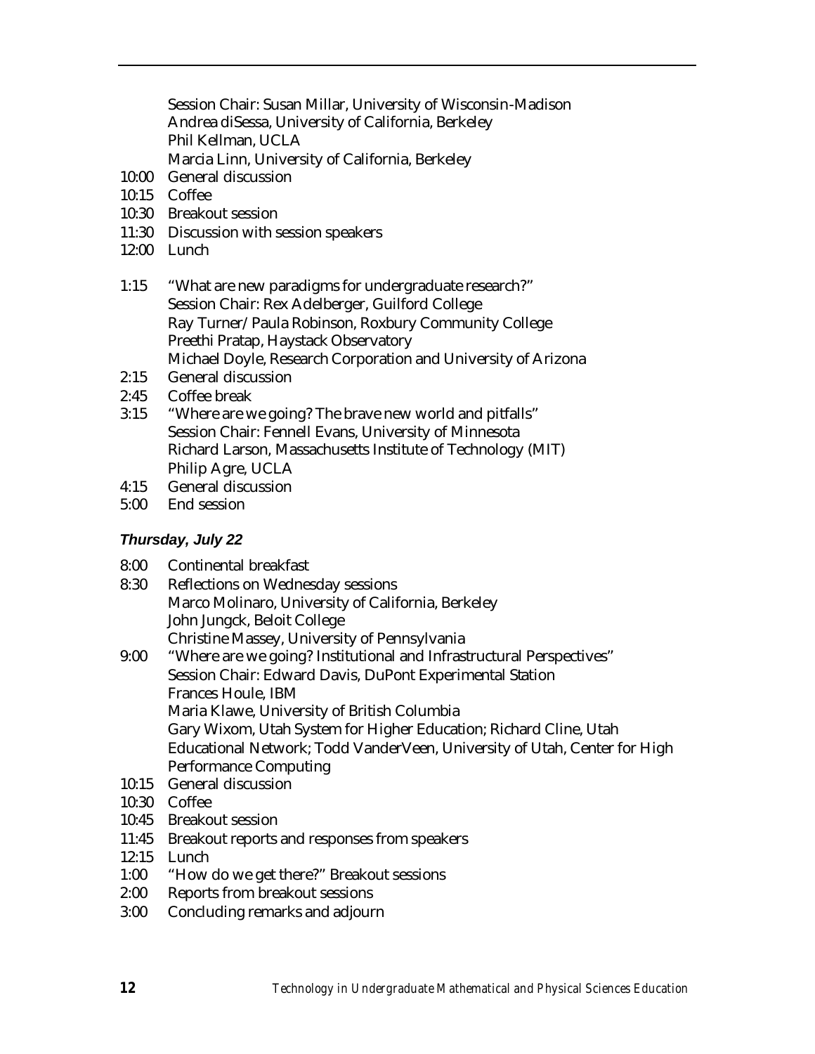Session Chair: Susan Millar, University of Wisconsin-Madison
Andrea diSessa, University of California, Berkeley
Phil Kellman, UCLA
Marcia Linn, University of California, Berkeley

10:00 General discussion
10:15 Coffee
10:30 Breakout session
11:30 Discussion with session speakers
12:00 Lunch

1:15 "What are new paradigms for undergraduate research?"
Session Chair: Rex Adelberger, Guilford College
Ray Turner/Paula Robinson, Roxbury Community College
Preethi Pratap, Haystack Observatory
Michael Doyle, Research Corporation and University of Arizona

2:15 General discussion
2:45 Coffee break
3:15 "Where are we going? The brave new world and pitfalls"
Session Chair: Fennell Evans, University of Minnesota
Richard Larson, Massachusetts Institute of Technology (MIT)
Philip Agre, UCLA

4:15 General discussion
5:00 End session

### *Thursday, July 22*

8:00 Continental breakfast
8:30 Reflections on Wednesday sessions
Marco Molinaro, University of California, Berkeley
John Jungck, Beloit College
Christine Massey, University of Pennsylvania

9:00 "Where are we going? Institutional and Infrastructural Perspectives"
Session Chair: Edward Davis, DuPont Experimental Station
Frances Houle, IBM
Maria Klawe, University of British Columbia
Gary Wixom, Utah System for Higher Education; Richard Cline, Utah Educational Network; Todd VanderVeen, University of Utah, Center for High Performance Computing

10:15 General discussion
10:30 Coffee
10:45 Breakout session
11:45 Breakout reports and responses from speakers
12:15 Lunch
1:00 "How do we get there?" Breakout sessions
2:00 Reports from breakout sessions
3:00 Concluding remarks and adjourn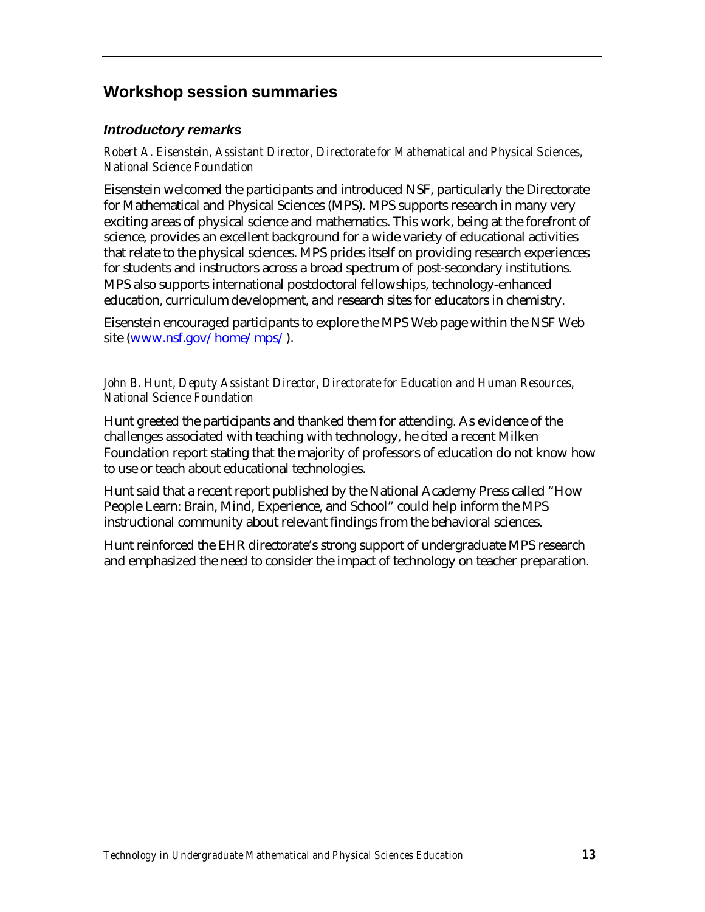## Workshop session summaries

### *Introductory remarks*

*Robert A. Eisenstein, Assistant Director, Directorate for Mathematical and Physical Sciences, National Science Foundation*

Eisenstein welcomed the participants and introduced NSF, particularly the Directorate for Mathematical and Physical Sciences (MPS). MPS supports research in many very exciting areas of physical science and mathematics. This work, being at the forefront of science, provides an excellent background for a wide variety of educational activities that relate to the physical sciences. MPS prides itself on providing research experiences for students and instructors across a broad spectrum of post-secondary institutions. MPS also supports international postdoctoral fellowships, technology-enhanced education, curriculum development, and research sites for educators in chemistry.

Eisenstein encouraged participants to explore the MPS Web page within the NSF Web site (www.nsf.gov/home/mps/).

*John B. Hunt, Deputy Assistant Director, Directorate for Education and Human Resources, National Science Foundation*

Hunt greeted the participants and thanked them for attending. As evidence of the challenges associated with teaching with technology, he cited a recent Milken Foundation report stating that the majority of professors of education do not know how to use or teach about educational technologies.

Hunt said that a recent report published by the National Academy Press called "How People Learn: Brain, Mind, Experience, and School" could help inform the MPS instructional community about relevant findings from the behavioral sciences.

Hunt reinforced the EHR directorate's strong support of undergraduate MPS research and emphasized the need to consider the impact of technology on teacher preparation.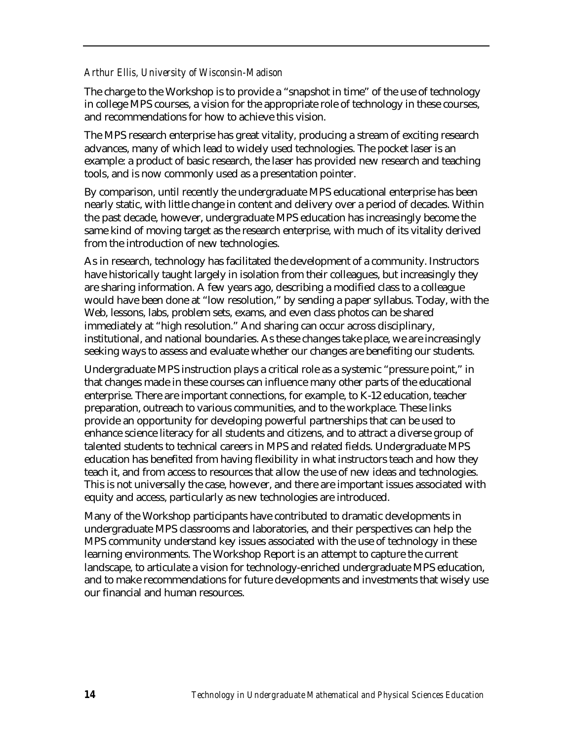*Arthur Ellis, University of Wisconsin-Madison*

The charge to the Workshop is to provide a "snapshot in time" of the use of technology in college MPS courses, a vision for the appropriate role of technology in these courses, and recommendations for how to achieve this vision.

The MPS research enterprise has great vitality, producing a stream of exciting research advances, many of which lead to widely used technologies. The pocket laser is an example: a product of basic research, the laser has provided new research and teaching tools, and is now commonly used as a presentation pointer.

By comparison, until recently the undergraduate MPS educational enterprise has been nearly static, with little change in content and delivery over a period of decades. Within the past decade, however, undergraduate MPS education has increasingly become the same kind of moving target as the research enterprise, with much of its vitality derived from the introduction of new technologies.

As in research, technology has facilitated the development of a community. Instructors have historically taught largely in isolation from their colleagues, but increasingly they are sharing information. A few years ago, describing a modified class to a colleague would have been done at "low resolution," by sending a paper syllabus. Today, with the Web, lessons, labs, problem sets, exams, and even class photos can be shared immediately at "high resolution." And sharing can occur across disciplinary, institutional, and national boundaries. As these changes take place, we are increasingly seeking ways to assess and evaluate whether our changes are benefiting our students.

Undergraduate MPS instruction plays a critical role as a systemic "pressure point," in that changes made in these courses can influence many other parts of the educational enterprise. There are important connections, for example, to K-12 education, teacher preparation, outreach to various communities, and to the workplace. These links provide an opportunity for developing powerful partnerships that can be used to enhance science literacy for all students and citizens, and to attract a diverse group of talented students to technical careers in MPS and related fields. Undergraduate MPS education has benefited from having flexibility in what instructors teach and how they teach it, and from access to resources that allow the use of new ideas and technologies. This is not universally the case, however, and there are important issues associated with equity and access, particularly as new technologies are introduced.

Many of the Workshop participants have contributed to dramatic developments in undergraduate MPS classrooms and laboratories, and their perspectives can help the MPS community understand key issues associated with the use of technology in these learning environments. The Workshop Report is an attempt to capture the current landscape, to articulate a vision for technology-enriched undergraduate MPS education, and to make recommendations for future developments and investments that wisely use our financial and human resources.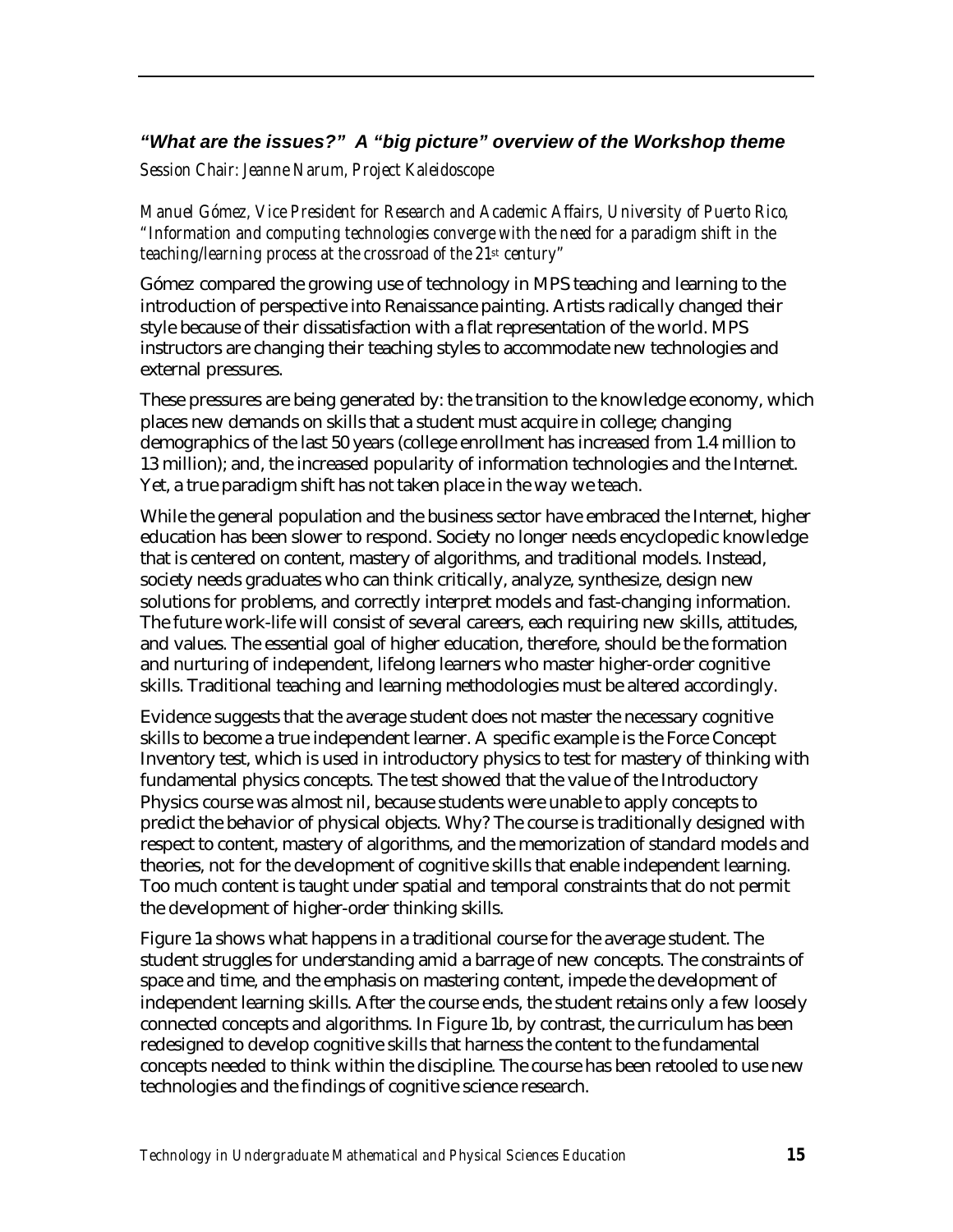### *"What are the issues?" A "big picture" overview of the Workshop theme*

*Session Chair: Jeanne Narum, Project Kaleidoscope*

*Manuel Gómez, Vice President for Research and Academic Affairs, University of Puerto Rico, "Information and computing technologies converge with the need for a paradigm shift in the teaching/learning process at the crossroad of the 21st century"*

Gómez compared the growing use of technology in MPS teaching and learning to the introduction of perspective into Renaissance painting. Artists radically changed their style because of their dissatisfaction with a flat representation of the world. MPS instructors are changing their teaching styles to accommodate new technologies and external pressures.

These pressures are being generated by: the transition to the knowledge economy, which places new demands on skills that a student must acquire in college; changing demographics of the last 50 years (college enrollment has increased from 1.4 million to 13 million); and, the increased popularity of information technologies and the Internet. Yet, a true paradigm shift has not taken place in the way we teach.

While the general population and the business sector have embraced the Internet, higher education has been slower to respond. Society no longer needs encyclopedic knowledge that is centered on content, mastery of algorithms, and traditional models. Instead, society needs graduates who can think critically, analyze, synthesize, design new solutions for problems, and correctly interpret models and fast-changing information. The future work-life will consist of several careers, each requiring new skills, attitudes, and values. The essential goal of higher education, therefore, should be the formation and nurturing of independent, lifelong learners who master higher-order cognitive skills. Traditional teaching and learning methodologies must be altered accordingly.

Evidence suggests that the average student does not master the necessary cognitive skills to become a true independent learner. A specific example is the Force Concept Inventory test, which is used in introductory physics to test for mastery of thinking with fundamental physics concepts. The test showed that the value of the Introductory Physics course was almost nil, because students were unable to apply concepts to predict the behavior of physical objects. Why? The course is traditionally designed with respect to content, mastery of algorithms, and the memorization of standard models and theories, not for the development of cognitive skills that enable independent learning. Too much content is taught under spatial and temporal constraints that do not permit the development of higher-order thinking skills.

Figure 1a shows what happens in a traditional course for the average student. The student struggles for understanding amid a barrage of new concepts. The constraints of space and time, and the emphasis on mastering content, impede the development of independent learning skills. After the course ends, the student retains only a few loosely connected concepts and algorithms. In Figure 1b, by contrast, the curriculum has been redesigned to develop cognitive skills that harness the content to the fundamental concepts needed to think within the discipline. The course has been retooled to use new technologies and the findings of cognitive science research.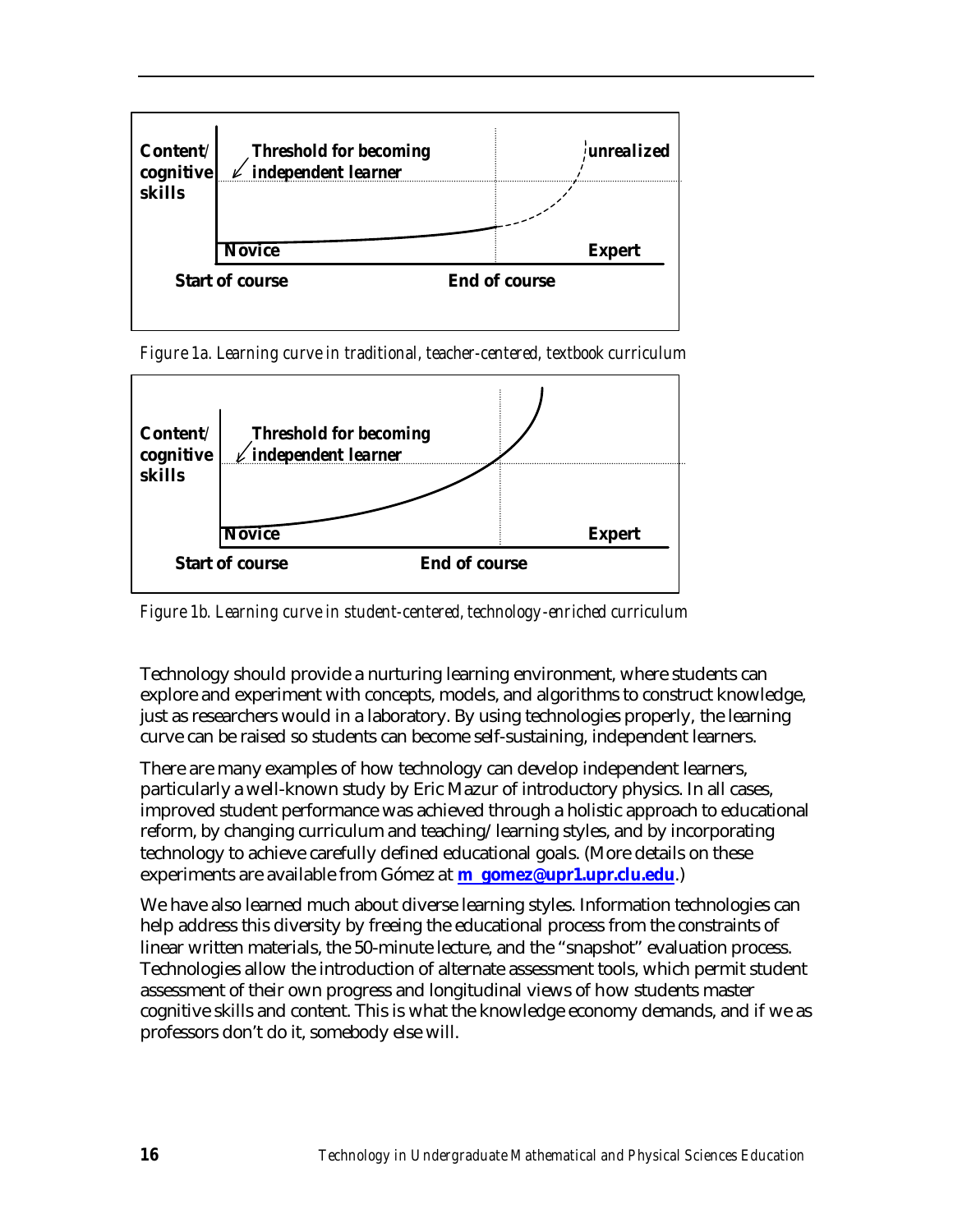Content/ cognitive skills

Threshold for becoming independent learner

unrealized

Novice

Expert

Start of course

End of course

*Figure 1a. Learning curve in traditional, teacher-centered, textbook curriculum*

Content/ cognitive skills

Threshold for becoming independent learner

Novice

Expert

Start of course

End of course

*Figure 1b. Learning curve in student-centered, technology-enriched curriculum*

Technology should provide a nurturing learning environment, where students can explore and experiment with concepts, models, and algorithms to construct knowledge, just as researchers would in a laboratory. By using technologies properly, the learning curve can be raised so students can become self-sustaining, independent learners.

There are many examples of how technology can develop independent learners, particularly a well-known study by Eric Mazur of introductory physics. In all cases, improved student performance was achieved through a holistic approach to educational reform, by changing curriculum and teaching/learning styles, and by incorporating technology to achieve carefully defined educational goals. (More details on these experiments are available from Gómez at **m_gomez@upr1.upr.clu.edu**.)

We have also learned much about diverse learning styles. Information technologies can help address this diversity by freeing the educational process from the constraints of linear written materials, the 50-minute lecture, and the "snapshot" evaluation process. Technologies allow the introduction of alternate assessment tools, which permit student assessment of their own progress and longitudinal views of how students master cognitive skills and content. This is what the knowledge economy demands, and if we as professors don't do it, somebody else will.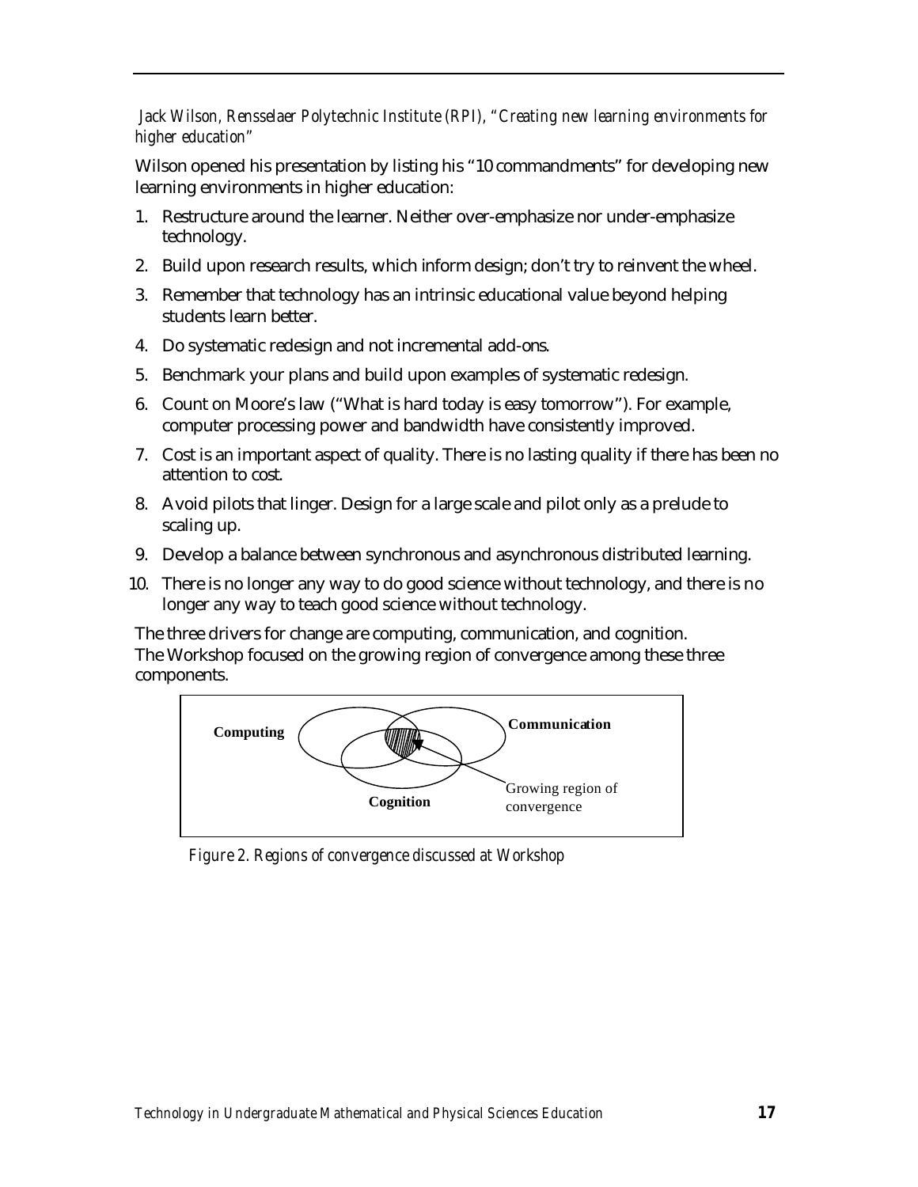*Jack Wilson, Rensselaer Polytechnic Institute (RPI), "Creating new learning environments for higher education"*

Wilson opened his presentation by listing his "10 commandments" for developing new learning environments in higher education:

1. Restructure around the learner. Neither over-emphasize nor under-emphasize technology.
2. Build upon research results, which inform design; don't try to reinvent the wheel.
3. Remember that technology has an intrinsic educational value beyond helping students learn better.
4. Do systematic redesign and not incremental add-ons.
5. Benchmark your plans and build upon examples of systematic redesign.
6. Count on Moore's law ("What is hard today is easy tomorrow"). For example, computer processing power and bandwidth have consistently improved.
7. Cost is an important aspect of quality. There is no lasting quality if there has been no attention to cost.
8. Avoid pilots that linger. Design for a large scale and pilot only as a prelude to scaling up.
9. Develop a balance between synchronous and asynchronous distributed learning.
10. There is no longer any way to do good science without technology, and there is no longer any way to teach good science without technology.

The three drivers for change are computing, communication, and cognition. The Workshop focused on the growing region of convergence among these three components.

**Computing** **Communication** **Cognition** Growing region of convergence

*Figure 2. Regions of convergence discussed at Workshop*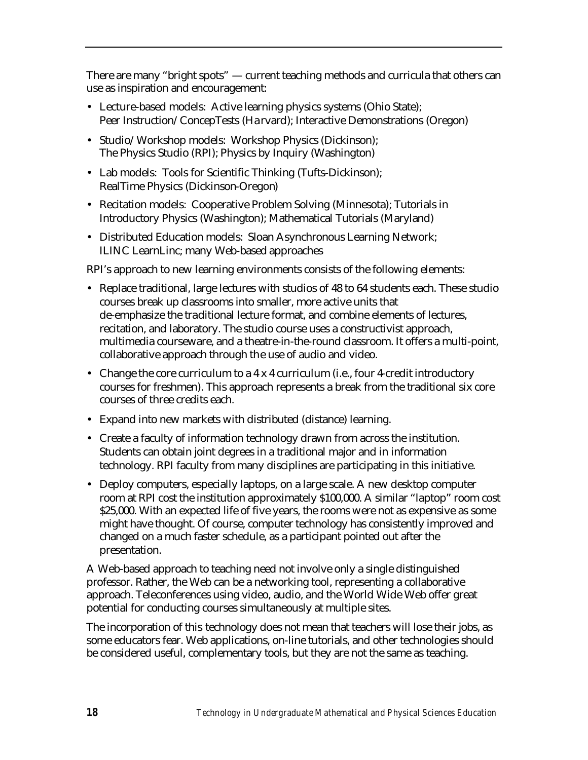There are many "bright spots" — current teaching methods and curricula that others can use as inspiration and encouragement:

- Lecture-based models: Active learning physics systems (Ohio State); Peer Instruction/ConcepTests (Harvard); Interactive Demonstrations (Oregon)
- Studio/Workshop models: Workshop Physics (Dickinson); The Physics Studio (RPI); Physics by Inquiry (Washington)
- Lab models: Tools for Scientific Thinking (Tufts-Dickinson); RealTime Physics (Dickinson-Oregon)
- Recitation models: Cooperative Problem Solving (Minnesota); Tutorials in Introductory Physics (Washington); Mathematical Tutorials (Maryland)
- Distributed Education models: Sloan Asynchronous Learning Network; ILINC LearnLinc; many Web-based approaches

RPI's approach to new learning environments consists of the following elements:

- Replace traditional, large lectures with studios of 48 to 64 students each. These studio courses break up classrooms into smaller, more active units that de-emphasize the traditional lecture format, and combine elements of lectures, recitation, and laboratory. The studio course uses a constructivist approach, multimedia courseware, and a theatre-in-the-round classroom. It offers a multi-point, collaborative approach through the use of audio and video.
- Change the core curriculum to a 4 x 4 curriculum (i.e., four 4-credit introductory courses for freshmen). This approach represents a break from the traditional six core courses of three credits each.
- Expand into new markets with distributed (distance) learning.
- Create a faculty of information technology drawn from across the institution. Students can obtain joint degrees in a traditional major and in information technology. RPI faculty from many disciplines are participating in this initiative.
- Deploy computers, especially laptops, on a large scale. A new desktop computer room at RPI cost the institution approximately $100,000. A similar "laptop" room cost $25,000. With an expected life of five years, the rooms were not as expensive as some might have thought. Of course, computer technology has consistently improved and changed on a much faster schedule, as a participant pointed out after the presentation.

A Web-based approach to teaching need not involve only a single distinguished professor. Rather, the Web can be a networking tool, representing a collaborative approach. Teleconferences using video, audio, and the World Wide Web offer great potential for conducting courses simultaneously at multiple sites.

The incorporation of this technology does not mean that teachers will lose their jobs, as some educators fear. Web applications, on-line tutorials, and other technologies should be considered useful, complementary tools, but they are not the same as teaching.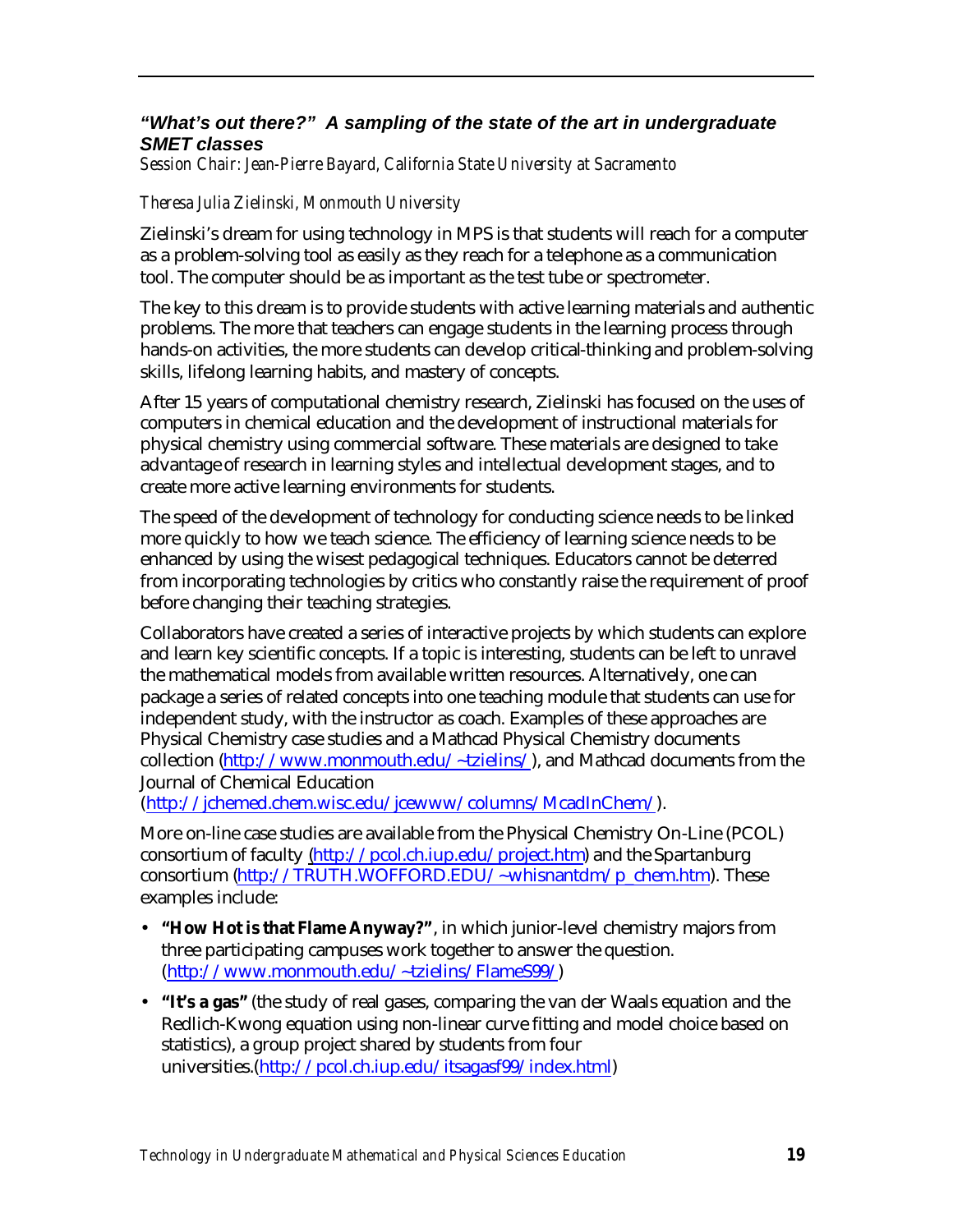## *"What's out there?" A sampling of the state of the art in undergraduate SMET classes*

*Session Chair: Jean-Pierre Bayard, California State University at Sacramento*

*Theresa Julia Zielinski, Monmouth University*

Zielinski's dream for using technology in MPS is that students will reach for a computer as a problem-solving tool as easily as they reach for a telephone as a communication tool. The computer should be as important as the test tube or spectrometer.

The key to this dream is to provide students with active learning materials and authentic problems. The more that teachers can engage students in the learning process through hands-on activities, the more students can develop critical-thinking and problem-solving skills, lifelong learning habits, and mastery of concepts.

After 15 years of computational chemistry research, Zielinski has focused on the uses of computers in chemical education and the development of instructional materials for physical chemistry using commercial software. These materials are designed to take advantage of research in learning styles and intellectual development stages, and to create more active learning environments for students.

The speed of the development of technology for conducting science needs to be linked more quickly to how we teach science. The efficiency of learning science needs to be enhanced by using the wisest pedagogical techniques. Educators cannot be deterred from incorporating technologies by critics who constantly raise the requirement of proof before changing their teaching strategies.

Collaborators have created a series of interactive projects by which students can explore and learn key scientific concepts. If a topic is interesting, students can be left to unravel the mathematical models from available written resources. Alternatively, one can package a series of related concepts into one teaching module that students can use for independent study, with the instructor as coach. Examples of these approaches are Physical Chemistry case studies and a Mathcad Physical Chemistry documents collection (http://www.monmouth.edu/~tzielins/), and Mathcad documents from the Journal of Chemical Education (http://jchemed.chem.wisc.edu/jcewww/columns/McadInChem/).

More on-line case studies are available from the Physical Chemistry On-Line (PCOL) consortium of faculty (http://pcol.ch.iup.edu/project.htm) and the Spartanburg consortium (http://TRUTH.WOFFORD.EDU/~whisnantdm/p_chem.htm). These examples include:

- **"How Hot is that Flame Anyway?"**, in which junior-level chemistry majors from three participating campuses work together to answer the question. (http://www.monmouth.edu/~tzielins/FlameS99/)
- **"It's a gas"** (the study of real gases, comparing the van der Waals equation and the Redlich-Kwong equation using non-linear curve fitting and model choice based on statistics), a group project shared by students from four universities.(http://pcol.ch.iup.edu/itsagasf99/index.html)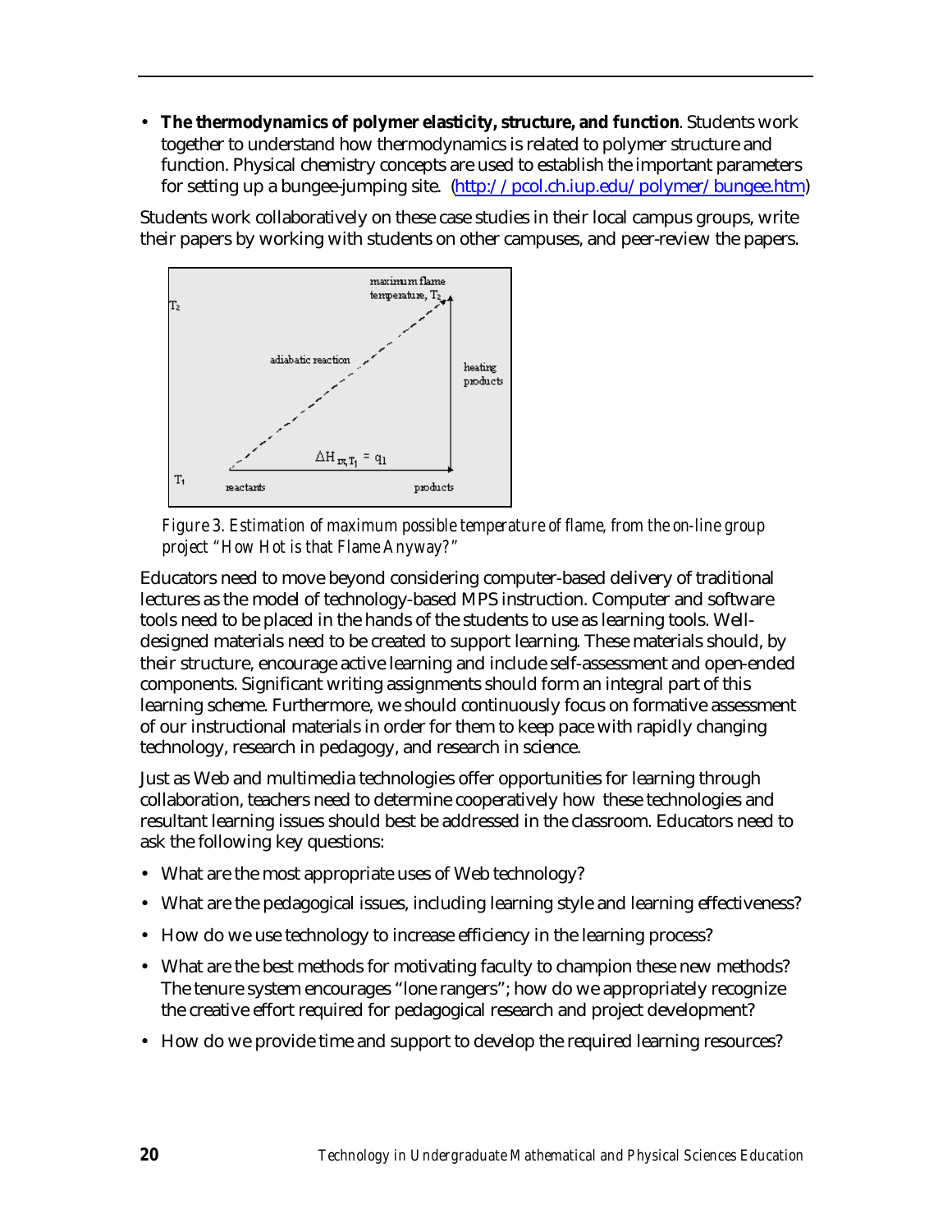- **The thermodynamics of polymer elasticity, structure, and function**. Students work together to understand how thermodynamics is related to polymer structure and function. Physical chemistry concepts are used to establish the important parameters for setting up a bungee-jumping site. (http://pcol.ch.iup.edu/polymer/bungee.htm)

Students work collaboratively on these case studies in their local campus groups, write their papers by working with students on other campuses, and peer-review the papers.

*Figure 3. Estimation of maximum possible temperature of flame, from the on-line group project "How Hot is that Flame Anyway?"*

Educators need to move beyond considering computer-based delivery of traditional lectures as the model of technology-based MPS instruction. Computer and software tools need to be placed in the hands of the students to use as learning tools. Well-designed materials need to be created to support learning. These materials should, by their structure, encourage active learning and include self-assessment and open-ended components. Significant writing assignments should form an integral part of this learning scheme. Furthermore, we should continuously focus on formative assessment of our instructional materials in order for them to keep pace with rapidly changing technology, research in pedagogy, and research in science.

Just as Web and multimedia technologies offer opportunities for learning through collaboration, teachers need to determine cooperatively how these technologies and resultant learning issues should best be addressed in the classroom. Educators need to ask the following key questions:

- What are the most appropriate uses of Web technology?
- What are the pedagogical issues, including learning style and learning effectiveness?
- How do we use technology to increase efficiency in the learning process?
- What are the best methods for motivating faculty to champion these new methods? The tenure system encourages "lone rangers"; how do we appropriately recognize the creative effort required for pedagogical research and project development?
- How do we provide time and support to develop the required learning resources?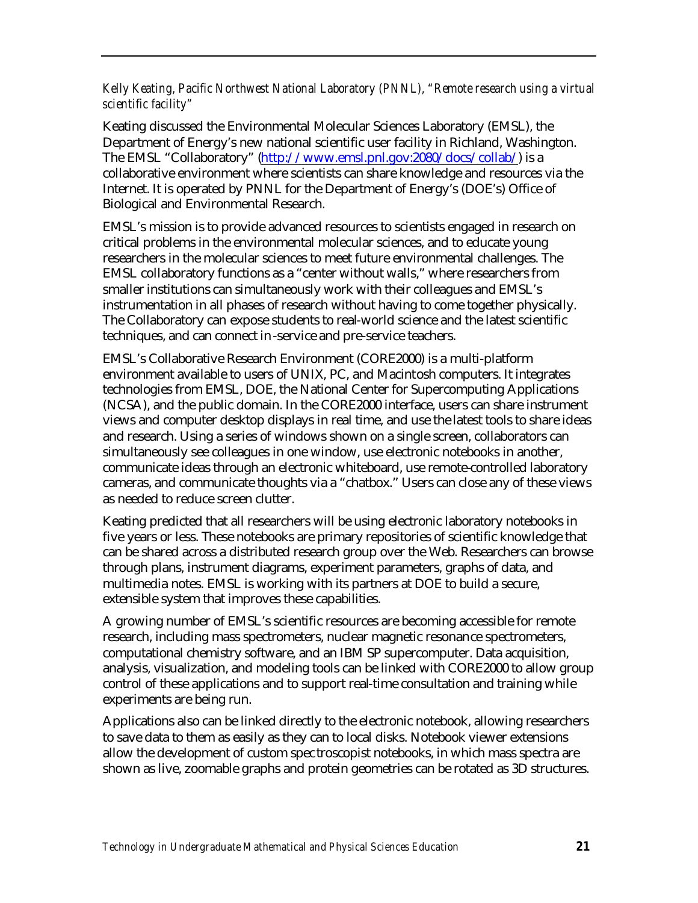*Kelly Keating, Pacific Northwest National Laboratory (PNNL), "Remote research using a virtual scientific facility"*

Keating discussed the Environmental Molecular Sciences Laboratory (EMSL), the Department of Energy's new national scientific user facility in Richland, Washington. The EMSL "Collaboratory" (http://www.emsl.pnl.gov:2080/docs/collab/) is a collaborative environment where scientists can share knowledge and resources via the Internet. It is operated by PNNL for the Department of Energy's (DOE's) Office of Biological and Environmental Research.

EMSL's mission is to provide advanced resources to scientists engaged in research on critical problems in the environmental molecular sciences, and to educate young researchers in the molecular sciences to meet future environmental challenges. The EMSL collaboratory functions as a "center without walls," where researchers from smaller institutions can simultaneously work with their colleagues and EMSL's instrumentation in all phases of research without having to come together physically. The Collaboratory can expose students to real-world science and the latest scientific techniques, and can connect in-service and pre-service teachers.

EMSL's Collaborative Research Environment (CORE2000) is a multi-platform environment available to users of UNIX, PC, and Macintosh computers. It integrates technologies from EMSL, DOE, the National Center for Supercomputing Applications (NCSA), and the public domain. In the CORE2000 interface, users can share instrument views and computer desktop displays in real time, and use the latest tools to share ideas and research. Using a series of windows shown on a single screen, collaborators can simultaneously see colleagues in one window, use electronic notebooks in another, communicate ideas through an electronic whiteboard, use remote-controlled laboratory cameras, and communicate thoughts via a "chatbox." Users can close any of these views as needed to reduce screen clutter.

Keating predicted that all researchers will be using electronic laboratory notebooks in five years or less. These notebooks are primary repositories of scientific knowledge that can be shared across a distributed research group over the Web. Researchers can browse through plans, instrument diagrams, experiment parameters, graphs of data, and multimedia notes. EMSL is working with its partners at DOE to build a secure, extensible system that improves these capabilities.

A growing number of EMSL's scientific resources are becoming accessible for remote research, including mass spectrometers, nuclear magnetic resonance spectrometers, computational chemistry software, and an IBM SP supercomputer. Data acquisition, analysis, visualization, and modeling tools can be linked with CORE2000 to allow group control of these applications and to support real-time consultation and training while experiments are being run.

Applications also can be linked directly to the electronic notebook, allowing researchers to save data to them as easily as they can to local disks. Notebook viewer extensions allow the development of custom spectroscopist notebooks, in which mass spectra are shown as live, zoomable graphs and protein geometries can be rotated as 3D structures.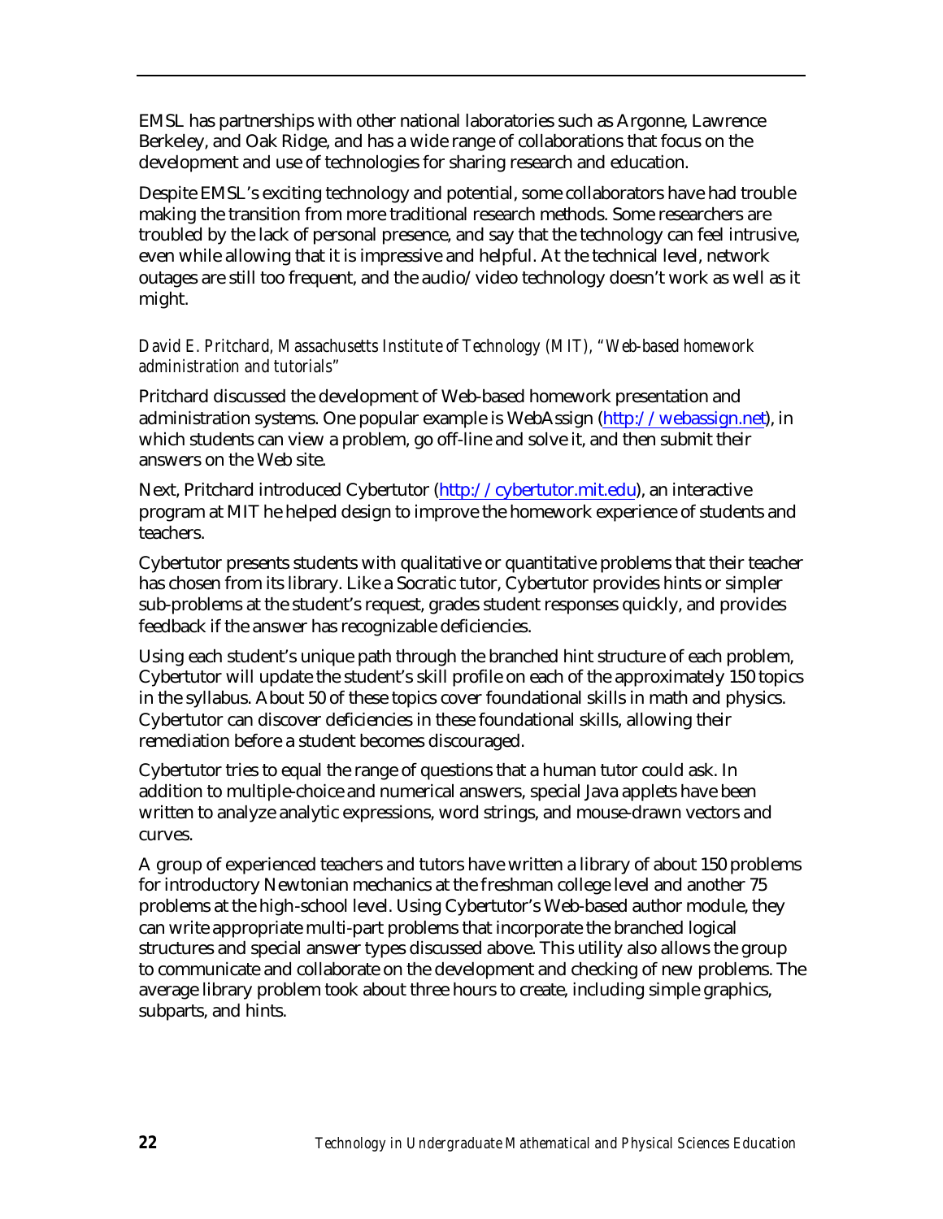EMSL has partnerships with other national laboratories such as Argonne, Lawrence Berkeley, and Oak Ridge, and has a wide range of collaborations that focus on the development and use of technologies for sharing research and education.

Despite EMSL's exciting technology and potential, some collaborators have had trouble making the transition from more traditional research methods. Some researchers are troubled by the lack of personal presence, and say that the technology can feel intrusive, even while allowing that it is impressive and helpful. At the technical level, network outages are still too frequent, and the audio/video technology doesn't work as well as it might.

*David E. Pritchard, Massachusetts Institute of Technology (MIT), "Web-based homework administration and tutorials"*

Pritchard discussed the development of Web-based homework presentation and administration systems. One popular example is WebAssign (http://webassign.net), in which students can view a problem, go off-line and solve it, and then submit their answers on the Web site.

Next, Pritchard introduced Cybertutor (http://cybertutor.mit.edu), an interactive program at MIT he helped design to improve the homework experience of students and teachers.

Cybertutor presents students with qualitative or quantitative problems that their teacher has chosen from its library. Like a Socratic tutor, Cybertutor provides hints or simpler sub-problems at the student's request, grades student responses quickly, and provides feedback if the answer has recognizable deficiencies.

Using each student's unique path through the branched hint structure of each problem, Cybertutor will update the student's skill profile on each of the approximately 150 topics in the syllabus. About 50 of these topics cover foundational skills in math and physics. Cybertutor can discover deficiencies in these foundational skills, allowing their remediation before a student becomes discouraged.

Cybertutor tries to equal the range of questions that a human tutor could ask. In addition to multiple-choice and numerical answers, special Java applets have been written to analyze analytic expressions, word strings, and mouse-drawn vectors and curves.

A group of experienced teachers and tutors have written a library of about 150 problems for introductory Newtonian mechanics at the freshman college level and another 75 problems at the high-school level. Using Cybertutor's Web-based author module, they can write appropriate multi-part problems that incorporate the branched logical structures and special answer types discussed above. This utility also allows the group to communicate and collaborate on the development and checking of new problems. The average library problem took about three hours to create, including simple graphics, subparts, and hints.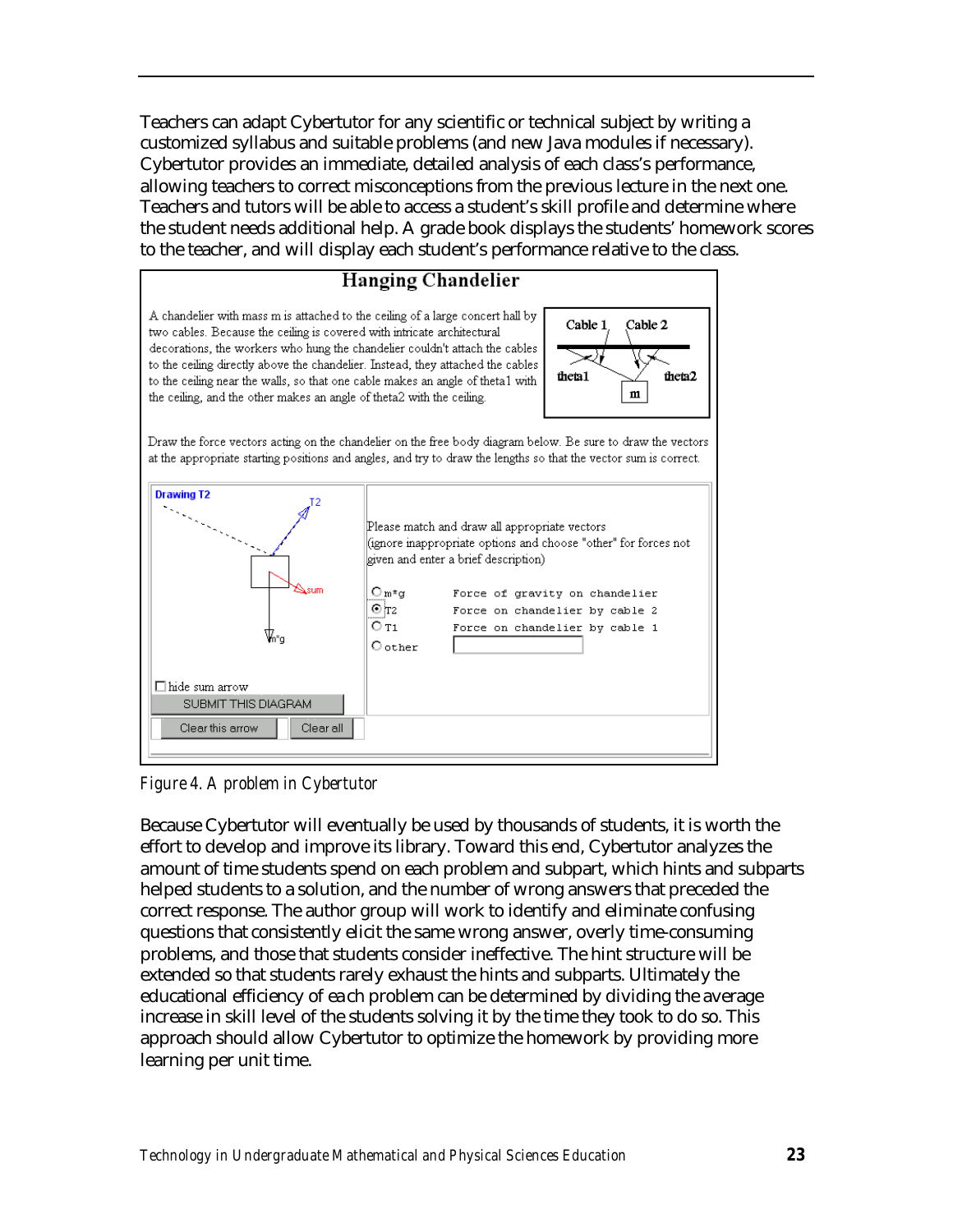Teachers can adapt Cybertutor for any scientific or technical subject by writing a customized syllabus and suitable problems (and new Java modules if necessary). Cybertutor provides an immediate, detailed analysis of each class's performance, allowing teachers to correct misconceptions from the previous lecture in the next one. Teachers and tutors will be able to access a student's skill profile and determine where the student needs additional help. A grade book displays the students' homework scores to the teacher, and will display each student's performance relative to the class.

**Hanging Chandelier**

A chandelier with mass m is attached to the ceiling of a large concert hall by two cables. Because the ceiling is covered with intricate architectural decorations, the workers who hung the chandelier couldn't attach the cables to the ceiling directly above the chandelier. Instead, they attached the cables to the ceiling near the walls, so that one cable makes an angle of theta1 with the ceiling, and the other makes an angle of theta2 with the ceiling.

Draw the force vectors acting on the chandelier on the free body diagram below. Be sure to draw the vectors at the appropriate starting positions and angles, and try to draw the lengths so that the vector sum is correct.

Please match and draw all appropriate vectors (ignore inappropriate options and choose "other" for forces not given and enter a brief description)

| | |
|---|---|
| m*g | Force of gravity on chandelier |
| T2 | Force on chandelier by cable 2 |
| T1 | Force on chandelier by cable 1 |
| other | |

*Figure 4. A problem in Cybertutor*

Because Cybertutor will eventually be used by thousands of students, it is worth the effort to develop and improve its library. Toward this end, Cybertutor analyzes the amount of time students spend on each problem and subpart, which hints and subparts helped students to a solution, and the number of wrong answers that preceded the correct response. The author group will work to identify and eliminate confusing questions that consistently elicit the same wrong answer, overly time-consuming problems, and those that students consider ineffective. The hint structure will be extended so that students rarely exhaust the hints and subparts. Ultimately the educational efficiency of each problem can be determined by dividing the average increase in skill level of the students solving it by the time they took to do so. This approach should allow Cybertutor to optimize the homework by providing more learning per unit time.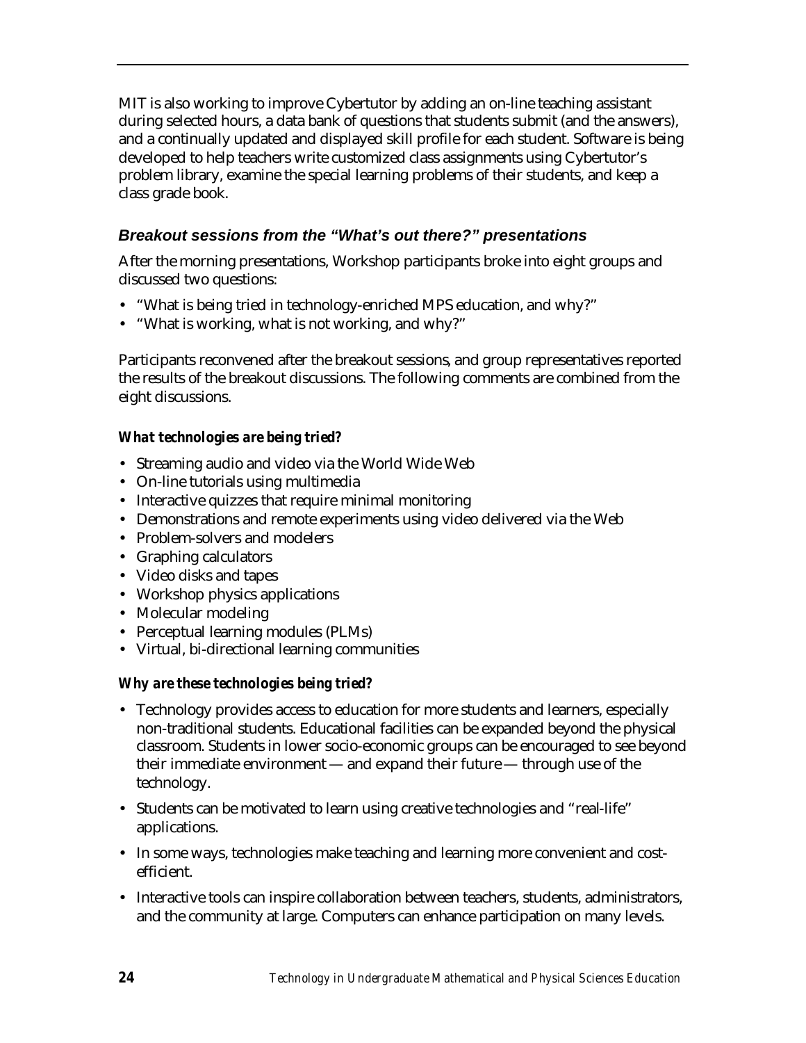MIT is also working to improve Cybertutor by adding an on-line teaching assistant during selected hours, a data bank of questions that students submit (and the answers), and a continually updated and displayed skill profile for each student. Software is being developed to help teachers write customized class assignments using Cybertutor's problem library, examine the special learning problems of their students, and keep a class grade book.

### *Breakout sessions from the "What's out there?" presentations*

After the morning presentations, Workshop participants broke into eight groups and discussed two questions:

- "What is being tried in technology-enriched MPS education, and why?"
- "What is working, what is not working, and why?"

Participants reconvened after the breakout sessions, and group representatives reported the results of the breakout discussions. The following comments are combined from the eight discussions.

#### *What technologies are being tried?*

- Streaming audio and video via the World Wide Web
- On-line tutorials using multimedia
- Interactive quizzes that require minimal monitoring
- Demonstrations and remote experiments using video delivered via the Web
- Problem-solvers and modelers
- Graphing calculators
- Video disks and tapes
- Workshop physics applications
- Molecular modeling
- Perceptual learning modules (PLMs)
- Virtual, bi-directional learning communities

#### *Why are these technologies being tried?*

- Technology provides access to education for more students and learners, especially non-traditional students. Educational facilities can be expanded beyond the physical classroom. Students in lower socio-economic groups can be encouraged to see beyond their immediate environment — and expand their future — through use of the technology.
- Students can be motivated to learn using creative technologies and "real-life" applications.
- In some ways, technologies make teaching and learning more convenient and cost-efficient.
- Interactive tools can inspire collaboration between teachers, students, administrators, and the community at large. Computers can enhance participation on many levels.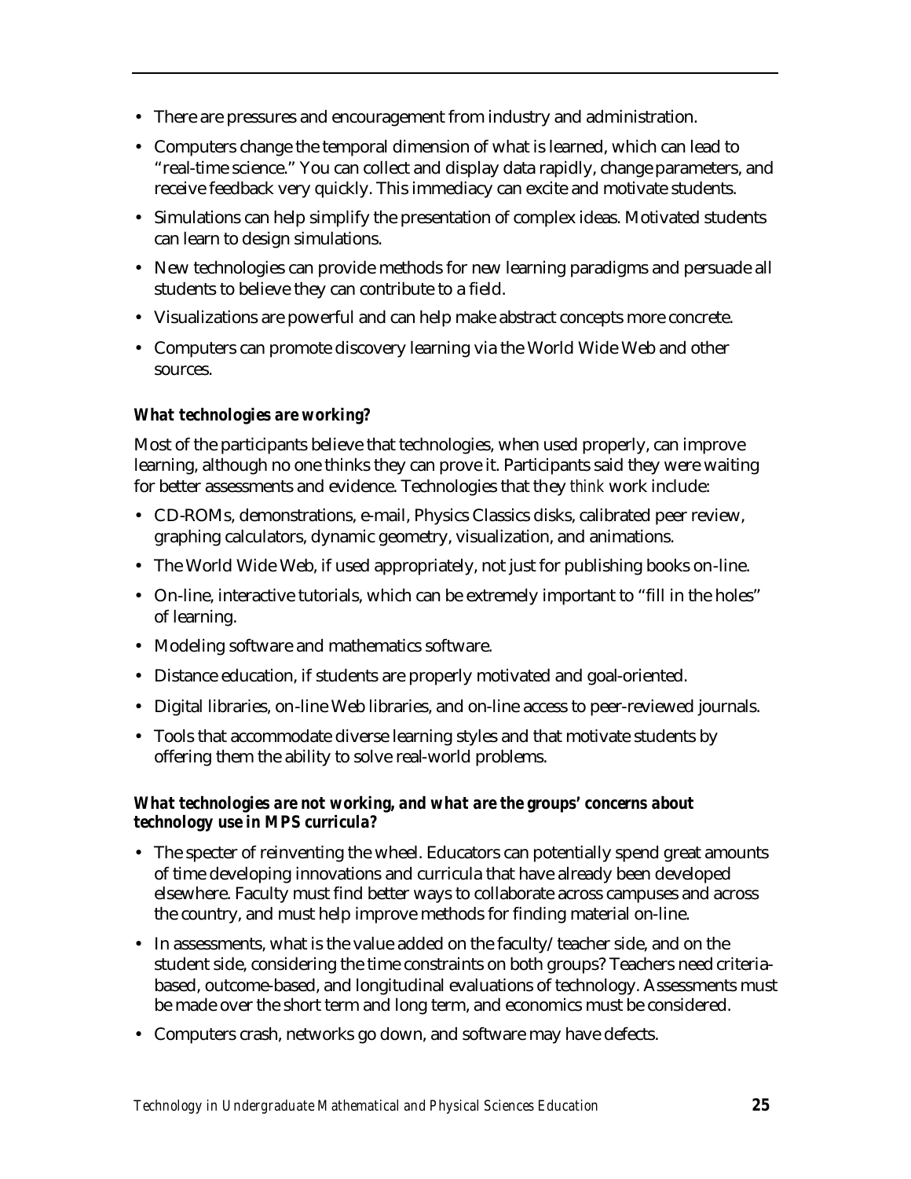- There are pressures and encouragement from industry and administration.
- Computers change the temporal dimension of what is learned, which can lead to "real-time science." You can collect and display data rapidly, change parameters, and receive feedback very quickly. This immediacy can excite and motivate students.
- Simulations can help simplify the presentation of complex ideas. Motivated students can learn to design simulations.
- New technologies can provide methods for new learning paradigms and persuade all students to believe they can contribute to a field.
- Visualizations are powerful and can help make abstract concepts more concrete.
- Computers can promote discovery learning via the World Wide Web and other sources.

***What technologies are working?***

Most of the participants believe that technologies, when used properly, can improve learning, although no one thinks they can prove it. Participants said they were waiting for better assessments and evidence. Technologies that they *think* work include:

- CD-ROMs, demonstrations, e-mail, Physics Classics disks, calibrated peer review, graphing calculators, dynamic geometry, visualization, and animations.
- The World Wide Web, if used appropriately, not just for publishing books on-line.
- On-line, interactive tutorials, which can be extremely important to "fill in the holes" of learning.
- Modeling software and mathematics software.
- Distance education, if students are properly motivated and goal-oriented.
- Digital libraries, on-line Web libraries, and on-line access to peer-reviewed journals.
- Tools that accommodate diverse learning styles and that motivate students by offering them the ability to solve real-world problems.

***What technologies are not working, and what are the groups' concerns about technology use in MPS curricula?***

- The specter of reinventing the wheel. Educators can potentially spend great amounts of time developing innovations and curricula that have already been developed elsewhere. Faculty must find better ways to collaborate across campuses and across the country, and must help improve methods for finding material on-line.
- In assessments, what is the value added on the faculty/teacher side, and on the student side, considering the time constraints on both groups? Teachers need criteria-based, outcome-based, and longitudinal evaluations of technology. Assessments must be made over the short term and long term, and economics must be considered.
- Computers crash, networks go down, and software may have defects.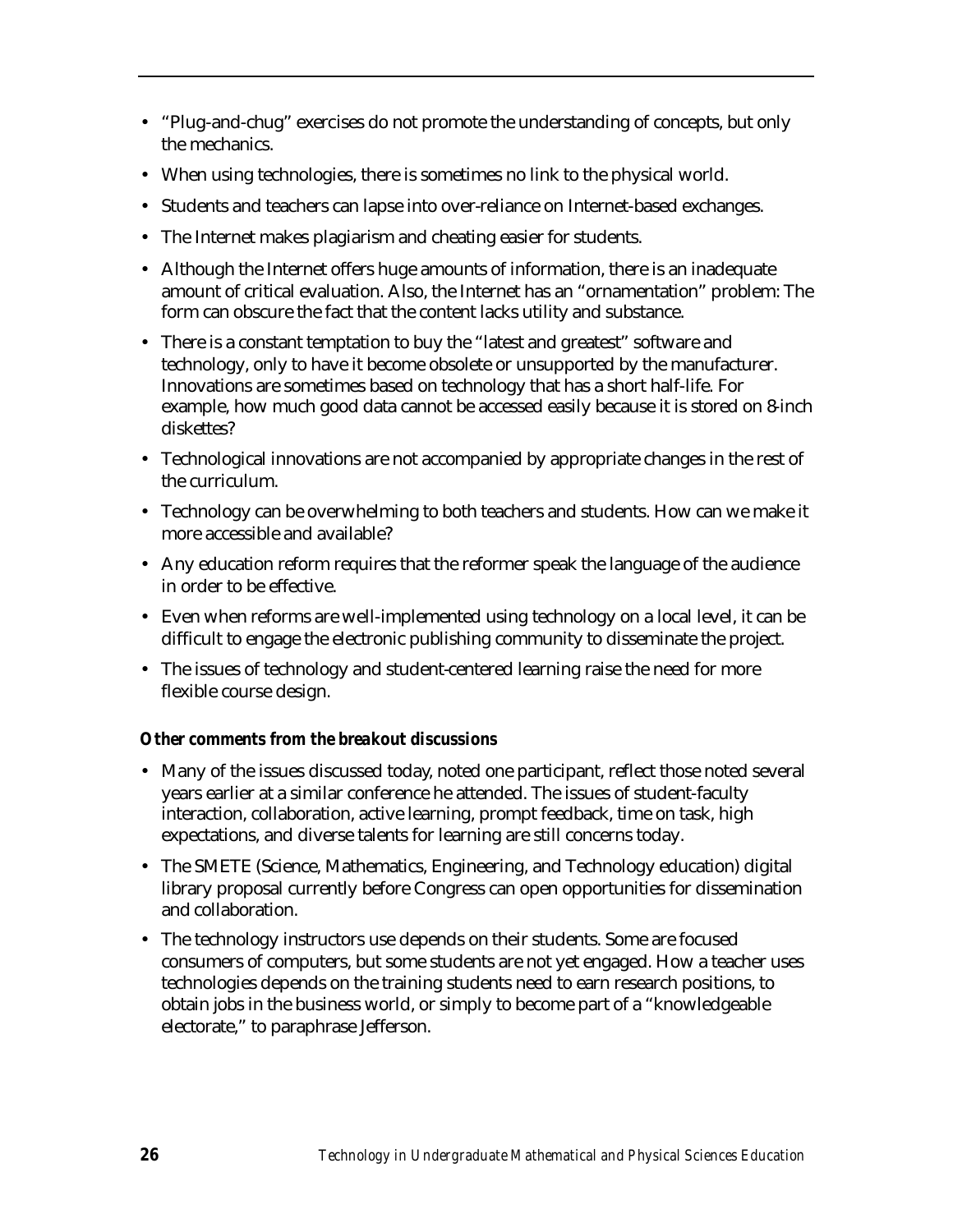- "Plug-and-chug" exercises do not promote the understanding of concepts, but only the mechanics.
- When using technologies, there is sometimes no link to the physical world.
- Students and teachers can lapse into over-reliance on Internet-based exchanges.
- The Internet makes plagiarism and cheating easier for students.
- Although the Internet offers huge amounts of information, there is an inadequate amount of critical evaluation. Also, the Internet has an "ornamentation" problem: The form can obscure the fact that the content lacks utility and substance.
- There is a constant temptation to buy the "latest and greatest" software and technology, only to have it become obsolete or unsupported by the manufacturer. Innovations are sometimes based on technology that has a short half-life. For example, how much good data cannot be accessed easily because it is stored on 8-inch diskettes?
- Technological innovations are not accompanied by appropriate changes in the rest of the curriculum.
- Technology can be overwhelming to both teachers and students. How can we make it more accessible and available?
- Any education reform requires that the reformer speak the language of the audience in order to be effective.
- Even when reforms are well-implemented using technology on a local level, it can be difficult to engage the electronic publishing community to disseminate the project.
- The issues of technology and student-centered learning raise the need for more flexible course design.

**Other comments from the breakout discussions**

- Many of the issues discussed today, noted one participant, reflect those noted several years earlier at a similar conference he attended. The issues of student-faculty interaction, collaboration, active learning, prompt feedback, time on task, high expectations, and diverse talents for learning are still concerns today.
- The SMETE (Science, Mathematics, Engineering, and Technology education) digital library proposal currently before Congress can open opportunities for dissemination and collaboration.
- The technology instructors use depends on their students. Some are focused consumers of computers, but some students are not yet engaged. How a teacher uses technologies depends on the training students need to earn research positions, to obtain jobs in the business world, or simply to become part of a "knowledgeable electorate," to paraphrase Jefferson.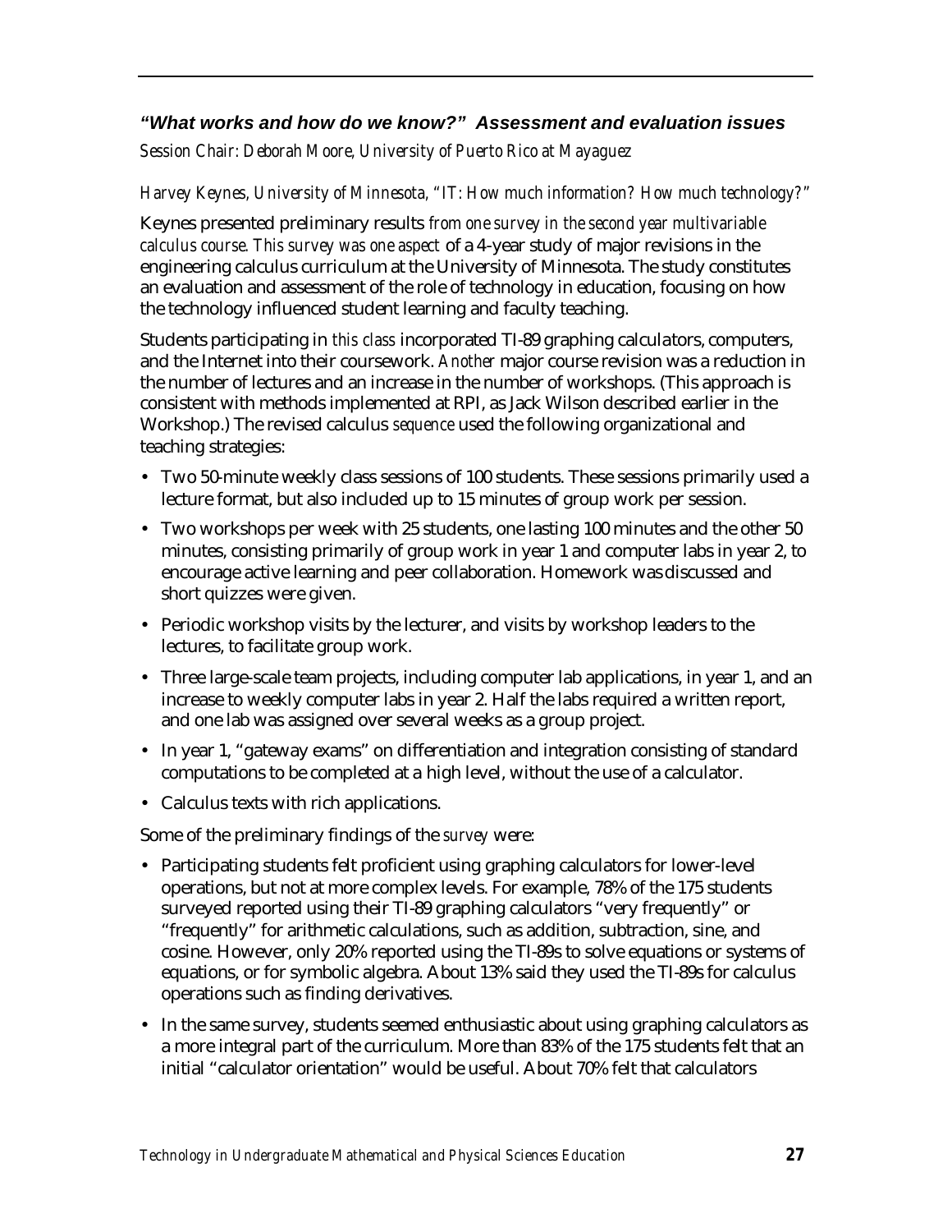### *"What works and how do we know?" Assessment and evaluation issues*

*Session Chair: Deborah Moore, University of Puerto Rico at Mayaguez*

*Harvey Keynes, University of Minnesota, "IT: How much information? How much technology?"*

Keynes presented preliminary results *from one survey in the second year multivariable calculus course. This survey was one aspect* of a 4-year study of major revisions in the engineering calculus curriculum at the University of Minnesota. The study constitutes an evaluation and assessment of the role of technology in education, focusing on how the technology influenced student learning and faculty teaching.

Students participating in *this class* incorporated TI-89 graphing calculators, computers, and the Internet into their coursework. *Another* major course revision was a reduction in the number of lectures and an increase in the number of workshops. (This approach is consistent with methods implemented at RPI, as Jack Wilson described earlier in the Workshop.) The revised calculus *sequence* used the following organizational and teaching strategies:

- Two 50-minute weekly class sessions of 100 students. These sessions primarily used a lecture format, but also included up to 15 minutes of group work per session.
- Two workshops per week with 25 students, one lasting 100 minutes and the other 50 minutes, consisting primarily of group work in year 1 and computer labs in year 2, to encourage active learning and peer collaboration. Homework was discussed and short quizzes were given.
- Periodic workshop visits by the lecturer, and visits by workshop leaders to the lectures, to facilitate group work.
- Three large-scale team projects, including computer lab applications, in year 1, and an increase to weekly computer labs in year 2. Half the labs required a written report, and one lab was assigned over several weeks as a group project.
- In year 1, "gateway exams" on differentiation and integration consisting of standard computations to be completed at a high level, without the use of a calculator.
- Calculus texts with rich applications.

Some of the preliminary findings of the *survey* were:

- Participating students felt proficient using graphing calculators for lower-level operations, but not at more complex levels. For example, 78% of the 175 students surveyed reported using their TI-89 graphing calculators "very frequently" or "frequently" for arithmetic calculations, such as addition, subtraction, sine, and cosine. However, only 20% reported using the TI-89s to solve equations or systems of equations, or for symbolic algebra. About 13% said they used the TI-89s for calculus operations such as finding derivatives.
- In the same survey, students seemed enthusiastic about using graphing calculators as a more integral part of the curriculum. More than 83% of the 175 students felt that an initial "calculator orientation" would be useful. About 70% felt that calculators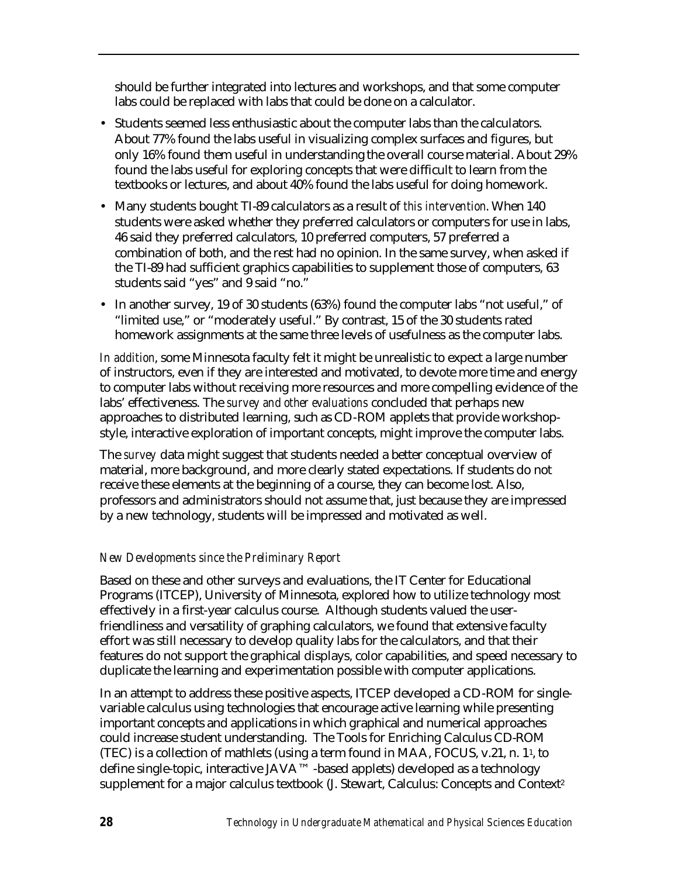should be further integrated into lectures and workshops, and that some computer labs could be replaced with labs that could be done on a calculator.

- Students seemed less enthusiastic about the computer labs than the calculators. About 77% found the labs useful in visualizing complex surfaces and figures, but only 16% found them useful in understanding the overall course material. About 29% found the labs useful for exploring concepts that were difficult to learn from the textbooks or lectures, and about 40% found the labs useful for doing homework.
- Many students bought TI-89 calculators as a result of *this intervention*. When 140 students were asked whether they preferred calculators or computers for use in labs, 46 said they preferred calculators, 10 preferred computers, 57 preferred a combination of both, and the rest had no opinion. In the same survey, when asked if the TI-89 had sufficient graphics capabilities to supplement those of computers, 63 students said "yes" and 9 said "no."
- In another survey, 19 of 30 students (63%) found the computer labs "not useful," of "limited use," or "moderately useful." By contrast, 15 of the 30 students rated homework assignments at the same three levels of usefulness as the computer labs.

*In addition*, some Minnesota faculty felt it might be unrealistic to expect a large number of instructors, even if they are interested and motivated, to devote more time and energy to computer labs without receiving more resources and more compelling evidence of the labs' effectiveness. The *survey and other evaluations* concluded that perhaps new approaches to distributed learning, such as CD-ROM applets that provide workshop-style, interactive exploration of important concepts, might improve the computer labs.

The *survey* data might suggest that students needed a better conceptual overview of material, more background, and more clearly stated expectations. If students do not receive these elements at the beginning of a course, they can become lost. Also, professors and administrators should not assume that, just because they are impressed by a new technology, students will be impressed and motivated as well.

### *New Developments since the Preliminary Report*

Based on these and other surveys and evaluations, the IT Center for Educational Programs (ITCEP), University of Minnesota, explored how to utilize technology most effectively in a first-year calculus course. Although students valued the user-friendliness and versatility of graphing calculators, we found that extensive faculty effort was still necessary to develop quality labs for the calculators, and that their features do not support the graphical displays, color capabilities, and speed necessary to duplicate the learning and experimentation possible with computer applications.

In an attempt to address these positive aspects, ITCEP developed a CD-ROM for single-variable calculus using technologies that encourage active learning while presenting important concepts and applications in which graphical and numerical approaches could increase student understanding. The Tools for Enriching Calculus CD-ROM (TEC) is a collection of mathlets (using a term found in MAA, FOCUS, v.21, n. 1[1], to define single-topic, interactive JAVA™ -based applets) developed as a technology supplement for a major calculus textbook (J. Stewart, Calculus: Concepts and Context[2]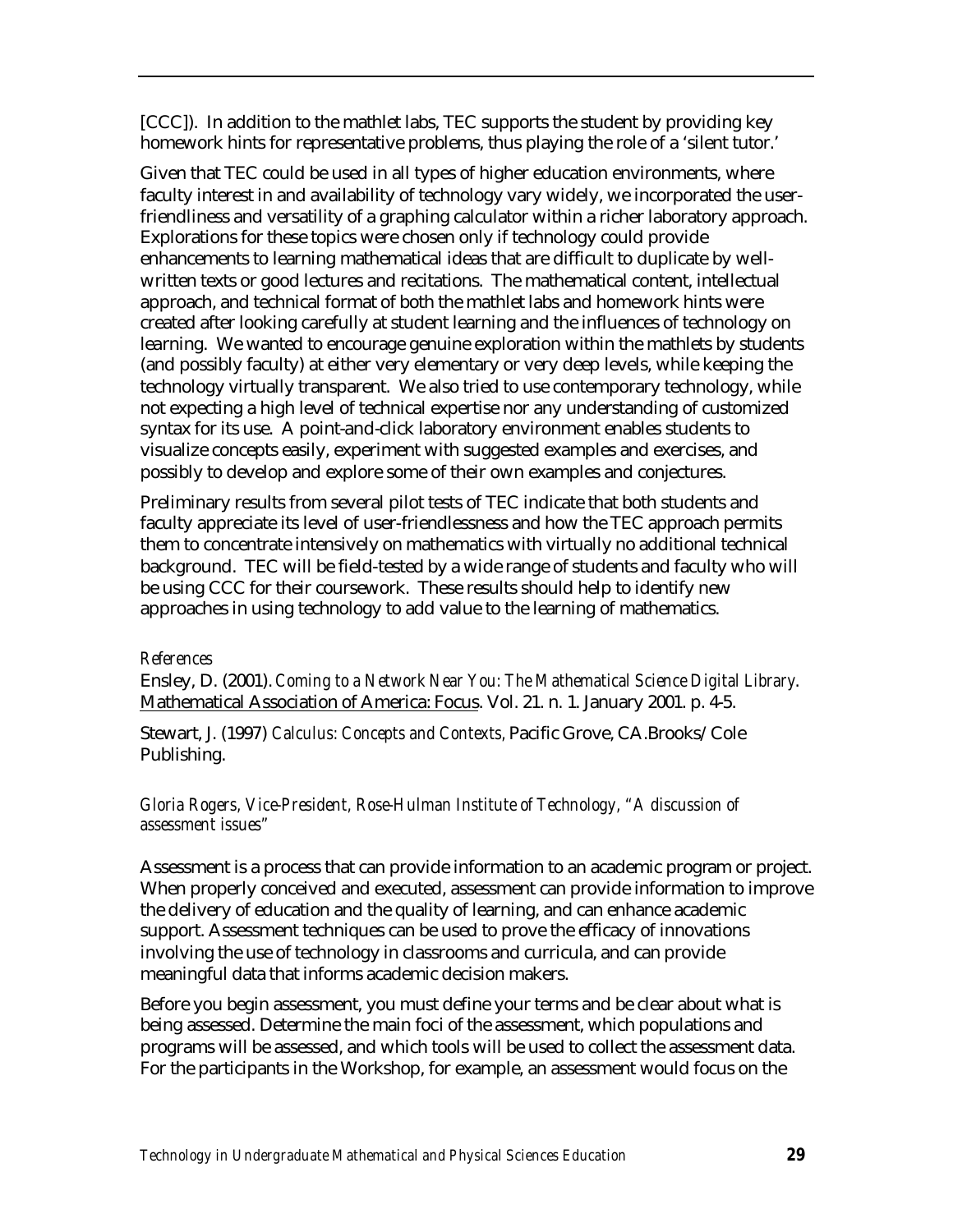[CCC]). In addition to the mathlet labs, TEC supports the student by providing key homework hints for representative problems, thus playing the role of a 'silent tutor.'

Given that TEC could be used in all types of higher education environments, where faculty interest in and availability of technology vary widely, we incorporated the user-friendliness and versatility of a graphing calculator within a richer laboratory approach. Explorations for these topics were chosen only if technology could provide enhancements to learning mathematical ideas that are difficult to duplicate by well-written texts or good lectures and recitations. The mathematical content, intellectual approach, and technical format of both the mathlet labs and homework hints were created after looking carefully at student learning and the influences of technology on learning. We wanted to encourage genuine exploration within the mathlets by students (and possibly faculty) at either very elementary or very deep levels, while keeping the technology virtually transparent. We also tried to use contemporary technology, while not expecting a high level of technical expertise nor any understanding of customized syntax for its use. A point-and-click laboratory environment enables students to visualize concepts easily, experiment with suggested examples and exercises, and possibly to develop and explore some of their own examples and conjectures.

Preliminary results from several pilot tests of TEC indicate that both students and faculty appreciate its level of user-friendlessness and how the TEC approach permits them to concentrate intensively on mathematics with virtually no additional technical background. TEC will be field-tested by a wide range of students and faculty who will be using CCC for their coursework. These results should help to identify new approaches in using technology to add value to the learning of mathematics.

*References*

Ensley, D. (2001). *Coming to a Network Near You: The Mathematical Science Digital Library*. Mathematical Association of America: Focus. Vol. 21. n. 1. January 2001. p. 4-5.

Stewart, J. (1997) *Calculus: Concepts and Contexts,* Pacific Grove, CA.Brooks/Cole Publishing.

*Gloria Rogers, Vice-President, Rose-Hulman Institute of Technology, "A discussion of assessment issues"*

Assessment is a process that can provide information to an academic program or project. When properly conceived and executed, assessment can provide information to improve the delivery of education and the quality of learning, and can enhance academic support. Assessment techniques can be used to prove the efficacy of innovations involving the use of technology in classrooms and curricula, and can provide meaningful data that informs academic decision makers.

Before you begin assessment, you must define your terms and be clear about what is being assessed. Determine the main foci of the assessment, which populations and programs will be assessed, and which tools will be used to collect the assessment data. For the participants in the Workshop, for example, an assessment would focus on the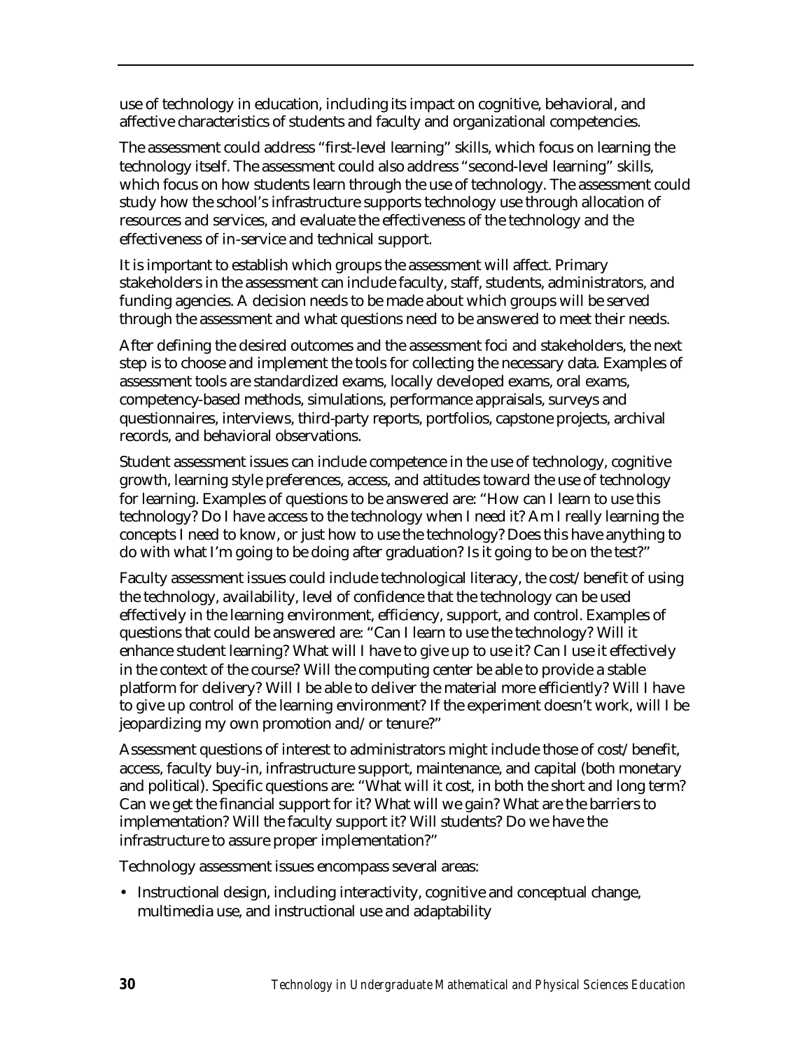use of technology in education, including its impact on cognitive, behavioral, and affective characteristics of students and faculty and organizational competencies.

The assessment could address "first-level learning" skills, which focus on learning the technology itself. The assessment could also address "second-level learning" skills, which focus on how students learn through the use of technology. The assessment could study how the school's infrastructure supports technology use through allocation of resources and services, and evaluate the effectiveness of the technology and the effectiveness of in-service and technical support.

It is important to establish which groups the assessment will affect. Primary stakeholders in the assessment can include faculty, staff, students, administrators, and funding agencies. A decision needs to be made about which groups will be served through the assessment and what questions need to be answered to meet their needs.

After defining the desired outcomes and the assessment foci and stakeholders, the next step is to choose and implement the tools for collecting the necessary data. Examples of assessment tools are standardized exams, locally developed exams, oral exams, competency-based methods, simulations, performance appraisals, surveys and questionnaires, interviews, third-party reports, portfolios, capstone projects, archival records, and behavioral observations.

Student assessment issues can include competence in the use of technology, cognitive growth, learning style preferences, access, and attitudes toward the use of technology for learning. Examples of questions to be answered are: "How can I learn to use this technology? Do I have access to the technology when I need it? Am I really learning the concepts I need to know, or just how to use the technology? Does this have anything to do with what I'm going to be doing after graduation? Is it going to be on the test?"

Faculty assessment issues could include technological literacy, the cost/benefit of using the technology, availability, level of confidence that the technology can be used effectively in the learning environment, efficiency, support, and control. Examples of questions that could be answered are: "Can I learn to use the technology? Will it enhance student learning? What will I have to give up to use it? Can I use it effectively in the context of the course? Will the computing center be able to provide a stable platform for delivery? Will I be able to deliver the material more efficiently? Will I have to give up control of the learning environment? If the experiment doesn't work, will I be jeopardizing my own promotion and/or tenure?"

Assessment questions of interest to administrators might include those of cost/benefit, access, faculty buy-in, infrastructure support, maintenance, and capital (both monetary and political). Specific questions are: "What will it cost, in both the short and long term? Can we get the financial support for it? What will we gain? What are the barriers to implementation? Will the faculty support it? Will students? Do we have the infrastructure to assure proper implementation?"

Technology assessment issues encompass several areas:

- Instructional design, including interactivity, cognitive and conceptual change, multimedia use, and instructional use and adaptability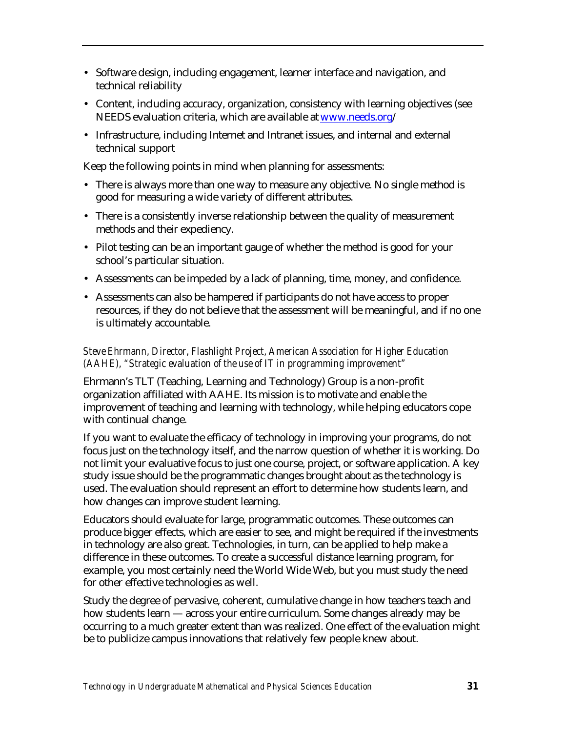- Software design, including engagement, learner interface and navigation, and technical reliability
- Content, including accuracy, organization, consistency with learning objectives (see NEEDS evaluation criteria, which are available at www.needs.org/
- Infrastructure, including Internet and Intranet issues, and internal and external technical support

Keep the following points in mind when planning for assessments:

- There is always more than one way to measure any objective. No single method is good for measuring a wide variety of different attributes.
- There is a consistently inverse relationship between the quality of measurement methods and their expediency.
- Pilot testing can be an important gauge of whether the method is good for your school's particular situation.
- Assessments can be impeded by a lack of planning, time, money, and confidence.
- Assessments can also be hampered if participants do not have access to proper resources, if they do not believe that the assessment will be meaningful, and if no one is ultimately accountable.

*Steve Ehrmann, Director, Flashlight Project, American Association for Higher Education (AAHE), "Strategic evaluation of the use of IT in programming improvement"*

Ehrmann's TLT (Teaching, Learning and Technology) Group is a non-profit organization affiliated with AAHE. Its mission is to motivate and enable the improvement of teaching and learning with technology, while helping educators cope with continual change.

If you want to evaluate the efficacy of technology in improving your programs, do not focus just on the technology itself, and the narrow question of whether it is working. Do not limit your evaluative focus to just one course, project, or software application. A key study issue should be the programmatic changes brought about as the technology is used. The evaluation should represent an effort to determine how students learn, and how changes can improve student learning.

Educators should evaluate for large, programmatic outcomes. These outcomes can produce bigger effects, which are easier to see, and might be required if the investments in technology are also great. Technologies, in turn, can be applied to help make a difference in these outcomes. To create a successful distance learning program, for example, you most certainly need the World Wide Web, but you must study the need for other effective technologies as well.

Study the degree of pervasive, coherent, cumulative change in how teachers teach and how students learn — across your entire curriculum. Some changes already may be occurring to a much greater extent than was realized. One effect of the evaluation might be to publicize campus innovations that relatively few people knew about.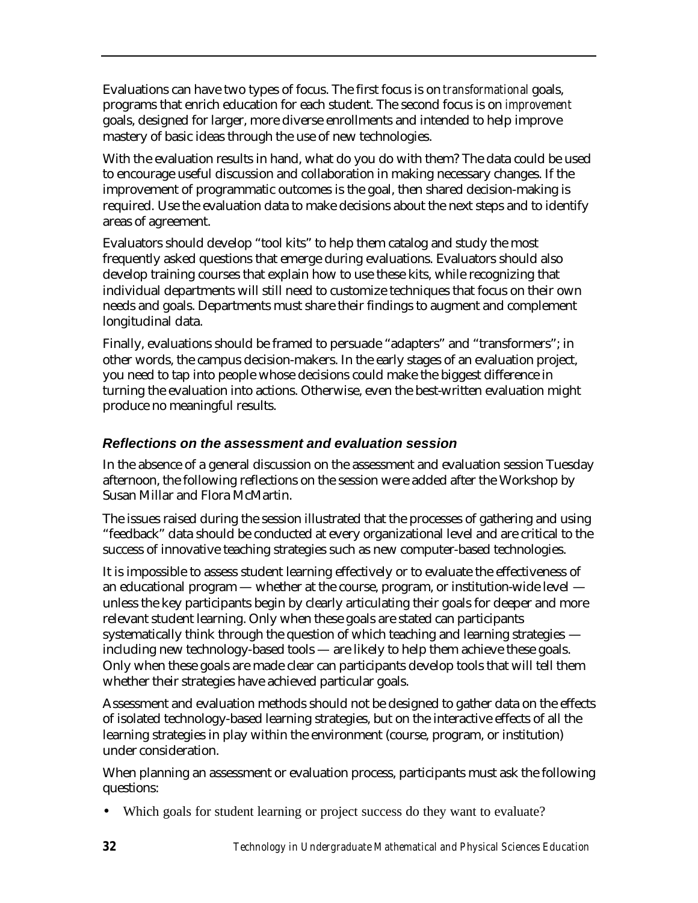Evaluations can have two types of focus. The first focus is on *transformational* goals, programs that enrich education for each student. The second focus is on *improvement* goals, designed for larger, more diverse enrollments and intended to help improve mastery of basic ideas through the use of new technologies.

With the evaluation results in hand, what do you do with them? The data could be used to encourage useful discussion and collaboration in making necessary changes. If the improvement of programmatic outcomes is the goal, then shared decision-making is required. Use the evaluation data to make decisions about the next steps and to identify areas of agreement.

Evaluators should develop "tool kits" to help them catalog and study the most frequently asked questions that emerge during evaluations. Evaluators should also develop training courses that explain how to use these kits, while recognizing that individual departments will still need to customize techniques that focus on their own needs and goals. Departments must share their findings to augment and complement longitudinal data.

Finally, evaluations should be framed to persuade "adapters" and "transformers"; in other words, the campus decision-makers. In the early stages of an evaluation project, you need to tap into people whose decisions could make the biggest difference in turning the evaluation into actions. Otherwise, even the best-written evaluation might produce no meaningful results.

### *Reflections on the assessment and evaluation session*

In the absence of a general discussion on the assessment and evaluation session Tuesday afternoon, the following reflections on the session were added after the Workshop by Susan Millar and Flora McMartin.

The issues raised during the session illustrated that the processes of gathering and using "feedback" data should be conducted at every organizational level and are critical to the success of innovative teaching strategies such as new computer-based technologies.

It is impossible to assess student learning effectively or to evaluate the effectiveness of an educational program — whether at the course, program, or institution-wide level — unless the key participants begin by clearly articulating their goals for deeper and more relevant student learning. Only when these goals are stated can participants systematically think through the question of which teaching and learning strategies — including new technology-based tools — are likely to help them achieve these goals. Only when these goals are made clear can participants develop tools that will tell them whether their strategies have achieved particular goals.

Assessment and evaluation methods should not be designed to gather data on the effects of isolated technology-based learning strategies, but on the interactive effects of all the learning strategies in play within the environment (course, program, or institution) under consideration.

When planning an assessment or evaluation process, participants must ask the following questions:

- Which goals for student learning or project success do they want to evaluate?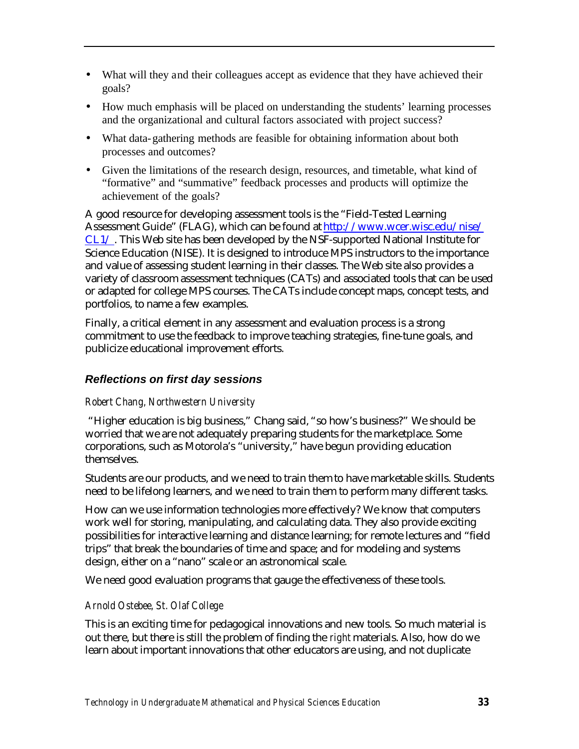- What will they and their colleagues accept as evidence that they have achieved their goals?
- How much emphasis will be placed on understanding the students' learning processes and the organizational and cultural factors associated with project success?
- What data-gathering methods are feasible for obtaining information about both processes and outcomes?
- Given the limitations of the research design, resources, and timetable, what kind of "formative" and "summative" feedback processes and products will optimize the achievement of the goals?

A good resource for developing assessment tools is the "Field-Tested Learning Assessment Guide" (FLAG), which can be found at http://www.wcer.wisc.edu/nise/CL1/. This Web site has been developed by the NSF-supported National Institute for Science Education (NISE). It is designed to introduce MPS instructors to the importance and value of assessing student learning in their classes. The Web site also provides a variety of classroom assessment techniques (CATs) and associated tools that can be used or adapted for college MPS courses. The CATs include concept maps, concept tests, and portfolios, to name a few examples.

Finally, a critical element in any assessment and evaluation process is a strong commitment to use the feedback to improve teaching strategies, fine-tune goals, and publicize educational improvement efforts.

### *Reflections on first day sessions*

*Robert Chang, Northwestern University*

"Higher education is big business," Chang said, "so how's business?" We should be worried that we are not adequately preparing students for the marketplace. Some corporations, such as Motorola's "university," have begun providing education themselves.

Students are our products, and we need to train them to have marketable skills. Students need to be lifelong learners, and we need to train them to perform many different tasks.

How can we use information technologies more effectively? We know that computers work well for storing, manipulating, and calculating data. They also provide exciting possibilities for interactive learning and distance learning; for remote lectures and "field trips" that break the boundaries of time and space; and for modeling and systems design, either on a "nano" scale or an astronomical scale.

We need good evaluation programs that gauge the effectiveness of these tools.

*Arnold Ostebee, St. Olaf College*

This is an exciting time for pedagogical innovations and new tools. So much material is out there, but there is still the problem of finding the *right* materials. Also, how do we learn about important innovations that other educators are using, and not duplicate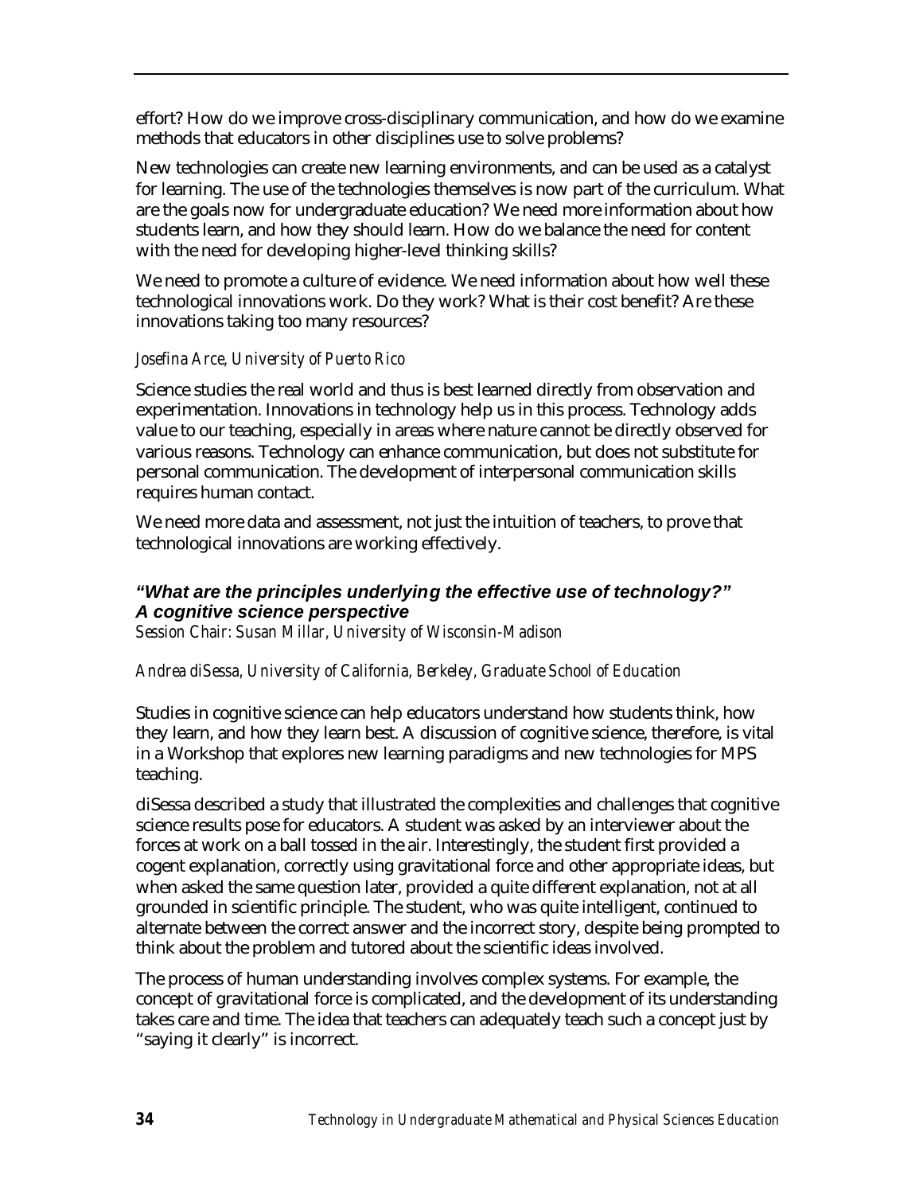effort? How do we improve cross-disciplinary communication, and how do we examine methods that educators in other disciplines use to solve problems?

New technologies can create new learning environments, and can be used as a catalyst for learning. The use of the technologies themselves is now part of the curriculum. What are the goals now for undergraduate education? We need more information about how students learn, and how they should learn. How do we balance the need for content with the need for developing higher-level thinking skills?

We need to promote a culture of evidence. We need information about how well these technological innovations work. Do they work? What is their cost benefit? Are these innovations taking too many resources?

*Josefina Arce, University of Puerto Rico*

Science studies the real world and thus is best learned directly from observation and experimentation. Innovations in technology help us in this process. Technology adds value to our teaching, especially in areas where nature cannot be directly observed for various reasons. Technology can enhance communication, but does not substitute for personal communication. The development of interpersonal communication skills requires human contact.

We need more data and assessment, not just the intuition of teachers, to prove that technological innovations are working effectively.

### *"What are the principles underlying the effective use of technology?" A cognitive science perspective*

*Session Chair: Susan Millar, University of Wisconsin-Madison*

*Andrea diSessa, University of California, Berkeley, Graduate School of Education*

Studies in cognitive science can help educators understand how students think, how they learn, and how they learn best. A discussion of cognitive science, therefore, is vital in a Workshop that explores new learning paradigms and new technologies for MPS teaching.

diSessa described a study that illustrated the complexities and challenges that cognitive science results pose for educators. A student was asked by an interviewer about the forces at work on a ball tossed in the air. Interestingly, the student first provided a cogent explanation, correctly using gravitational force and other appropriate ideas, but when asked the same question later, provided a quite different explanation, not at all grounded in scientific principle. The student, who was quite intelligent, continued to alternate between the correct answer and the incorrect story, despite being prompted to think about the problem and tutored about the scientific ideas involved.

The process of human understanding involves complex systems. For example, the concept of gravitational force is complicated, and the development of its understanding takes care and time. The idea that teachers can adequately teach such a concept just by "saying it clearly" is incorrect.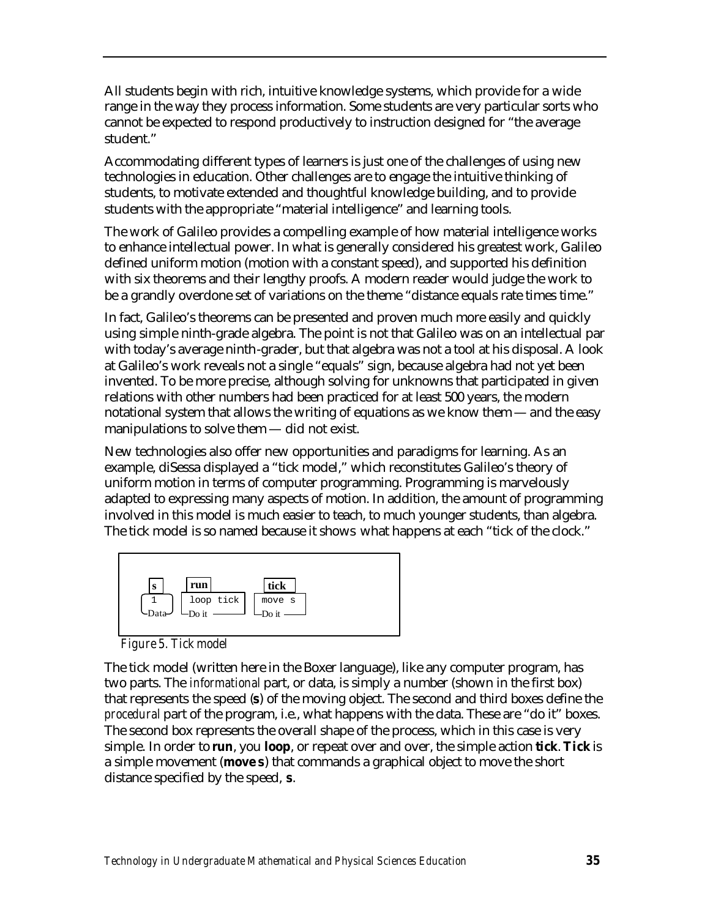All students begin with rich, intuitive knowledge systems, which provide for a wide range in the way they process information. Some students are very particular sorts who cannot be expected to respond productively to instruction designed for "the average student."

Accommodating different types of learners is just one of the challenges of using new technologies in education. Other challenges are to engage the intuitive thinking of students, to motivate extended and thoughtful knowledge building, and to provide students with the appropriate "material intelligence" and learning tools.

The work of Galileo provides a compelling example of how material intelligence works to enhance intellectual power. In what is generally considered his greatest work, Galileo defined uniform motion (motion with a constant speed), and supported his definition with six theorems and their lengthy proofs. A modern reader would judge the work to be a grandly overdone set of variations on the theme "distance equals rate times time."

In fact, Galileo's theorems can be presented and proven much more easily and quickly using simple ninth-grade algebra. The point is not that Galileo was on an intellectual par with today's average ninth-grader, but that algebra was not a tool at his disposal. A look at Galileo's work reveals not a single "equals" sign, because algebra had not yet been invented. To be more precise, although solving for unknowns that participated in given relations with other numbers had been practiced for at least 500 years, the modern notational system that allows the writing of equations as we know them — and the easy manipulations to solve them — did not exist.

New technologies also offer new opportunities and paradigms for learning. As an example, diSessa displayed a "tick model," which reconstitutes Galileo's theory of uniform motion in terms of computer programming. Programming is marvelously adapted to expressing many aspects of motion. In addition, the amount of programming involved in this model is much easier to teach, to much younger students, than algebra. The tick model is so named because it shows what happens at each "tick of the clock."

```
 s          run           tick
[ 1 ]     [ loop tick ]   [ move s ]
 Data      Do it           Do it
```

*Figure 5. Tick model*

The tick model (written here in the Boxer language), like any computer program, has two parts. The *informational* part, or data, is simply a number (shown in the first box) that represents the speed (**s**) of the moving object. The second and third boxes define the *procedural* part of the program, i.e., what happens with the data. These are "do it" boxes. The second box represents the overall shape of the process, which in this case is very simple. In order to ***run***, you **loop**, or repeat over and over, the simple action ***tick***. ***Tick*** is a simple movement (**move s**) that commands a graphical object to move the short distance specified by the speed, **s**.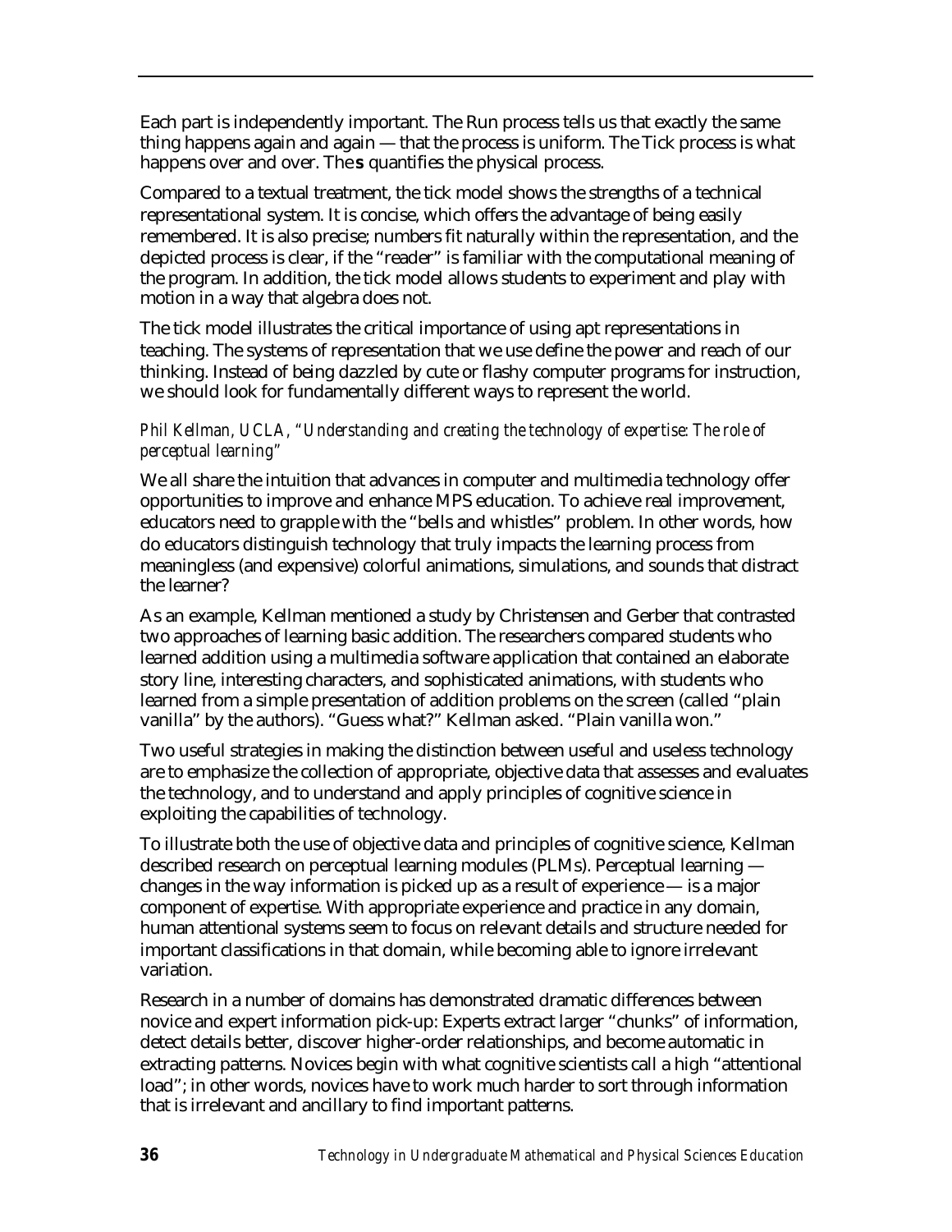Each part is independently important. The Run process tells us that exactly the same thing happens again and again — that the process is uniform. The Tick process is what happens over and over. The **s** quantifies the physical process.

Compared to a textual treatment, the tick model shows the strengths of a technical representational system. It is concise, which offers the advantage of being easily remembered. It is also precise; numbers fit naturally within the representation, and the depicted process is clear, if the "reader" is familiar with the computational meaning of the program. In addition, the tick model allows students to experiment and play with motion in a way that algebra does not.

The tick model illustrates the critical importance of using apt representations in teaching. The systems of representation that we use define the power and reach of our thinking. Instead of being dazzled by cute or flashy computer programs for instruction, we should look for fundamentally different ways to represent the world.

*Phil Kellman, UCLA, "Understanding and creating the technology of expertise: The role of perceptual learning"*

We all share the intuition that advances in computer and multimedia technology offer opportunities to improve and enhance MPS education. To achieve real improvement, educators need to grapple with the "bells and whistles" problem. In other words, how do educators distinguish technology that truly impacts the learning process from meaningless (and expensive) colorful animations, simulations, and sounds that distract the learner?

As an example, Kellman mentioned a study by Christensen and Gerber that contrasted two approaches of learning basic addition. The researchers compared students who learned addition using a multimedia software application that contained an elaborate story line, interesting characters, and sophisticated animations, with students who learned from a simple presentation of addition problems on the screen (called "plain vanilla" by the authors). "Guess what?" Kellman asked. "Plain vanilla won."

Two useful strategies in making the distinction between useful and useless technology are to emphasize the collection of appropriate, objective data that assesses and evaluates the technology, and to understand and apply principles of cognitive science in exploiting the capabilities of technology.

To illustrate both the use of objective data and principles of cognitive science, Kellman described research on perceptual learning modules (PLMs). Perceptual learning — changes in the way information is picked up as a result of experience — is a major component of expertise. With appropriate experience and practice in any domain, human attentional systems seem to focus on relevant details and structure needed for important classifications in that domain, while becoming able to ignore irrelevant variation.

Research in a number of domains has demonstrated dramatic differences between novice and expert information pick-up: Experts extract larger "chunks" of information, detect details better, discover higher-order relationships, and become automatic in extracting patterns. Novices begin with what cognitive scientists call a high "attentional load"; in other words, novices have to work much harder to sort through information that is irrelevant and ancillary to find important patterns.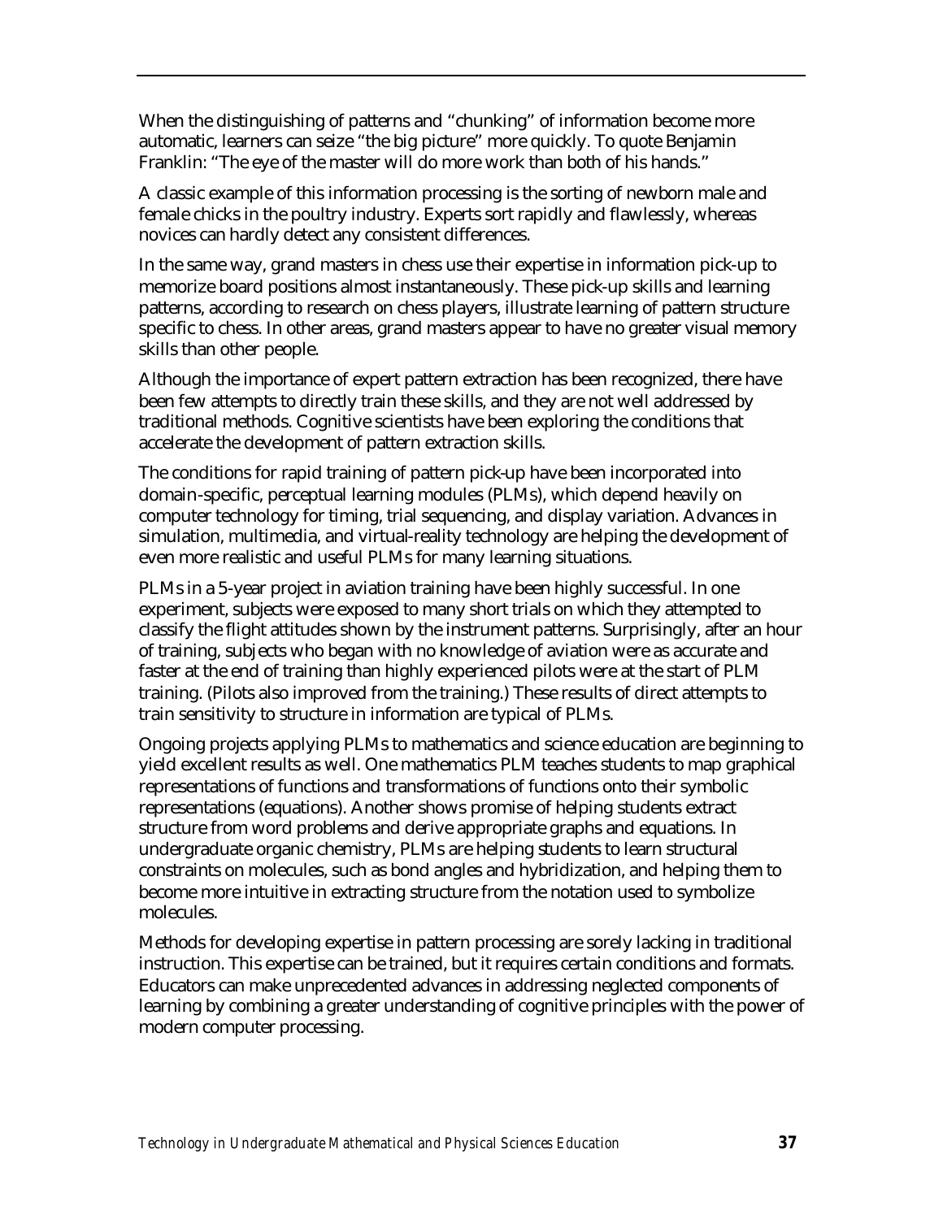When the distinguishing of patterns and "chunking" of information become more automatic, learners can seize "the big picture" more quickly. To quote Benjamin Franklin: "The eye of the master will do more work than both of his hands."

A classic example of this information processing is the sorting of newborn male and female chicks in the poultry industry. Experts sort rapidly and flawlessly, whereas novices can hardly detect any consistent differences.

In the same way, grand masters in chess use their expertise in information pick-up to memorize board positions almost instantaneously. These pick-up skills and learning patterns, according to research on chess players, illustrate learning of pattern structure specific to chess. In other areas, grand masters appear to have no greater visual memory skills than other people.

Although the importance of expert pattern extraction has been recognized, there have been few attempts to directly train these skills, and they are not well addressed by traditional methods. Cognitive scientists have been exploring the conditions that accelerate the development of pattern extraction skills.

The conditions for rapid training of pattern pick-up have been incorporated into domain-specific, perceptual learning modules (PLMs), which depend heavily on computer technology for timing, trial sequencing, and display variation. Advances in simulation, multimedia, and virtual-reality technology are helping the development of even more realistic and useful PLMs for many learning situations.

PLMs in a 5-year project in aviation training have been highly successful. In one experiment, subjects were exposed to many short trials on which they attempted to classify the flight attitudes shown by the instrument patterns. Surprisingly, after an hour of training, subjects who began with no knowledge of aviation were as accurate and faster at the end of training than highly experienced pilots were at the start of PLM training. (Pilots also improved from the training.) These results of direct attempts to train sensitivity to structure in information are typical of PLMs.

Ongoing projects applying PLMs to mathematics and science education are beginning to yield excellent results as well. One mathematics PLM teaches students to map graphical representations of functions and transformations of functions onto their symbolic representations (equations). Another shows promise of helping students extract structure from word problems and derive appropriate graphs and equations. In undergraduate organic chemistry, PLMs are helping students to learn structural constraints on molecules, such as bond angles and hybridization, and helping them to become more intuitive in extracting structure from the notation used to symbolize molecules.

Methods for developing expertise in pattern processing are sorely lacking in traditional instruction. This expertise can be trained, but it requires certain conditions and formats. Educators can make unprecedented advances in addressing neglected components of learning by combining a greater understanding of cognitive principles with the power of modern computer processing.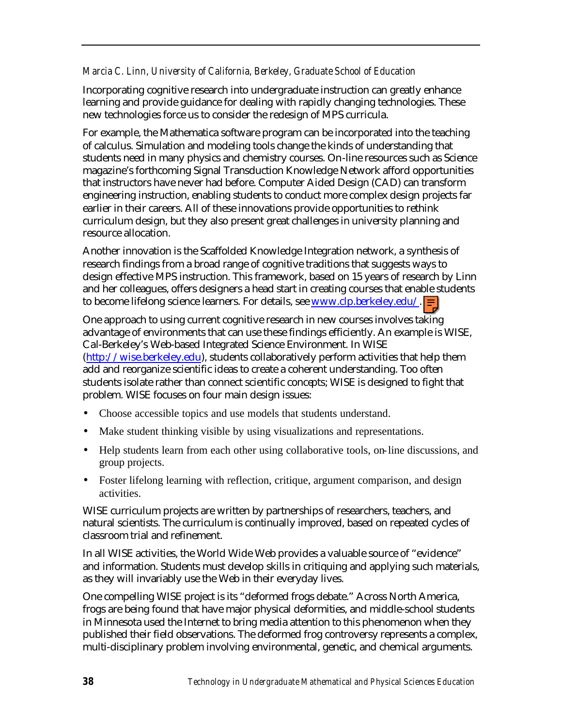*Marcia C. Linn, University of California, Berkeley, Graduate School of Education*

Incorporating cognitive research into undergraduate instruction can greatly enhance learning and provide guidance for dealing with rapidly changing technologies. These new technologies force us to consider the redesign of MPS curricula.

For example, the Mathematica software program can be incorporated into the teaching of calculus. Simulation and modeling tools change the kinds of understanding that students need in many physics and chemistry courses. On-line resources such as Science magazine's forthcoming Signal Transduction Knowledge Network afford opportunities that instructors have never had before. Computer Aided Design (CAD) can transform engineering instruction, enabling students to conduct more complex design projects far earlier in their careers. All of these innovations provide opportunities to rethink curriculum design, but they also present great challenges in university planning and resource allocation.

Another innovation is the Scaffolded Knowledge Integration network, a synthesis of research findings from a broad range of cognitive traditions that suggests ways to design effective MPS instruction. This framework, based on 15 years of research by Linn and her colleagues, offers designers a head start in creating courses that enable students to become lifelong science learners. For details, see www.clp.berkeley.edu/.

One approach to using current cognitive research in new courses involves taking advantage of environments that can use these findings efficiently. An example is WISE, Cal-Berkeley's Web-based Integrated Science Environment. In WISE (http://wise.berkeley.edu), students collaboratively perform activities that help them add and reorganize scientific ideas to create a coherent understanding. Too often students isolate rather than connect scientific concepts; WISE is designed to fight that problem. WISE focuses on four main design issues:

- Choose accessible topics and use models that students understand.
- Make student thinking visible by using visualizations and representations.
- Help students learn from each other using collaborative tools, on-line discussions, and group projects.
- Foster lifelong learning with reflection, critique, argument comparison, and design activities.

WISE curriculum projects are written by partnerships of researchers, teachers, and natural scientists. The curriculum is continually improved, based on repeated cycles of classroom trial and refinement.

In all WISE activities, the World Wide Web provides a valuable source of "evidence" and information. Students must develop skills in critiquing and applying such materials, as they will invariably use the Web in their everyday lives.

One compelling WISE project is its "deformed frogs debate." Across North America, frogs are being found that have major physical deformities, and middle-school students in Minnesota used the Internet to bring media attention to this phenomenon when they published their field observations. The deformed frog controversy represents a complex, multi-disciplinary problem involving environmental, genetic, and chemical arguments.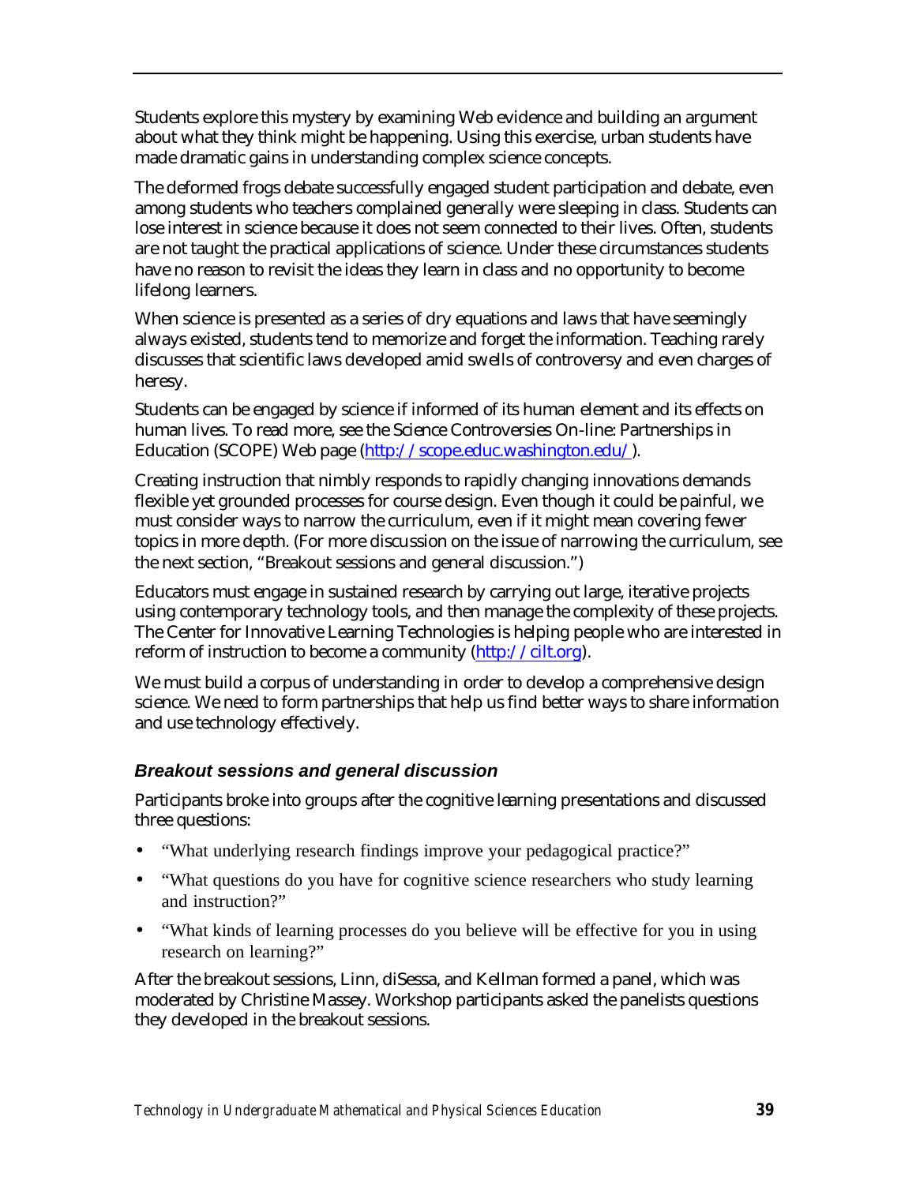Students explore this mystery by examining Web evidence and building an argument about what they think might be happening. Using this exercise, urban students have made dramatic gains in understanding complex science concepts.

The deformed frogs debate successfully engaged student participation and debate, even among students who teachers complained generally were sleeping in class. Students can lose interest in science because it does not seem connected to their lives. Often, students are not taught the practical applications of science. Under these circumstances students have no reason to revisit the ideas they learn in class and no opportunity to become lifelong learners.

When science is presented as a series of dry equations and laws that have seemingly always existed, students tend to memorize and forget the information. Teaching rarely discusses that scientific laws developed amid swells of controversy and even charges of heresy.

Students can be engaged by science if informed of its human element and its effects on human lives. To read more, see the Science Controversies On-line: Partnerships in Education (SCOPE) Web page (http://scope.educ.washington.edu/).

Creating instruction that nimbly responds to rapidly changing innovations demands flexible yet grounded processes for course design. Even though it could be painful, we must consider ways to narrow the curriculum, even if it might mean covering fewer topics in more depth. (For more discussion on the issue of narrowing the curriculum, see the next section, "Breakout sessions and general discussion.")

Educators must engage in sustained research by carrying out large, iterative projects using contemporary technology tools, and then manage the complexity of these projects. The Center for Innovative Learning Technologies is helping people who are interested in reform of instruction to become a community (http://cilt.org).

We must build a corpus of understanding in order to develop a comprehensive design science. We need to form partnerships that help us find better ways to share information and use technology effectively.

### *Breakout sessions and general discussion*

Participants broke into groups after the cognitive learning presentations and discussed three questions:

- "What underlying research findings improve your pedagogical practice?"
- "What questions do you have for cognitive science researchers who study learning and instruction?"
- "What kinds of learning processes do you believe will be effective for you in using research on learning?"

After the breakout sessions, Linn, diSessa, and Kellman formed a panel, which was moderated by Christine Massey. Workshop participants asked the panelists questions they developed in the breakout sessions.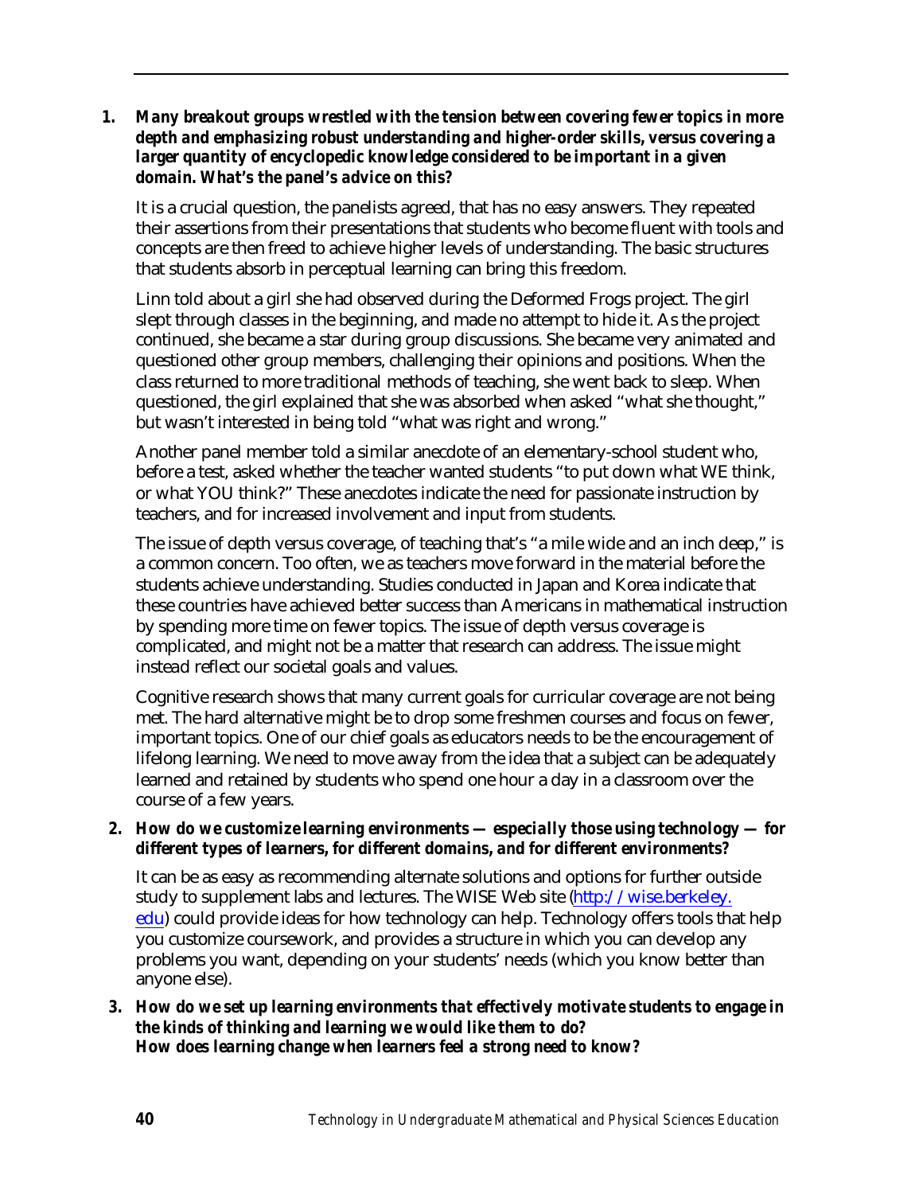1. ***Many breakout groups wrestled with the tension between covering fewer topics in more depth and emphasizing robust understanding and higher-order skills, versus covering a larger quantity of encyclopedic knowledge considered to be important in a given domain. What's the panel's advice on this?***

   It is a crucial question, the panelists agreed, that has no easy answers. They repeated their assertions from their presentations that students who become fluent with tools and concepts are then freed to achieve higher levels of understanding. The basic structures that students absorb in perceptual learning can bring this freedom.

   Linn told about a girl she had observed during the Deformed Frogs project. The girl slept through classes in the beginning, and made no attempt to hide it. As the project continued, she became a star during group discussions. She became very animated and questioned other group members, challenging their opinions and positions. When the class returned to more traditional methods of teaching, she went back to sleep. When questioned, the girl explained that she was absorbed when asked "what she thought," but wasn't interested in being told "what was right and wrong."

   Another panel member told a similar anecdote of an elementary-school student who, before a test, asked whether the teacher wanted students "to put down what WE think, or what YOU think?" These anecdotes indicate the need for passionate instruction by teachers, and for increased involvement and input from students.

   The issue of depth versus coverage, of teaching that's "a mile wide and an inch deep," is a common concern. Too often, we as teachers move forward in the material before the students achieve understanding. Studies conducted in Japan and Korea indicate that these countries have achieved better success than Americans in mathematical instruction by spending more time on fewer topics. The issue of depth versus coverage is complicated, and might not be a matter that research can address. The issue might instead reflect our societal goals and values.

   Cognitive research shows that many current goals for curricular coverage are not being met. The hard alternative might be to drop some freshmen courses and focus on fewer, important topics. One of our chief goals as educators needs to be the encouragement of lifelong learning. We need to move away from the idea that a subject can be adequately learned and retained by students who spend one hour a day in a classroom over the course of a few years.

2. ***How do we customize learning environments — especially those using technology — for different types of learners, for different domains, and for different environments?***

   It can be as easy as recommending alternate solutions and options for further outside study to supplement labs and lectures. The WISE Web site (http://wise.berkeley.edu) could provide ideas for how technology can help. Technology offers tools that help you customize coursework, and provides a structure in which you can develop any problems you want, depending on your students' needs (which you know better than anyone else).

3. ***How do we set up learning environments that effectively motivate students to engage in the kinds of thinking and learning we would like them to do?***
   ***How does learning change when learners feel a strong need to know?***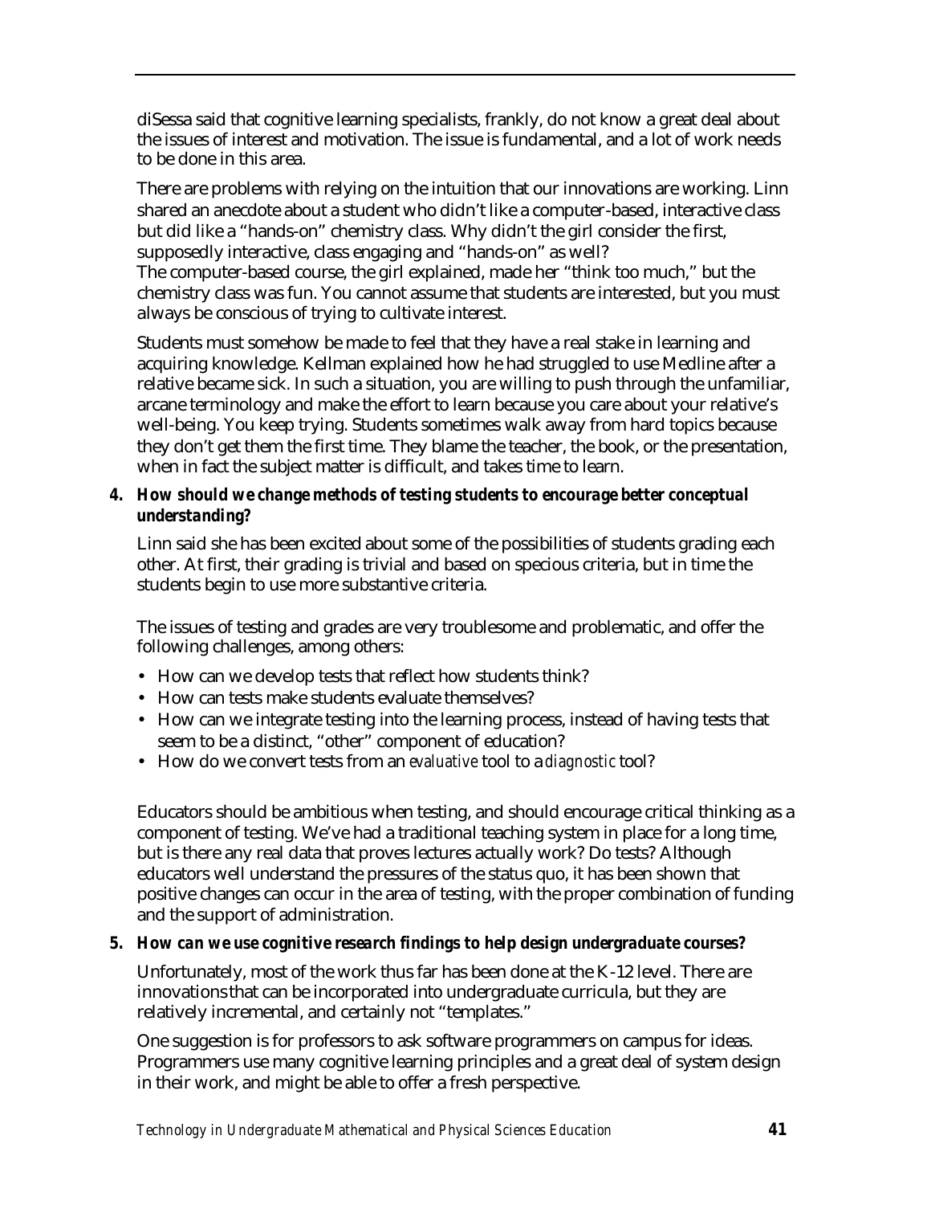diSessa said that cognitive learning specialists, frankly, do not know a great deal about the issues of interest and motivation. The issue is fundamental, and a lot of work needs to be done in this area.

There are problems with relying on the intuition that our innovations are working. Linn shared an anecdote about a student who didn't like a computer-based, interactive class but did like a "hands-on" chemistry class. Why didn't the girl consider the first, supposedly interactive, class engaging and "hands-on" as well? The computer-based course, the girl explained, made her "think too much," but the chemistry class was fun. You cannot assume that students are interested, but you must always be conscious of trying to cultivate interest.

Students must somehow be made to feel that they have a real stake in learning and acquiring knowledge. Kellman explained how he had struggled to use Medline after a relative became sick. In such a situation, you are willing to push through the unfamiliar, arcane terminology and make the effort to learn because you care about your relative's well-being. You keep trying. Students sometimes walk away from hard topics because they don't get them the first time. They blame the teacher, the book, or the presentation, when in fact the subject matter is difficult, and takes time to learn.

**4. *How should we change methods of testing students to encourage better conceptual understanding?***

Linn said she has been excited about some of the possibilities of students grading each other. At first, their grading is trivial and based on specious criteria, but in time the students begin to use more substantive criteria.

The issues of testing and grades are very troublesome and problematic, and offer the following challenges, among others:

- How can we develop tests that reflect how students think?
- How can tests make students evaluate themselves?
- How can we integrate testing into the learning process, instead of having tests that seem to be a distinct, "other" component of education?
- How do we convert tests from an *evaluative* tool to a *diagnostic* tool?

Educators should be ambitious when testing, and should encourage critical thinking as a component of testing. We've had a traditional teaching system in place for a long time, but is there any real data that proves lectures actually work? Do tests? Although educators well understand the pressures of the status quo, it has been shown that positive changes can occur in the area of testing, with the proper combination of funding and the support of administration.

**5. *How can we use cognitive research findings to help design undergraduate courses?***

Unfortunately, most of the work thus far has been done at the K-12 level. There are innovations that can be incorporated into undergraduate curricula, but they are relatively incremental, and certainly not "templates."

One suggestion is for professors to ask software programmers on campus for ideas. Programmers use many cognitive learning principles and a great deal of system design in their work, and might be able to offer a fresh perspective.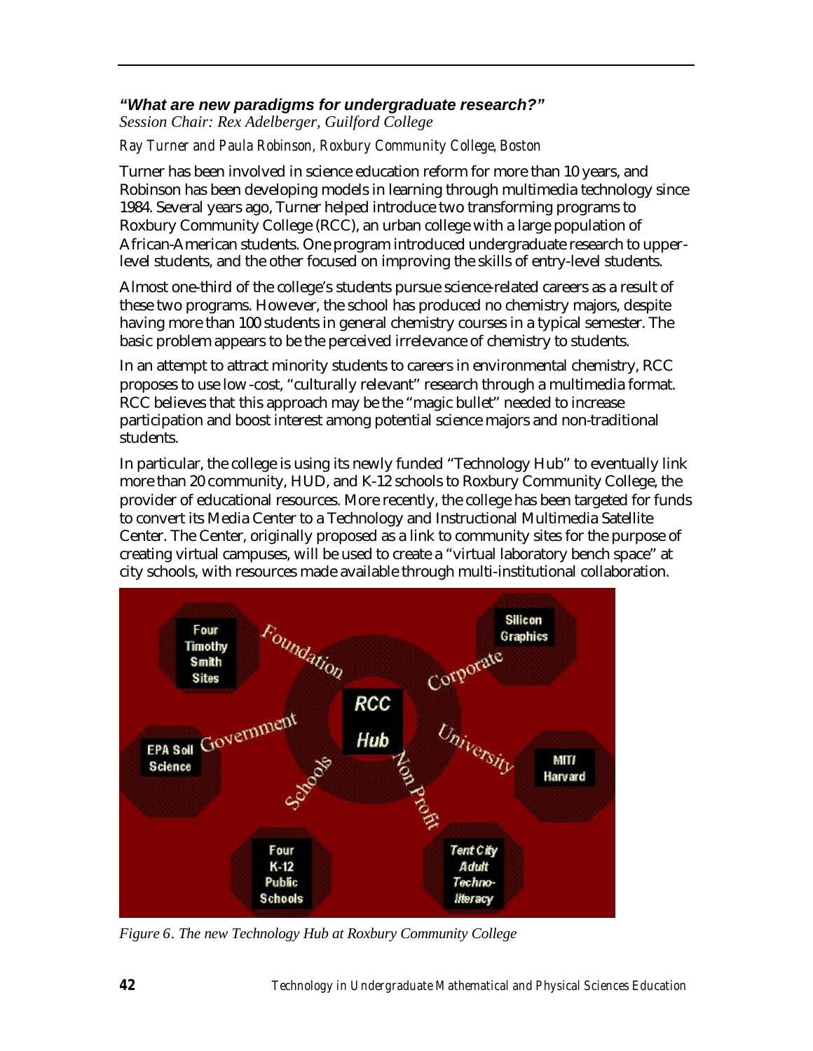***"What are new paradigms for undergraduate research?"***

*Session Chair: Rex Adelberger, Guilford College*

*Ray Turner and Paula Robinson, Roxbury Community College, Boston*

Turner has been involved in science education reform for more than 10 years, and Robinson has been developing models in learning through multimedia technology since 1984. Several years ago, Turner helped introduce two transforming programs to Roxbury Community College (RCC), an urban college with a large population of African-American students. One program introduced undergraduate research to upper-level students, and the other focused on improving the skills of entry-level students.

Almost one-third of the college's students pursue science-related careers as a result of these two programs. However, the school has produced no chemistry majors, despite having more than 100 students in general chemistry courses in a typical semester. The basic problem appears to be the perceived irrelevance of chemistry to students.

In an attempt to attract minority students to careers in environmental chemistry, RCC proposes to use low-cost, "culturally relevant" research through a multimedia format. RCC believes that this approach may be the "magic bullet" needed to increase participation and boost interest among potential science majors and non-traditional students.

In particular, the college is using its newly funded "Technology Hub" to eventually link more than 20 community, HUD, and K-12 schools to Roxbury Community College, the provider of educational resources. More recently, the college has been targeted for funds to convert its Media Center to a Technology and Instructional Multimedia Satellite Center. The Center, originally proposed as a link to community sites for the purpose of creating virtual campuses, will be used to create a "virtual laboratory bench space" at city schools, with resources made available through multi-institutional collaboration.

*Figure 6. The new Technology Hub at Roxbury Community College*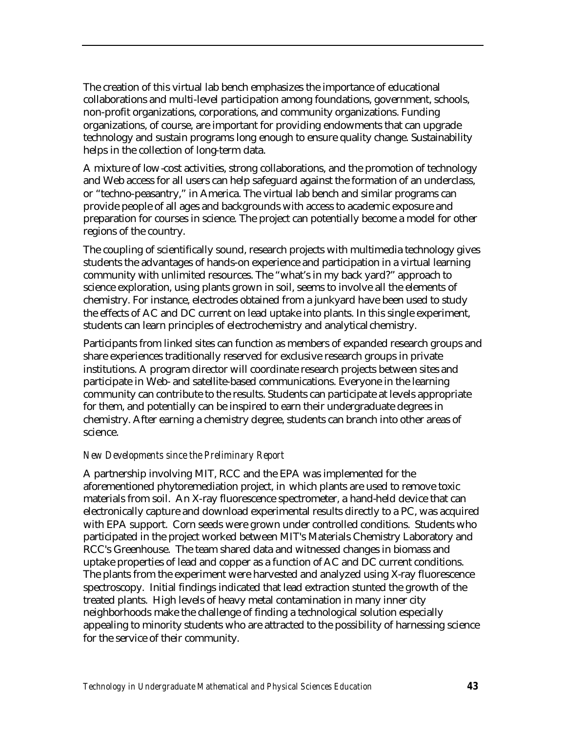The creation of this virtual lab bench emphasizes the importance of educational collaborations and multi-level participation among foundations, government, schools, non-profit organizations, corporations, and community organizations. Funding organizations, of course, are important for providing endowments that can upgrade technology and sustain programs long enough to ensure quality change. Sustainability helps in the collection of long-term data.

A mixture of low-cost activities, strong collaborations, and the promotion of technology and Web access for all users can help safeguard against the formation of an underclass, or "techno-peasantry," in America. The virtual lab bench and similar programs can provide people of all ages and backgrounds with access to academic exposure and preparation for courses in science. The project can potentially become a model for other regions of the country.

The coupling of scientifically sound, research projects with multimedia technology gives students the advantages of hands-on experience and participation in a virtual learning community with unlimited resources. The "what's in my back yard?" approach to science exploration, using plants grown in soil, seems to involve all the elements of chemistry. For instance, electrodes obtained from a junkyard have been used to study the effects of AC and DC current on lead uptake into plants. In this single experiment, students can learn principles of electrochemistry and analytical chemistry.

Participants from linked sites can function as members of expanded research groups and share experiences traditionally reserved for exclusive research groups in private institutions. A program director will coordinate research projects between sites and participate in Web- and satellite-based communications. Everyone in the learning community can contribute to the results. Students can participate at levels appropriate for them, and potentially can be inspired to earn their undergraduate degrees in chemistry. After earning a chemistry degree, students can branch into other areas of science.

*New Developments since the Preliminary Report*

A partnership involving MIT, RCC and the EPA was implemented for the aforementioned phytoremediation project, in which plants are used to remove toxic materials from soil. An X-ray fluorescence spectrometer, a hand-held device that can electronically capture and download experimental results directly to a PC, was acquired with EPA support. Corn seeds were grown under controlled conditions. Students who participated in the project worked between MIT's Materials Chemistry Laboratory and RCC's Greenhouse. The team shared data and witnessed changes in biomass and uptake properties of lead and copper as a function of AC and DC current conditions. The plants from the experiment were harvested and analyzed using X-ray fluorescence spectroscopy. Initial findings indicated that lead extraction stunted the growth of the treated plants. High levels of heavy metal contamination in many inner city neighborhoods make the challenge of finding a technological solution especially appealing to minority students who are attracted to the possibility of harnessing science for the service of their community.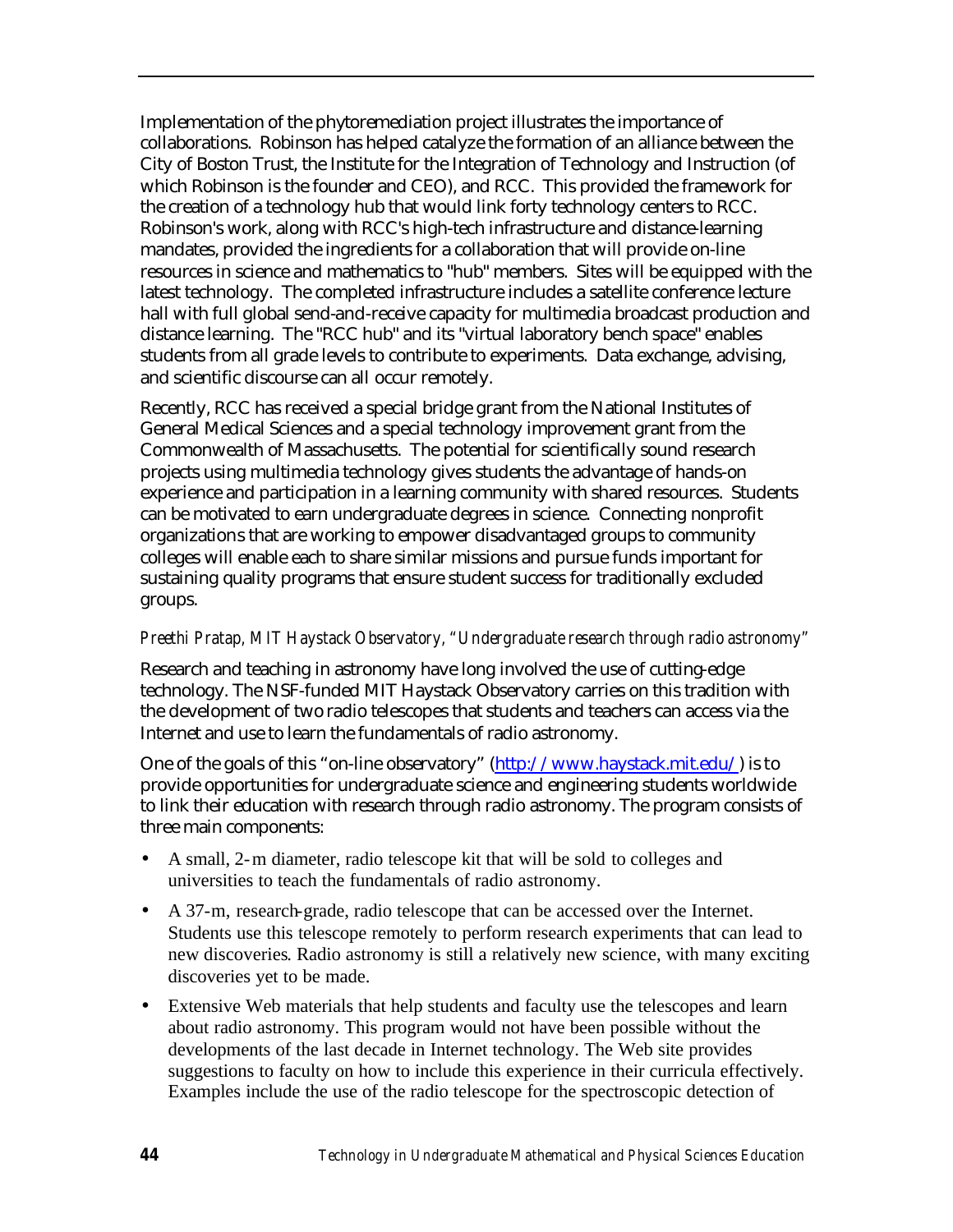Implementation of the phytoremediation project illustrates the importance of collaborations. Robinson has helped catalyze the formation of an alliance between the City of Boston Trust, the Institute for the Integration of Technology and Instruction (of which Robinson is the founder and CEO), and RCC. This provided the framework for the creation of a technology hub that would link forty technology centers to RCC. Robinson's work, along with RCC's high-tech infrastructure and distance-learning mandates, provided the ingredients for a collaboration that will provide on-line resources in science and mathematics to "hub" members. Sites will be equipped with the latest technology. The completed infrastructure includes a satellite conference lecture hall with full global send-and-receive capacity for multimedia broadcast production and distance learning. The "RCC hub" and its "virtual laboratory bench space" enables students from all grade levels to contribute to experiments. Data exchange, advising, and scientific discourse can all occur remotely.

Recently, RCC has received a special bridge grant from the National Institutes of General Medical Sciences and a special technology improvement grant from the Commonwealth of Massachusetts. The potential for scientifically sound research projects using multimedia technology gives students the advantage of hands-on experience and participation in a learning community with shared resources. Students can be motivated to earn undergraduate degrees in science. Connecting nonprofit organizations that are working to empower disadvantaged groups to community colleges will enable each to share similar missions and pursue funds important for sustaining quality programs that ensure student success for traditionally excluded groups.

*Preethi Pratap, MIT Haystack Observatory, "Undergraduate research through radio astronomy"*

Research and teaching in astronomy have long involved the use of cutting-edge technology. The NSF-funded MIT Haystack Observatory carries on this tradition with the development of two radio telescopes that students and teachers can access via the Internet and use to learn the fundamentals of radio astronomy.

One of the goals of this "on-line observatory" (http://www.haystack.mit.edu/) is to provide opportunities for undergraduate science and engineering students worldwide to link their education with research through radio astronomy. The program consists of three main components:

- A small, 2-m diameter, radio telescope kit that will be sold to colleges and universities to teach the fundamentals of radio astronomy.
- A 37-m, research-grade, radio telescope that can be accessed over the Internet. Students use this telescope remotely to perform research experiments that can lead to new discoveries. Radio astronomy is still a relatively new science, with many exciting discoveries yet to be made.
- Extensive Web materials that help students and faculty use the telescopes and learn about radio astronomy. This program would not have been possible without the developments of the last decade in Internet technology. The Web site provides suggestions to faculty on how to include this experience in their curricula effectively. Examples include the use of the radio telescope for the spectroscopic detection of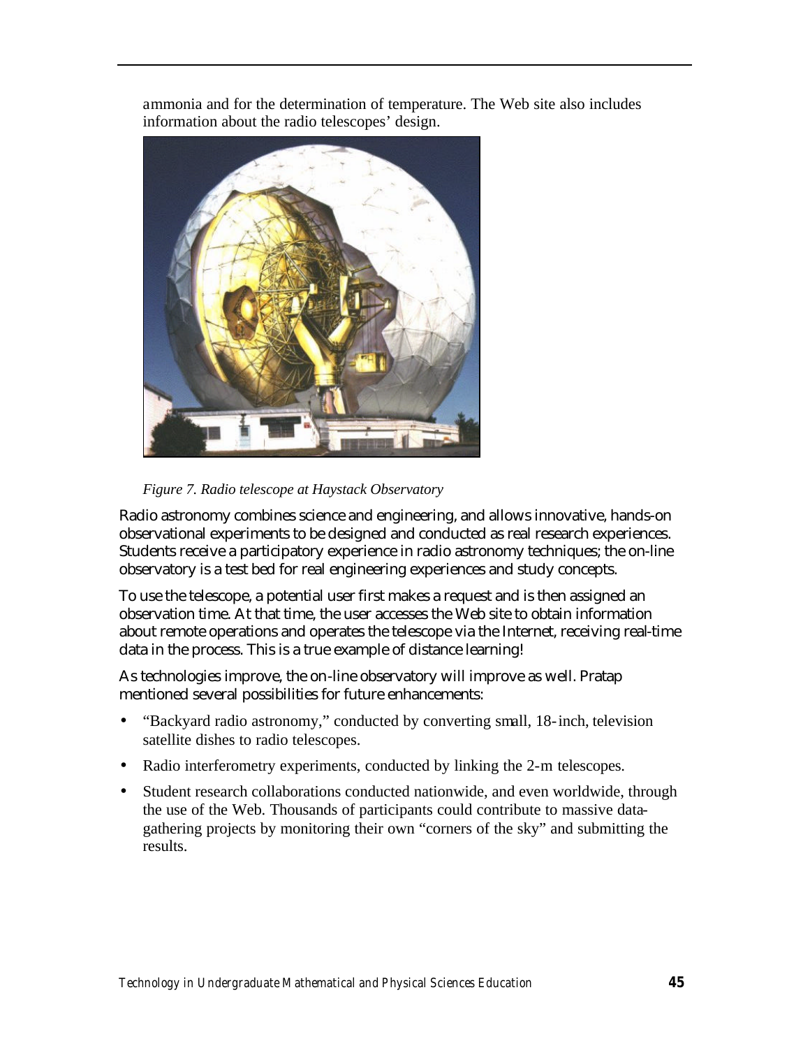ammonia and for the determination of temperature. The Web site also includes information about the radio telescopes' design.

*Figure 7. Radio telescope at Haystack Observatory*

Radio astronomy combines science and engineering, and allows innovative, hands-on observational experiments to be designed and conducted as real research experiences. Students receive a participatory experience in radio astronomy techniques; the on-line observatory is a test bed for real engineering experiences and study concepts.

To use the telescope, a potential user first makes a request and is then assigned an observation time. At that time, the user accesses the Web site to obtain information about remote operations and operates the telescope via the Internet, receiving real-time data in the process. This is a true example of distance learning!

As technologies improve, the on-line observatory will improve as well. Pratap mentioned several possibilities for future enhancements:

- "Backyard radio astronomy," conducted by converting small, 18-inch, television satellite dishes to radio telescopes.
- Radio interferometry experiments, conducted by linking the 2-m telescopes.
- Student research collaborations conducted nationwide, and even worldwide, through the use of the Web. Thousands of participants could contribute to massive data-gathering projects by monitoring their own "corners of the sky" and submitting the results.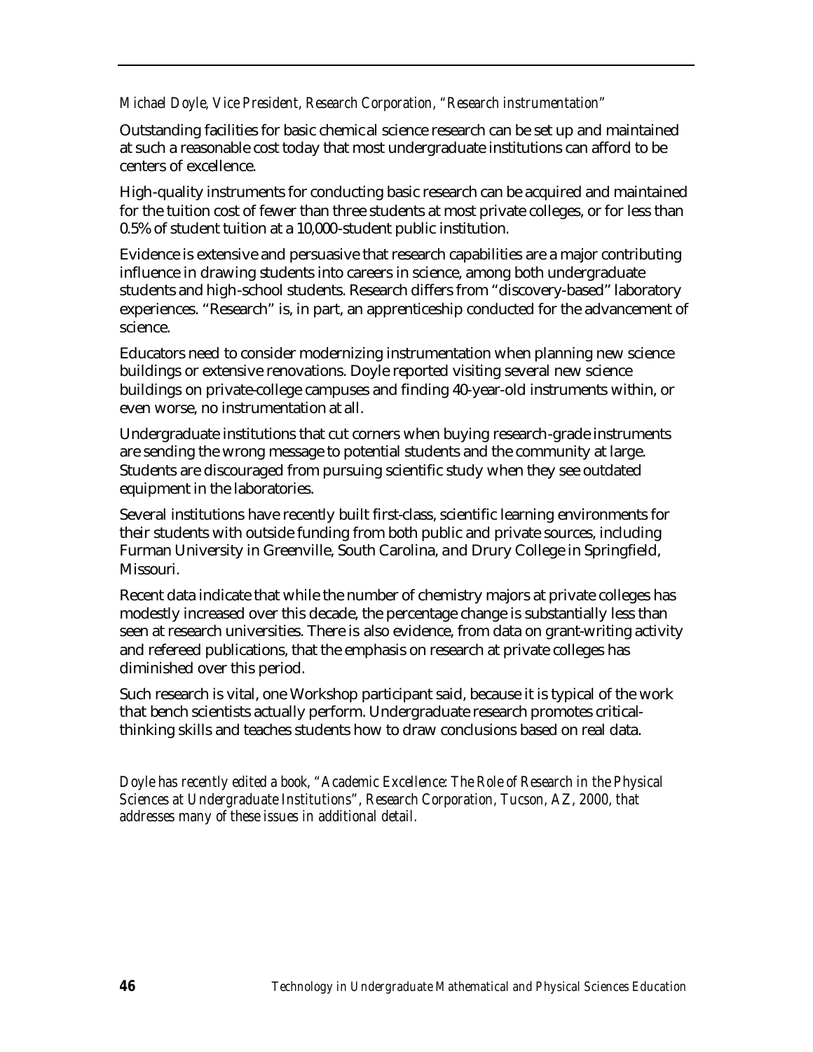*Michael Doyle, Vice President, Research Corporation, "Research instrumentation"*

Outstanding facilities for basic chemical science research can be set up and maintained at such a reasonable cost today that most undergraduate institutions can afford to be centers of excellence.

High-quality instruments for conducting basic research can be acquired and maintained for the tuition cost of fewer than three students at most private colleges, or for less than 0.5% of student tuition at a 10,000-student public institution.

Evidence is extensive and persuasive that research capabilities are a major contributing influence in drawing students into careers in science, among both undergraduate students and high-school students. Research differs from "discovery-based" laboratory experiences. "Research" is, in part, an apprenticeship conducted for the advancement of science.

Educators need to consider modernizing instrumentation when planning new science buildings or extensive renovations. Doyle reported visiting several new science buildings on private-college campuses and finding 40-year-old instruments within, or even worse, no instrumentation at all.

Undergraduate institutions that cut corners when buying research-grade instruments are sending the wrong message to potential students and the community at large. Students are discouraged from pursuing scientific study when they see outdated equipment in the laboratories.

Several institutions have recently built first-class, scientific learning environments for their students with outside funding from both public and private sources, including Furman University in Greenville, South Carolina, and Drury College in Springfield, Missouri.

Recent data indicate that while the number of chemistry majors at private colleges has modestly increased over this decade, the percentage change is substantially less than seen at research universities. There is also evidence, from data on grant-writing activity and refereed publications, that the emphasis on research at private colleges has diminished over this period.

Such research is vital, one Workshop participant said, because it is typical of the work that bench scientists actually perform. Undergraduate research promotes critical-thinking skills and teaches students how to draw conclusions based on real data.

*Doyle has recently edited a book, "Academic Excellence: The Role of Research in the Physical Sciences at Undergraduate Institutions", Research Corporation, Tucson, AZ, 2000, that addresses many of these issues in additional detail.*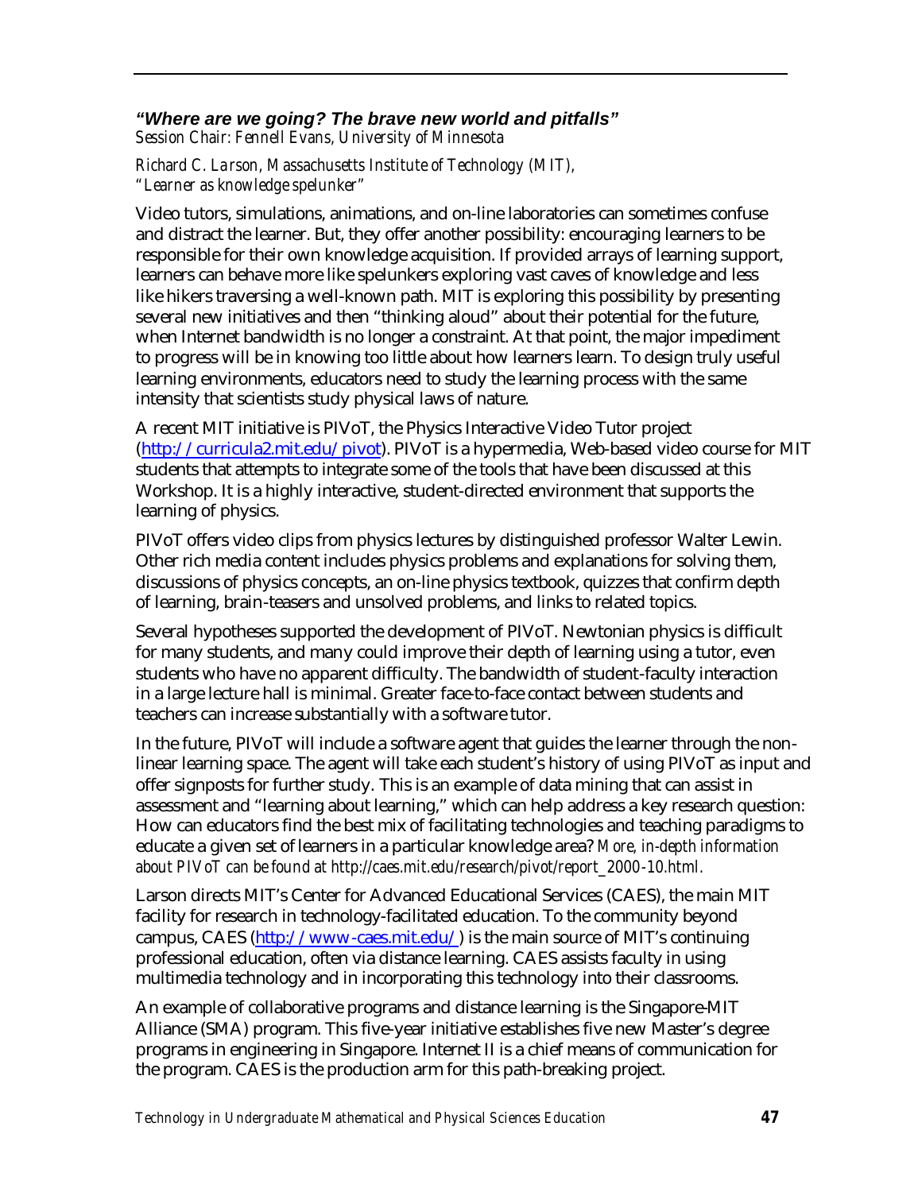### *"Where are we going? The brave new world and pitfalls"*

*Session Chair: Fennell Evans, University of Minnesota*

*Richard C. Larson, Massachusetts Institute of Technology (MIT), "Learner as knowledge spelunker"*

Video tutors, simulations, animations, and on-line laboratories can sometimes confuse and distract the learner. But, they offer another possibility: encouraging learners to be responsible for their own knowledge acquisition. If provided arrays of learning support, learners can behave more like spelunkers exploring vast caves of knowledge and less like hikers traversing a well-known path. MIT is exploring this possibility by presenting several new initiatives and then "thinking aloud" about their potential for the future, when Internet bandwidth is no longer a constraint. At that point, the major impediment to progress will be in knowing too little about how learners learn. To design truly useful learning environments, educators need to study the learning process with the same intensity that scientists study physical laws of nature.

A recent MIT initiative is PIVoT, the Physics Interactive Video Tutor project (http://curricula2.mit.edu/pivot). PIVoT is a hypermedia, Web-based video course for MIT students that attempts to integrate some of the tools that have been discussed at this Workshop. It is a highly interactive, student-directed environment that supports the learning of physics.

PIVoT offers video clips from physics lectures by distinguished professor Walter Lewin. Other rich media content includes physics problems and explanations for solving them, discussions of physics concepts, an on-line physics textbook, quizzes that confirm depth of learning, brain-teasers and unsolved problems, and links to related topics.

Several hypotheses supported the development of PIVoT. Newtonian physics is difficult for many students, and many could improve their depth of learning using a tutor, even students who have no apparent difficulty. The bandwidth of student-faculty interaction in a large lecture hall is minimal. Greater face-to-face contact between students and teachers can increase substantially with a software tutor.

In the future, PIVoT will include a software agent that guides the learner through the non-linear learning space. The agent will take each student's history of using PIVoT as input and offer signposts for further study. This is an example of data mining that can assist in assessment and "learning about learning," which can help address a key research question: How can educators find the best mix of facilitating technologies and teaching paradigms to educate a given set of learners in a particular knowledge area? *More, in-depth information about PIVoT can be found at http://caes.mit.edu/research/pivot/report_2000-10.html.*

Larson directs MIT's Center for Advanced Educational Services (CAES), the main MIT facility for research in technology-facilitated education. To the community beyond campus, CAES (http://www-caes.mit.edu/) is the main source of MIT's continuing professional education, often via distance learning. CAES assists faculty in using multimedia technology and in incorporating this technology into their classrooms.

An example of collaborative programs and distance learning is the Singapore-MIT Alliance (SMA) program. This five-year initiative establishes five new Master's degree programs in engineering in Singapore. Internet II is a chief means of communication for the program. CAES is the production arm for this path-breaking project.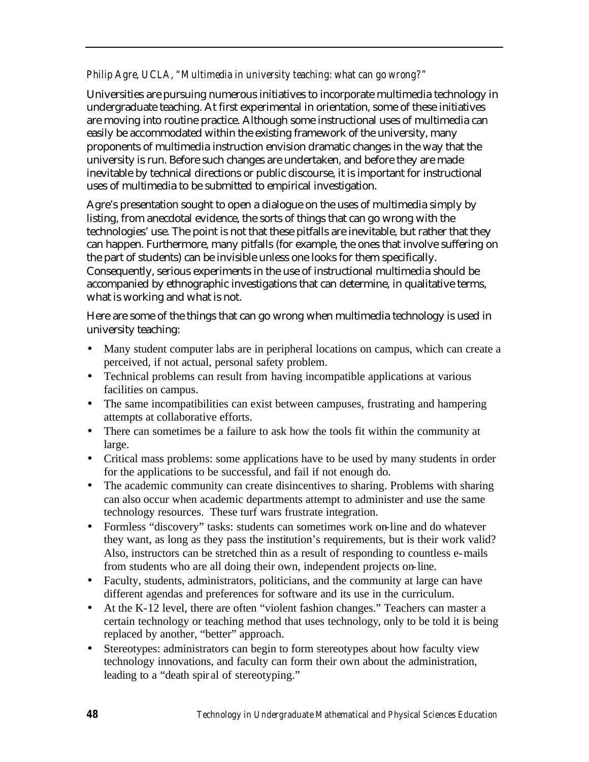*Philip Agre, UCLA, "Multimedia in university teaching: what can go wrong?"*

Universities are pursuing numerous initiatives to incorporate multimedia technology in undergraduate teaching. At first experimental in orientation, some of these initiatives are moving into routine practice. Although some instructional uses of multimedia can easily be accommodated within the existing framework of the university, many proponents of multimedia instruction envision dramatic changes in the way that the university is run. Before such changes are undertaken, and before they are made inevitable by technical directions or public discourse, it is important for instructional uses of multimedia to be submitted to empirical investigation.

Agre's presentation sought to open a dialogue on the uses of multimedia simply by listing, from anecdotal evidence, the sorts of things that can go wrong with the technologies' use. The point is not that these pitfalls are inevitable, but rather that they can happen. Furthermore, many pitfalls (for example, the ones that involve suffering on the part of students) can be invisible unless one looks for them specifically. Consequently, serious experiments in the use of instructional multimedia should be accompanied by ethnographic investigations that can determine, in qualitative terms, what is working and what is not.

Here are some of the things that can go wrong when multimedia technology is used in university teaching:

- Many student computer labs are in peripheral locations on campus, which can create a perceived, if not actual, personal safety problem.
- Technical problems can result from having incompatible applications at various facilities on campus.
- The same incompatibilities can exist between campuses, frustrating and hampering attempts at collaborative efforts.
- There can sometimes be a failure to ask how the tools fit within the community at large.
- Critical mass problems: some applications have to be used by many students in order for the applications to be successful, and fail if not enough do.
- The academic community can create disincentives to sharing. Problems with sharing can also occur when academic departments attempt to administer and use the same technology resources. These turf wars frustrate integration.
- Formless "discovery" tasks: students can sometimes work on-line and do whatever they want, as long as they pass the institution's requirements, but is their work valid? Also, instructors can be stretched thin as a result of responding to countless e-mails from students who are all doing their own, independent projects on-line.
- Faculty, students, administrators, politicians, and the community at large can have different agendas and preferences for software and its use in the curriculum.
- At the K-12 level, there are often "violent fashion changes." Teachers can master a certain technology or teaching method that uses technology, only to be told it is being replaced by another, "better" approach.
- Stereotypes: administrators can begin to form stereotypes about how faculty view technology innovations, and faculty can form their own about the administration, leading to a "death spiral of stereotyping."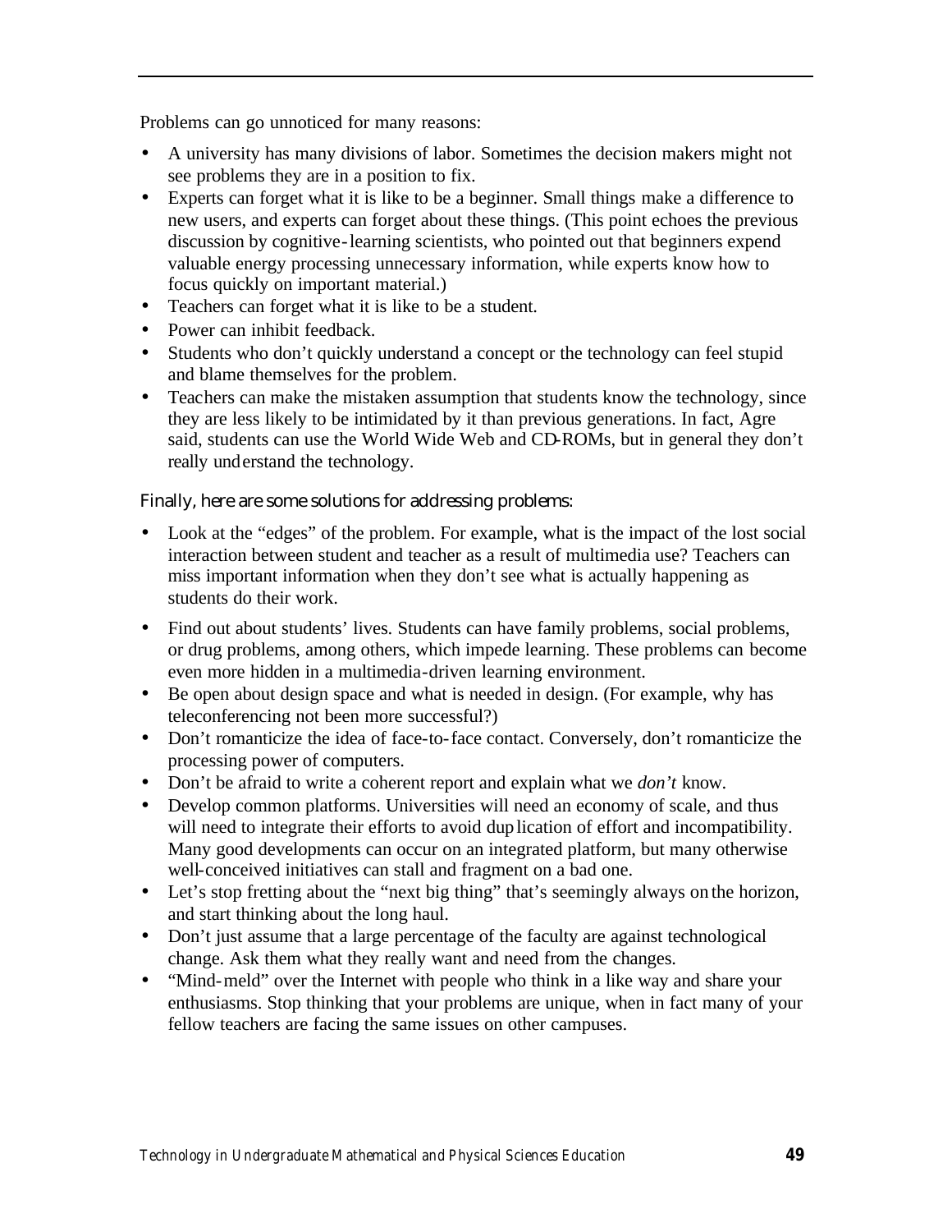Problems can go unnoticed for many reasons:

- A university has many divisions of labor. Sometimes the decision makers might not see problems they are in a position to fix.
- Experts can forget what it is like to be a beginner. Small things make a difference to new users, and experts can forget about these things. (This point echoes the previous discussion by cognitive-learning scientists, who pointed out that beginners expend valuable energy processing unnecessary information, while experts know how to focus quickly on important material.)
- Teachers can forget what it is like to be a student.
- Power can inhibit feedback.
- Students who don't quickly understand a concept or the technology can feel stupid and blame themselves for the problem.
- Teachers can make the mistaken assumption that students know the technology, since they are less likely to be intimidated by it than previous generations. In fact, Agre said, students can use the World Wide Web and CD-ROMs, but in general they don't really understand the technology.

*Finally, here are some solutions for addressing problems:*

- Look at the "edges" of the problem. For example, what is the impact of the lost social interaction between student and teacher as a result of multimedia use? Teachers can miss important information when they don't see what is actually happening as students do their work.
- Find out about students' lives. Students can have family problems, social problems, or drug problems, among others, which impede learning. These problems can become even more hidden in a multimedia-driven learning environment.
- Be open about design space and what is needed in design. (For example, why has teleconferencing not been more successful?)
- Don't romanticize the idea of face-to-face contact. Conversely, don't romanticize the processing power of computers.
- Don't be afraid to write a coherent report and explain what we *don't* know.
- Develop common platforms. Universities will need an economy of scale, and thus will need to integrate their efforts to avoid duplication of effort and incompatibility. Many good developments can occur on an integrated platform, but many otherwise well-conceived initiatives can stall and fragment on a bad one.
- Let's stop fretting about the "next big thing" that's seemingly always on the horizon, and start thinking about the long haul.
- Don't just assume that a large percentage of the faculty are against technological change. Ask them what they really want and need from the changes.
- "Mind-meld" over the Internet with people who think in a like way and share your enthusiasms. Stop thinking that your problems are unique, when in fact many of your fellow teachers are facing the same issues on other campuses.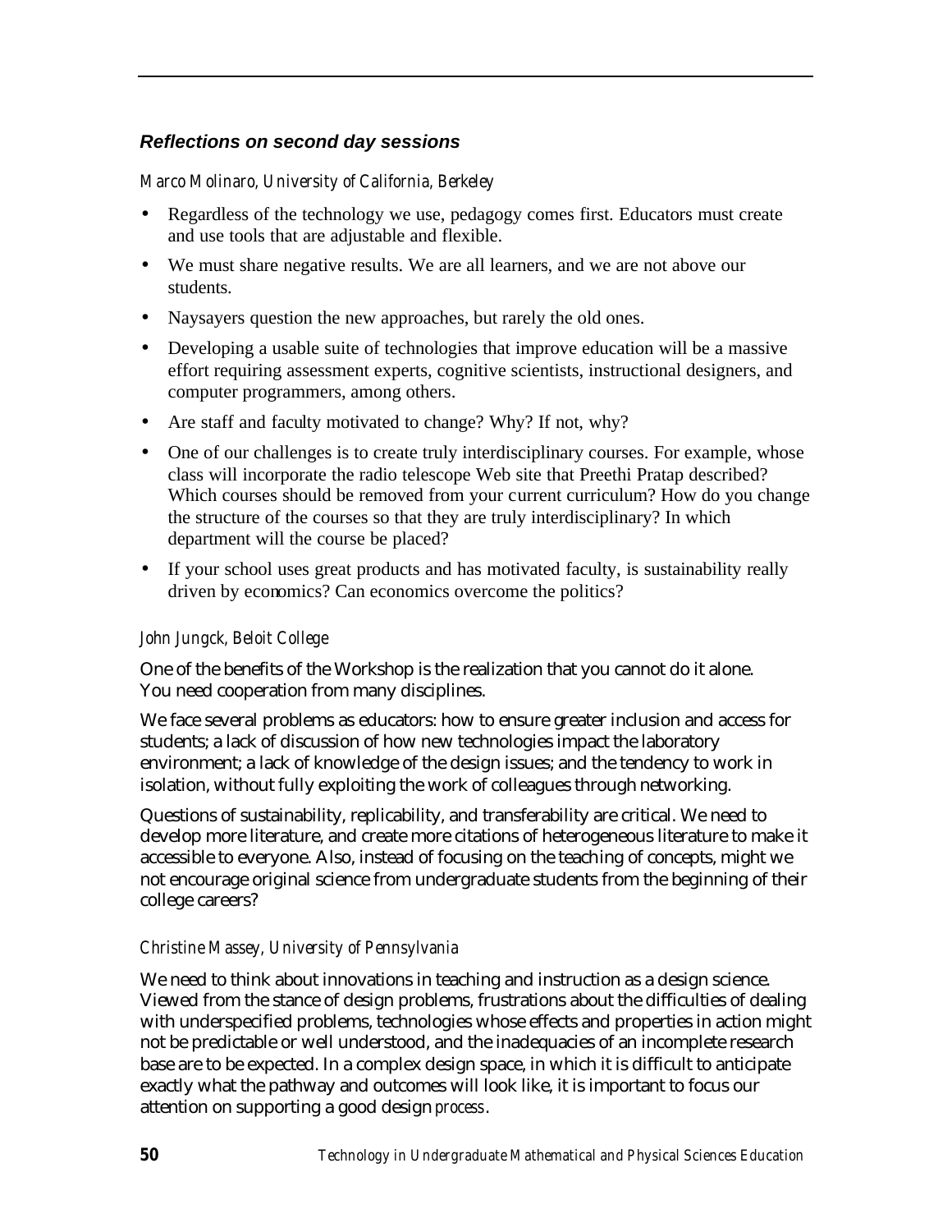### *Reflections on second day sessions*

*Marco Molinaro, University of California, Berkeley*

- Regardless of the technology we use, pedagogy comes first. Educators must create and use tools that are adjustable and flexible.
- We must share negative results. We are all learners, and we are not above our students.
- Naysayers question the new approaches, but rarely the old ones.
- Developing a usable suite of technologies that improve education will be a massive effort requiring assessment experts, cognitive scientists, instructional designers, and computer programmers, among others.
- Are staff and faculty motivated to change? Why? If not, why?
- One of our challenges is to create truly interdisciplinary courses. For example, whose class will incorporate the radio telescope Web site that Preethi Pratap described? Which courses should be removed from your current curriculum? How do you change the structure of the courses so that they are truly interdisciplinary? In which department will the course be placed?
- If your school uses great products and has motivated faculty, is sustainability really driven by economics? Can economics overcome the politics?

*John Jungck, Beloit College*

One of the benefits of the Workshop is the realization that you cannot do it alone. You need cooperation from many disciplines.

We face several problems as educators: how to ensure greater inclusion and access for students; a lack of discussion of how new technologies impact the laboratory environment; a lack of knowledge of the design issues; and the tendency to work in isolation, without fully exploiting the work of colleagues through networking.

Questions of sustainability, replicability, and transferability are critical. We need to develop more literature, and create more citations of heterogeneous literature to make it accessible to everyone. Also, instead of focusing on the teaching of concepts, might we not encourage original science from undergraduate students from the beginning of their college careers?

*Christine Massey, University of Pennsylvania*

We need to think about innovations in teaching and instruction as a design science. Viewed from the stance of design problems, frustrations about the difficulties of dealing with underspecified problems, technologies whose effects and properties in action might not be predictable or well understood, and the inadequacies of an incomplete research base are to be expected. In a complex design space, in which it is difficult to anticipate exactly what the pathway and outcomes will look like, it is important to focus our attention on supporting a good design *process*.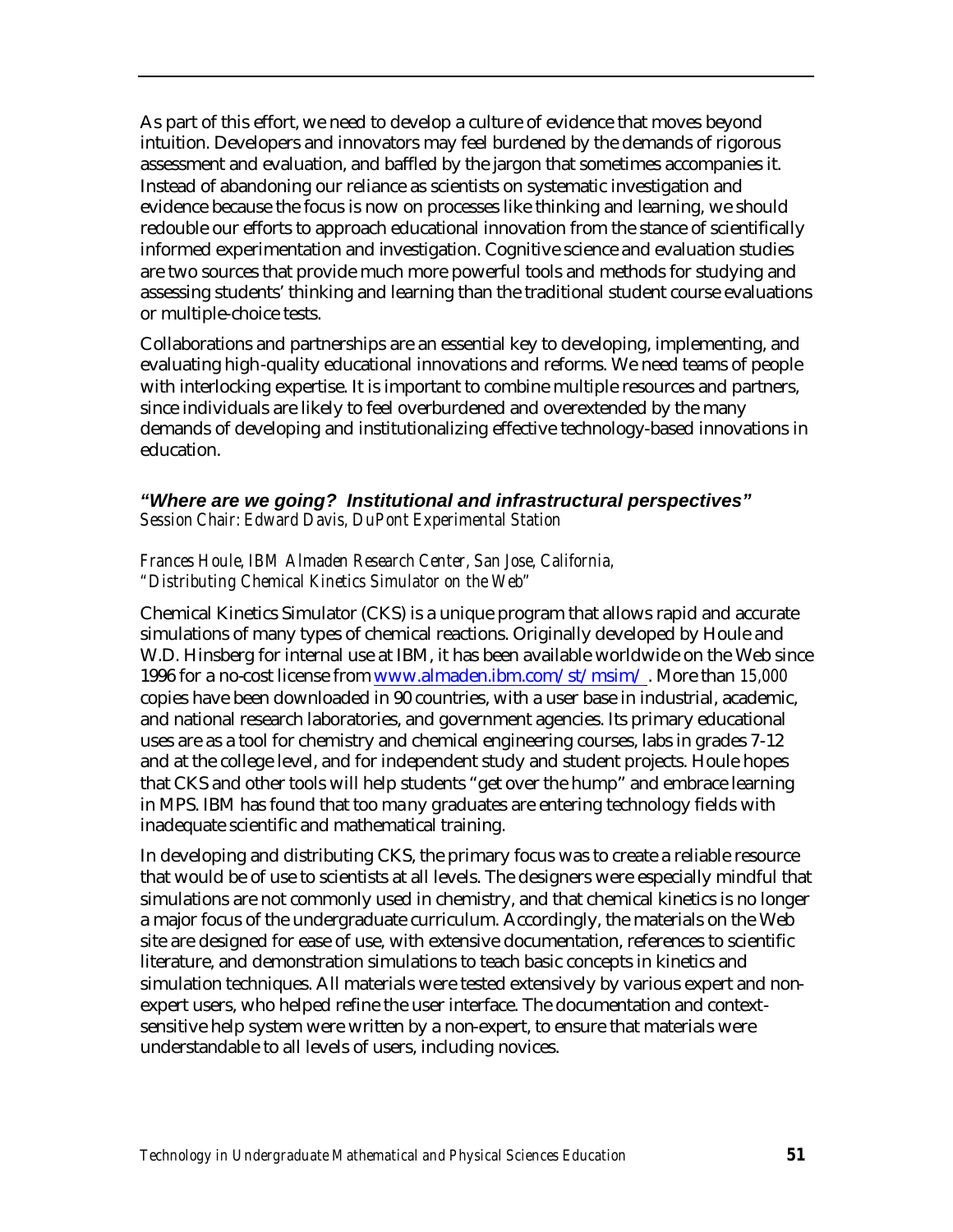As part of this effort, we need to develop a culture of evidence that moves beyond intuition. Developers and innovators may feel burdened by the demands of rigorous assessment and evaluation, and baffled by the jargon that sometimes accompanies it. Instead of abandoning our reliance as scientists on systematic investigation and evidence because the focus is now on processes like thinking and learning, we should redouble our efforts to approach educational innovation from the stance of scientifically informed experimentation and investigation. Cognitive science and evaluation studies are two sources that provide much more powerful tools and methods for studying and assessing students' thinking and learning than the traditional student course evaluations or multiple-choice tests.

Collaborations and partnerships are an essential key to developing, implementing, and evaluating high-quality educational innovations and reforms. We need teams of people with interlocking expertise. It is important to combine multiple resources and partners, since individuals are likely to feel overburdened and overextended by the many demands of developing and institutionalizing effective technology-based innovations in education.

### *"Where are we going? Institutional and infrastructural perspectives"*

*Session Chair: Edward Davis, DuPont Experimental Station*

*Frances Houle, IBM Almaden Research Center, San Jose, California,*
*"Distributing Chemical Kinetics Simulator on the Web"*

Chemical Kinetics Simulator (CKS) is a unique program that allows rapid and accurate simulations of many types of chemical reactions. Originally developed by Houle and W.D. Hinsberg for internal use at IBM, it has been available worldwide on the Web since 1996 for a no-cost license from www.almaden.ibm.com/st/msim/. More than 15,000 copies have been downloaded in 90 countries, with a user base in industrial, academic, and national research laboratories, and government agencies. Its primary educational uses are as a tool for chemistry and chemical engineering courses, labs in grades 7-12 and at the college level, and for independent study and student projects. Houle hopes that CKS and other tools will help students "get over the hump" and embrace learning in MPS. IBM has found that too many graduates are entering technology fields with inadequate scientific and mathematical training.

In developing and distributing CKS, the primary focus was to create a reliable resource that would be of use to scientists at all levels. The designers were especially mindful that simulations are not commonly used in chemistry, and that chemical kinetics is no longer a major focus of the undergraduate curriculum. Accordingly, the materials on the Web site are designed for ease of use, with extensive documentation, references to scientific literature, and demonstration simulations to teach basic concepts in kinetics and simulation techniques. All materials were tested extensively by various expert and non-expert users, who helped refine the user interface. The documentation and context-sensitive help system were written by a non-expert, to ensure that materials were understandable to all levels of users, including novices.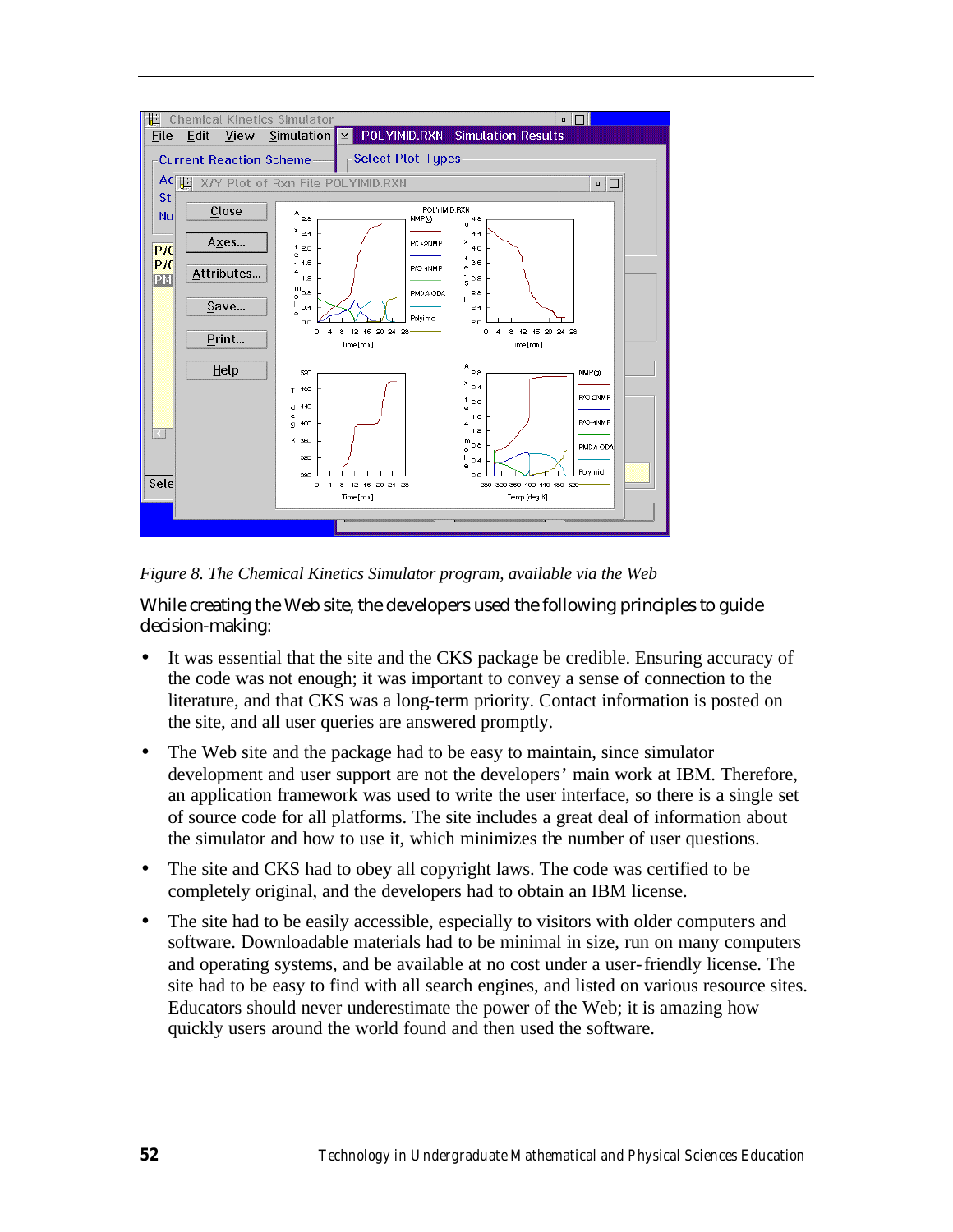*Figure 8. The Chemical Kinetics Simulator program, available via the Web*

While creating the Web site, the developers used the following principles to guide decision-making:

- It was essential that the site and the CKS package be credible. Ensuring accuracy of the code was not enough; it was important to convey a sense of connection to the literature, and that CKS was a long-term priority. Contact information is posted on the site, and all user queries are answered promptly.
- The Web site and the package had to be easy to maintain, since simulator development and user support are not the developers' main work at IBM. Therefore, an application framework was used to write the user interface, so there is a single set of source code for all platforms. The site includes a great deal of information about the simulator and how to use it, which minimizes the number of user questions.
- The site and CKS had to obey all copyright laws. The code was certified to be completely original, and the developers had to obtain an IBM license.
- The site had to be easily accessible, especially to visitors with older computers and software. Downloadable materials had to be minimal in size, run on many computers and operating systems, and be available at no cost under a user-friendly license. The site had to be easy to find with all search engines, and listed on various resource sites. Educators should never underestimate the power of the Web; it is amazing how quickly users around the world found and then used the software.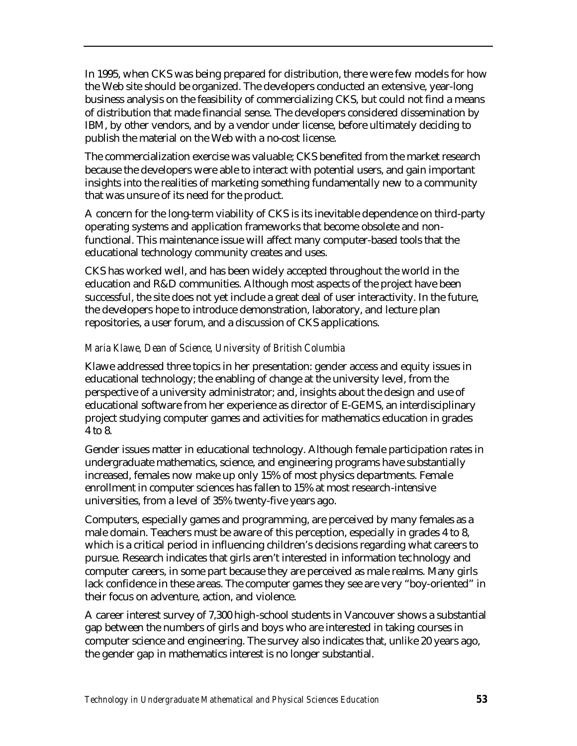In 1995, when CKS was being prepared for distribution, there were few models for how the Web site should be organized. The developers conducted an extensive, year-long business analysis on the feasibility of commercializing CKS, but could not find a means of distribution that made financial sense. The developers considered dissemination by IBM, by other vendors, and by a vendor under license, before ultimately deciding to publish the material on the Web with a no-cost license.

The commercialization exercise was valuable; CKS benefited from the market research because the developers were able to interact with potential users, and gain important insights into the realities of marketing something fundamentally new to a community that was unsure of its need for the product.

A concern for the long-term viability of CKS is its inevitable dependence on third-party operating systems and application frameworks that become obsolete and non-functional. This maintenance issue will affect many computer-based tools that the educational technology community creates and uses.

CKS has worked well, and has been widely accepted throughout the world in the education and R&D communities. Although most aspects of the project have been successful, the site does not yet include a great deal of user interactivity. In the future, the developers hope to introduce demonstration, laboratory, and lecture plan repositories, a user forum, and a discussion of CKS applications.

### *Maria Klawe, Dean of Science, University of British Columbia*

Klawe addressed three topics in her presentation: gender access and equity issues in educational technology; the enabling of change at the university level, from the perspective of a university administrator; and, insights about the design and use of educational software from her experience as director of E-GEMS, an interdisciplinary project studying computer games and activities for mathematics education in grades 4 to 8.

Gender issues matter in educational technology. Although female participation rates in undergraduate mathematics, science, and engineering programs have substantially increased, females now make up only 15% of most physics departments. Female enrollment in computer sciences has fallen to 15% at most research-intensive universities, from a level of 35% twenty-five years ago.

Computers, especially games and programming, are perceived by many females as a male domain. Teachers must be aware of this perception, especially in grades 4 to 8, which is a critical period in influencing children's decisions regarding what careers to pursue. Research indicates that girls aren't interested in information technology and computer careers, in some part because they are perceived as male realms. Many girls lack confidence in these areas. The computer games they see are very "boy-oriented" in their focus on adventure, action, and violence.

A career interest survey of 7,300 high-school students in Vancouver shows a substantial gap between the numbers of girls and boys who are interested in taking courses in computer science and engineering. The survey also indicates that, unlike 20 years ago, the gender gap in mathematics interest is no longer substantial.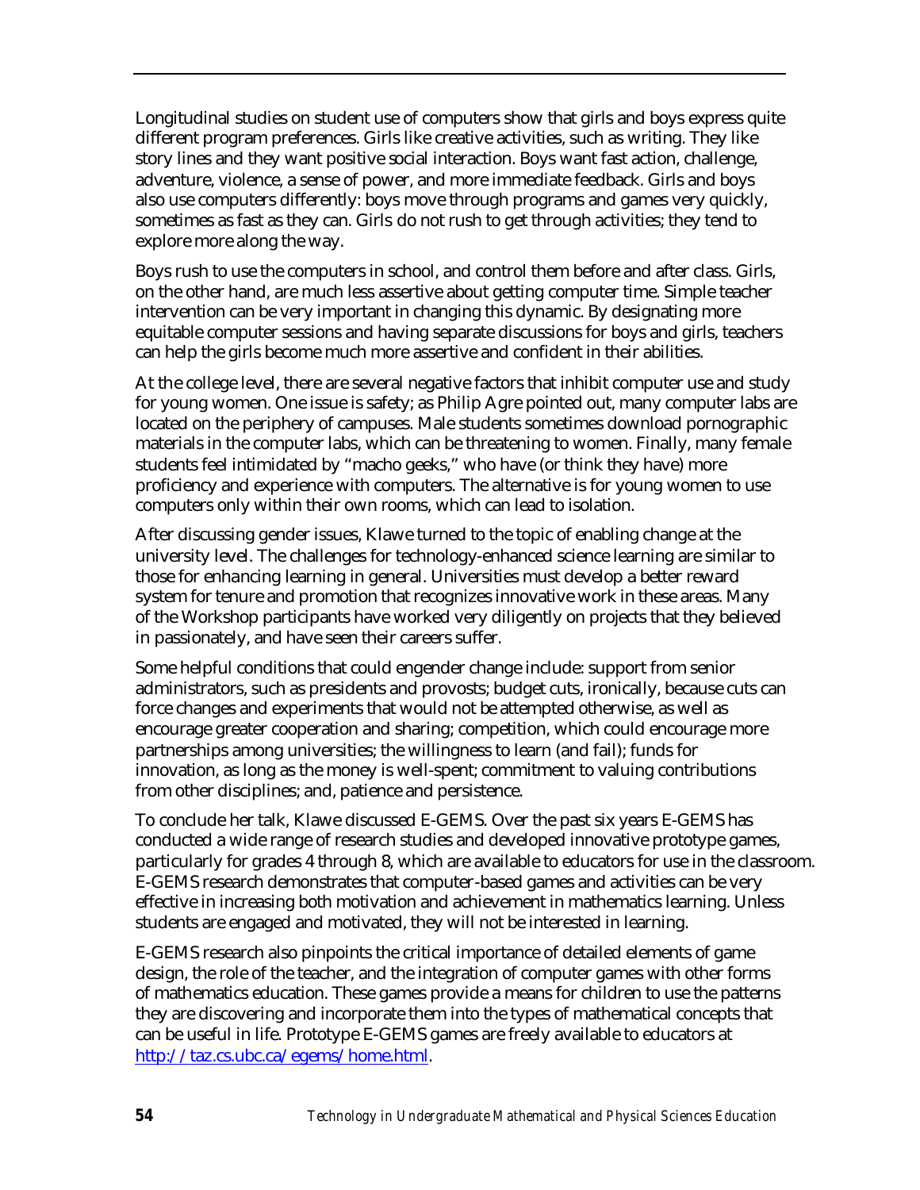Longitudinal studies on student use of computers show that girls and boys express quite different program preferences. Girls like creative activities, such as writing. They like story lines and they want positive social interaction. Boys want fast action, challenge, adventure, violence, a sense of power, and more immediate feedback. Girls and boys also use computers differently: boys move through programs and games very quickly, sometimes as fast as they can. Girls do not rush to get through activities; they tend to explore more along the way.

Boys rush to use the computers in school, and control them before and after class. Girls, on the other hand, are much less assertive about getting computer time. Simple teacher intervention can be very important in changing this dynamic. By designating more equitable computer sessions and having separate discussions for boys and girls, teachers can help the girls become much more assertive and confident in their abilities.

At the college level, there are several negative factors that inhibit computer use and study for young women. One issue is safety; as Philip Agre pointed out, many computer labs are located on the periphery of campuses. Male students sometimes download pornographic materials in the computer labs, which can be threatening to women. Finally, many female students feel intimidated by "macho geeks," who have (or think they have) more proficiency and experience with computers. The alternative is for young women to use computers only within their own rooms, which can lead to isolation.

After discussing gender issues, Klawe turned to the topic of enabling change at the university level. The challenges for technology-enhanced science learning are similar to those for enhancing learning in general. Universities must develop a better reward system for tenure and promotion that recognizes innovative work in these areas. Many of the Workshop participants have worked very diligently on projects that they believed in passionately, and have seen their careers suffer.

Some helpful conditions that could engender change include: support from senior administrators, such as presidents and provosts; budget cuts, ironically, because cuts can force changes and experiments that would not be attempted otherwise, as well as encourage greater cooperation and sharing; competition, which could encourage more partnerships among universities; the willingness to learn (and fail); funds for innovation, as long as the money is well-spent; commitment to valuing contributions from other disciplines; and, patience and persistence.

To conclude her talk, Klawe discussed E-GEMS. Over the past six years E-GEMS has conducted a wide range of research studies and developed innovative prototype games, particularly for grades 4 through 8, which are available to educators for use in the classroom. E-GEMS research demonstrates that computer-based games and activities can be very effective in increasing both motivation and achievement in mathematics learning. Unless students are engaged and motivated, they will not be interested in learning.

E-GEMS research also pinpoints the critical importance of detailed elements of game design, the role of the teacher, and the integration of computer games with other forms of mathematics education. These games provide a means for children to use the patterns they are discovering and incorporate them into the types of mathematical concepts that can be useful in life. Prototype E-GEMS games are freely available to educators at http://taz.cs.ubc.ca/egems/home.html.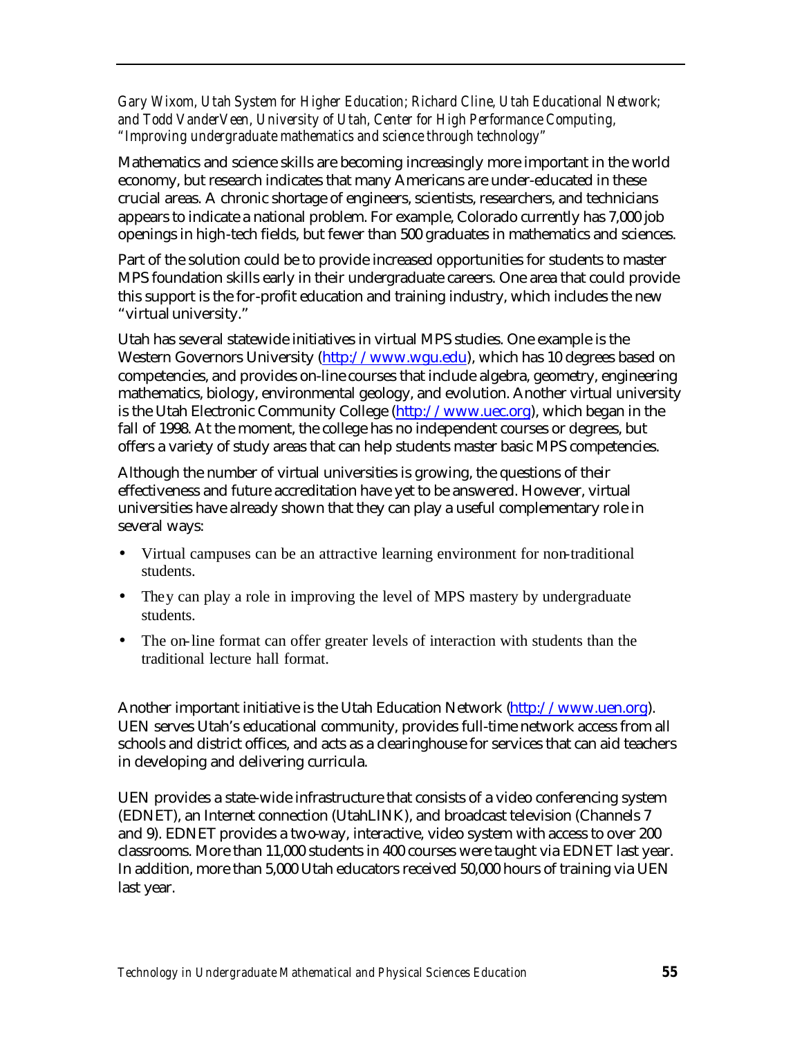*Gary Wixom, Utah System for Higher Education; Richard Cline, Utah Educational Network; and Todd VanderVeen, University of Utah, Center for High Performance Computing, "Improving undergraduate mathematics and science through technology"*

Mathematics and science skills are becoming increasingly more important in the world economy, but research indicates that many Americans are under-educated in these crucial areas. A chronic shortage of engineers, scientists, researchers, and technicians appears to indicate a national problem. For example, Colorado currently has 7,000 job openings in high-tech fields, but fewer than 500 graduates in mathematics and sciences.

Part of the solution could be to provide increased opportunities for students to master MPS foundation skills early in their undergraduate careers. One area that could provide this support is the for-profit education and training industry, which includes the new "virtual university."

Utah has several statewide initiatives in virtual MPS studies. One example is the Western Governors University (http://www.wgu.edu), which has 10 degrees based on competencies, and provides on-line courses that include algebra, geometry, engineering mathematics, biology, environmental geology, and evolution. Another virtual university is the Utah Electronic Community College (http://www.uec.org), which began in the fall of 1998. At the moment, the college has no independent courses or degrees, but offers a variety of study areas that can help students master basic MPS competencies.

Although the number of virtual universities is growing, the questions of their effectiveness and future accreditation have yet to be answered. However, virtual universities have already shown that they can play a useful complementary role in several ways:

- Virtual campuses can be an attractive learning environment for non-traditional students.
- They can play a role in improving the level of MPS mastery by undergraduate students.
- The on-line format can offer greater levels of interaction with students than the traditional lecture hall format.

Another important initiative is the Utah Education Network (http://www.uen.org). UEN serves Utah's educational community, provides full-time network access from all schools and district offices, and acts as a clearinghouse for services that can aid teachers in developing and delivering curricula.

UEN provides a state-wide infrastructure that consists of a video conferencing system (EDNET), an Internet connection (UtahLINK), and broadcast television (Channels 7 and 9). EDNET provides a two-way, interactive, video system with access to over 200 classrooms. More than 11,000 students in 400 courses were taught via EDNET last year. In addition, more than 5,000 Utah educators received 50,000 hours of training via UEN last year.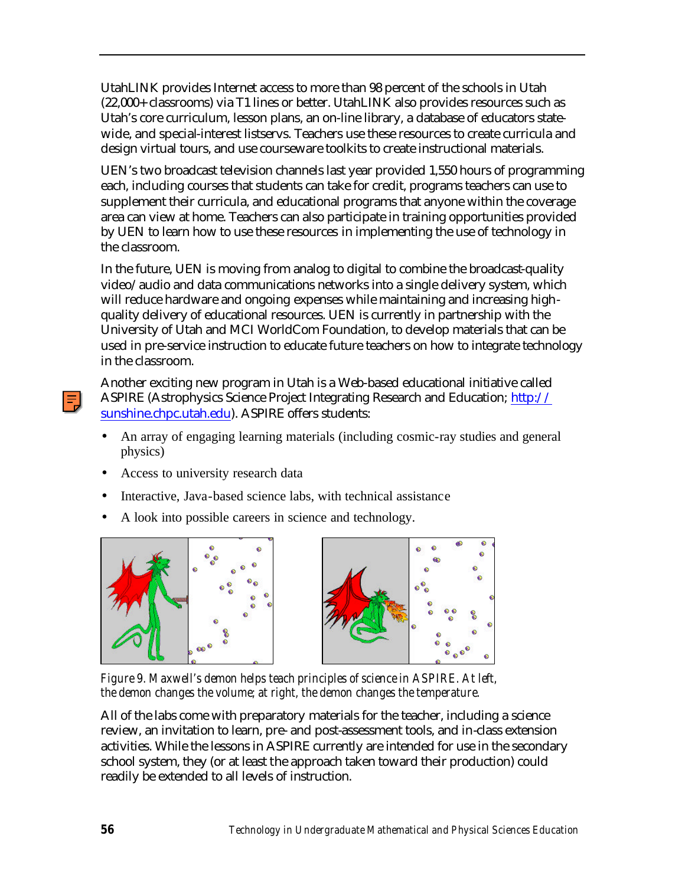UtahLINK provides Internet access to more than 98 percent of the schools in Utah (22,000+ classrooms) via T1 lines or better. UtahLINK also provides resources such as Utah's core curriculum, lesson plans, an on-line library, a database of educators statewide, and special-interest listservs. Teachers use these resources to create curricula and design virtual tours, and use courseware toolkits to create instructional materials.

UEN's two broadcast television channels last year provided 1,550 hours of programming each, including courses that students can take for credit, programs teachers can use to supplement their curricula, and educational programs that anyone within the coverage area can view at home. Teachers can also participate in training opportunities provided by UEN to learn how to use these resources in implementing the use of technology in the classroom.

In the future, UEN is moving from analog to digital to combine the broadcast-quality video/audio and data communications networks into a single delivery system, which will reduce hardware and ongoing expenses while maintaining and increasing high-quality delivery of educational resources. UEN is currently in partnership with the University of Utah and MCI WorldCom Foundation, to develop materials that can be used in pre-service instruction to educate future teachers on how to integrate technology in the classroom.

Another exciting new program in Utah is a Web-based educational initiative called ASPIRE (Astrophysics Science Project Integrating Research and Education; http://sunshine.chpc.utah.edu). ASPIRE offers students:

- An array of engaging learning materials (including cosmic-ray studies and general physics)
- Access to university research data
- Interactive, Java-based science labs, with technical assistance
- A look into possible careers in science and technology.

*Figure 9. Maxwell's demon helps teach principles of science in ASPIRE. At left, the demon changes the volume; at right, the demon changes the temperature.*

All of the labs come with preparatory materials for the teacher, including a science review, an invitation to learn, pre- and post-assessment tools, and in-class extension activities. While the lessons in ASPIRE currently are intended for use in the secondary school system, they (or at least the approach taken toward their production) could readily be extended to all levels of instruction.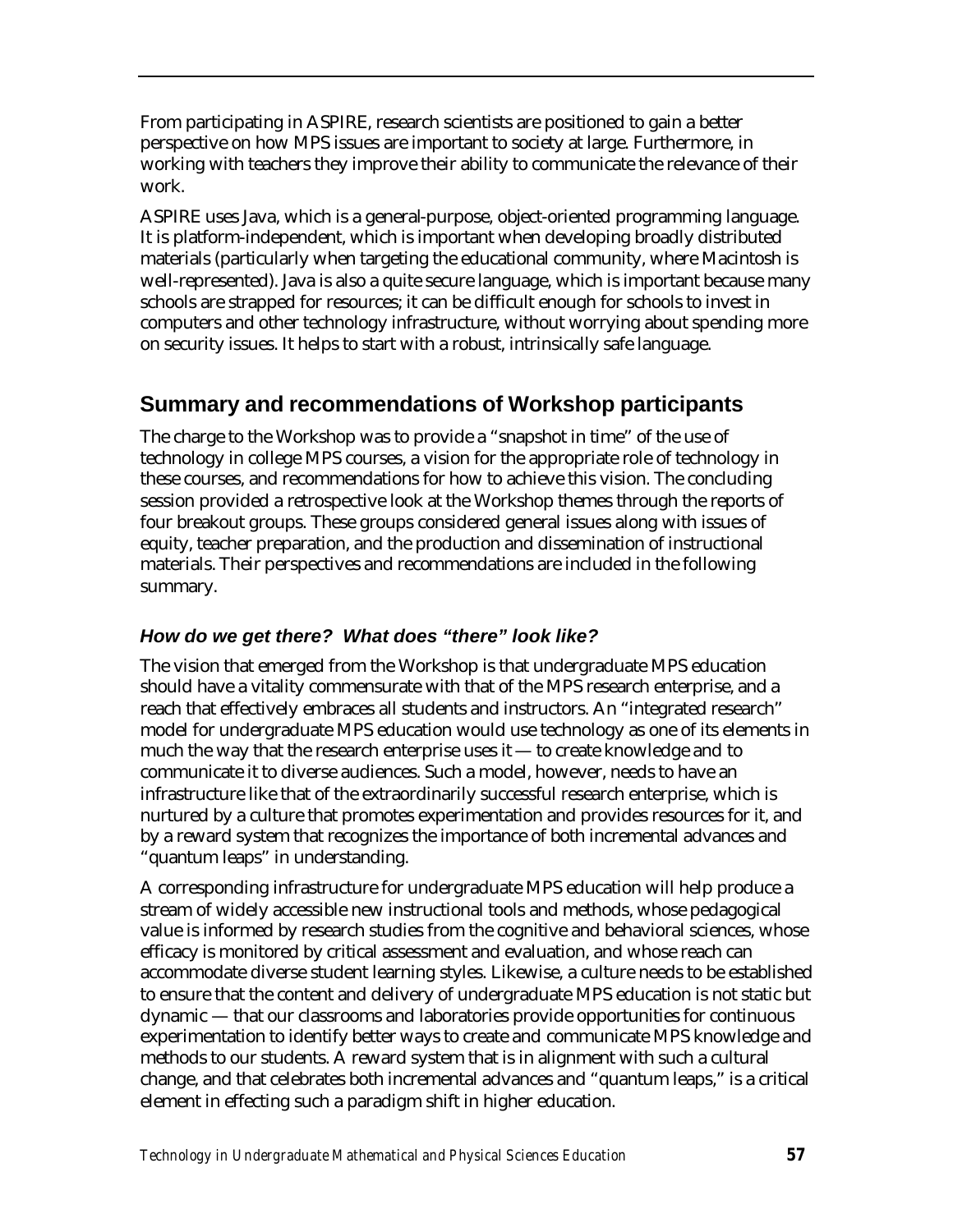From participating in ASPIRE, research scientists are positioned to gain a better perspective on how MPS issues are important to society at large. Furthermore, in working with teachers they improve their ability to communicate the relevance of their work.

ASPIRE uses Java, which is a general-purpose, object-oriented programming language. It is platform-independent, which is important when developing broadly distributed materials (particularly when targeting the educational community, where Macintosh is well-represented). Java is also a quite secure language, which is important because many schools are strapped for resources; it can be difficult enough for schools to invest in computers and other technology infrastructure, without worrying about spending more on security issues. It helps to start with a robust, intrinsically safe language.

## Summary and recommendations of Workshop participants

The charge to the Workshop was to provide a "snapshot in time" of the use of technology in college MPS courses, a vision for the appropriate role of technology in these courses, and recommendations for how to achieve this vision. The concluding session provided a retrospective look at the Workshop themes through the reports of four breakout groups. These groups considered general issues along with issues of equity, teacher preparation, and the production and dissemination of instructional materials. Their perspectives and recommendations are included in the following summary.

### *How do we get there? What does "there" look like?*

The vision that emerged from the Workshop is that undergraduate MPS education should have a vitality commensurate with that of the MPS research enterprise, and a reach that effectively embraces all students and instructors. An "integrated research" model for undergraduate MPS education would use technology as one of its elements in much the way that the research enterprise uses it — to create knowledge and to communicate it to diverse audiences. Such a model, however, needs to have an infrastructure like that of the extraordinarily successful research enterprise, which is nurtured by a culture that promotes experimentation and provides resources for it, and by a reward system that recognizes the importance of both incremental advances and "quantum leaps" in understanding.

A corresponding infrastructure for undergraduate MPS education will help produce a stream of widely accessible new instructional tools and methods, whose pedagogical value is informed by research studies from the cognitive and behavioral sciences, whose efficacy is monitored by critical assessment and evaluation, and whose reach can accommodate diverse student learning styles. Likewise, a culture needs to be established to ensure that the content and delivery of undergraduate MPS education is not static but dynamic — that our classrooms and laboratories provide opportunities for continuous experimentation to identify better ways to create and communicate MPS knowledge and methods to our students. A reward system that is in alignment with such a cultural change, and that celebrates both incremental advances and "quantum leaps," is a critical element in effecting such a paradigm shift in higher education.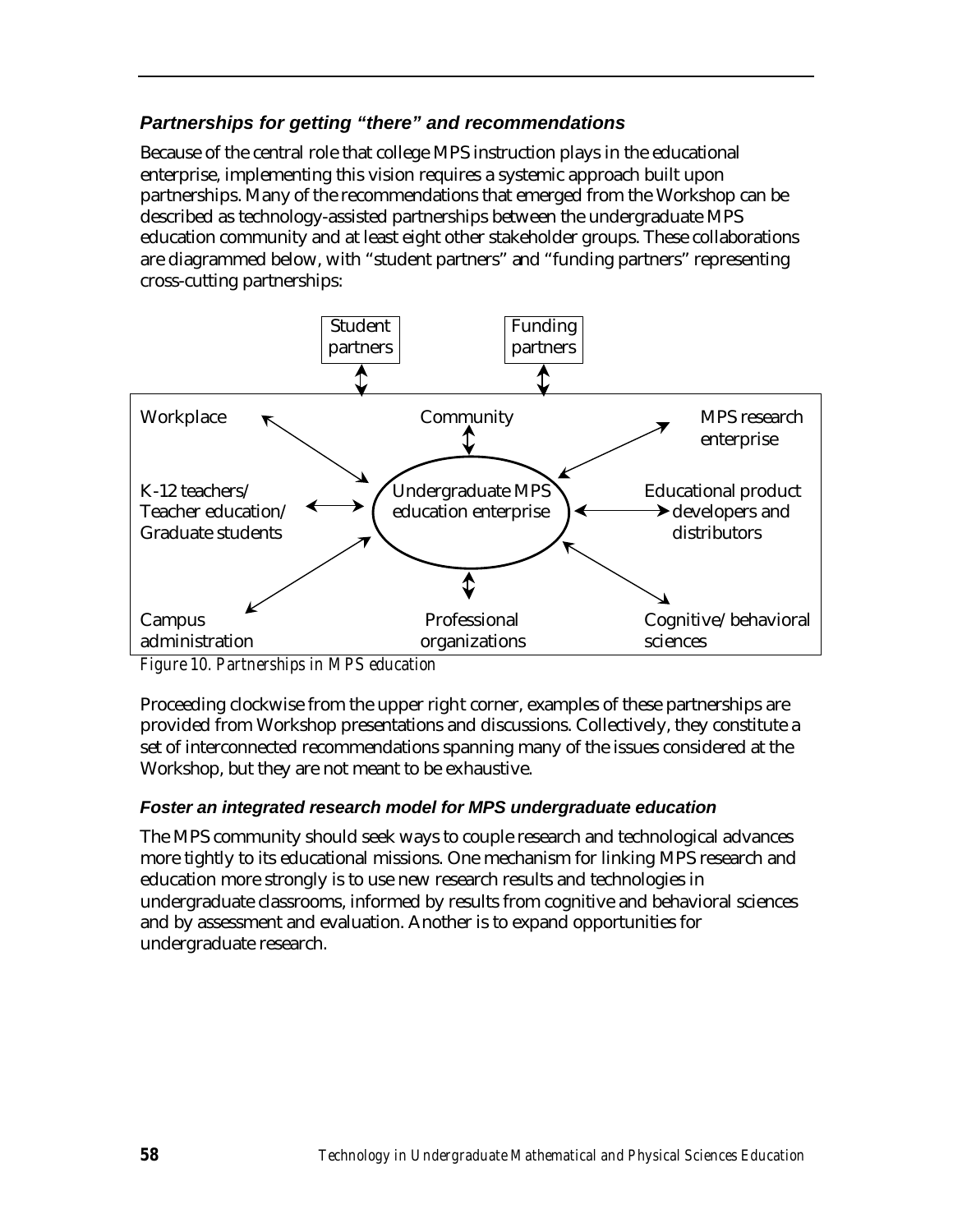### Partnerships for getting "there" and recommendations

Because of the central role that college MPS instruction plays in the educational enterprise, implementing this vision requires a systemic approach built upon partnerships. Many of the recommendations that emerged from the Workshop can be described as technology-assisted partnerships between the undergraduate MPS education community and at least eight other stakeholder groups. These collaborations are diagrammed below, with "student partners" and "funding partners" representing cross-cutting partnerships:

Student partners

Funding partners

Workplace

Community

MPS research enterprise

K-12 teachers/ Teacher education/ Graduate students

Undergraduate MPS education enterprise

Educational product developers and distributors

Campus administration

Professional organizations

Cognitive/behavioral sciences

*Figure 10. Partnerships in MPS education*

Proceeding clockwise from the upper right corner, examples of these partnerships are provided from Workshop presentations and discussions. Collectively, they constitute a set of interconnected recommendations spanning many of the issues considered at the Workshop, but they are not meant to be exhaustive.

#### Foster an integrated research model for MPS undergraduate education

The MPS community should seek ways to couple research and technological advances more tightly to its educational missions. One mechanism for linking MPS research and education more strongly is to use new research results and technologies in undergraduate classrooms, informed by results from cognitive and behavioral sciences and by assessment and evaluation. Another is to expand opportunities for undergraduate research.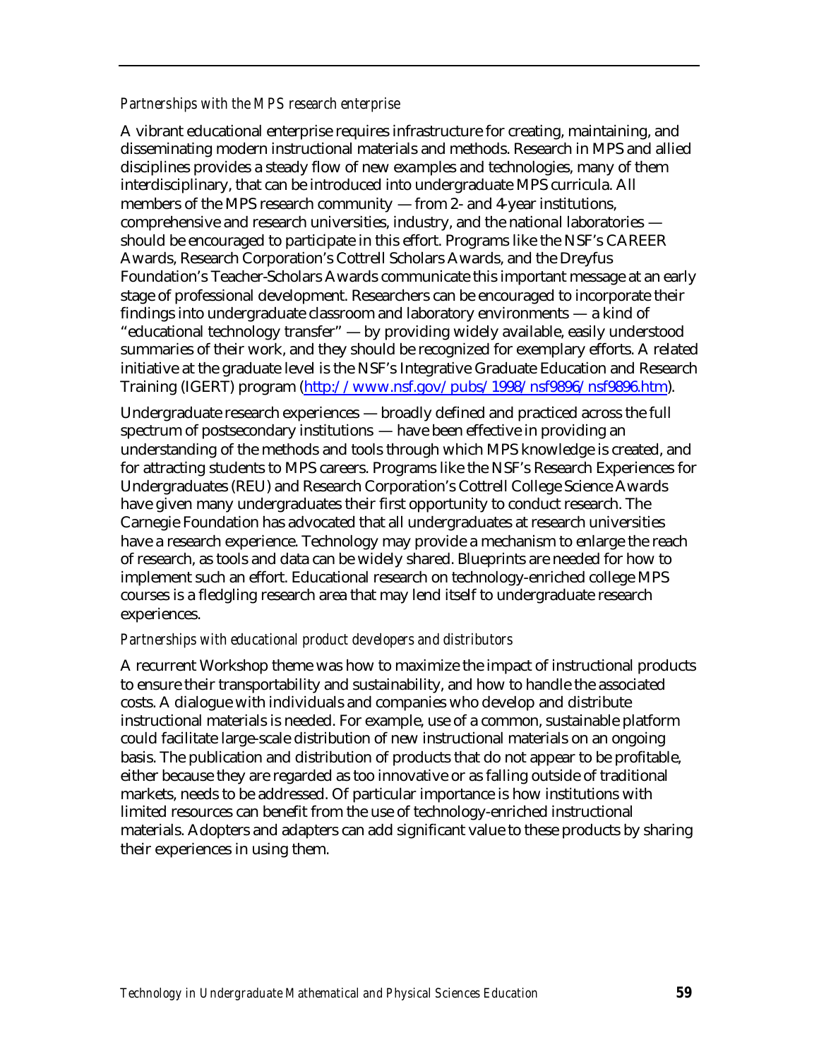*Partnerships with the MPS research enterprise*

A vibrant educational enterprise requires infrastructure for creating, maintaining, and disseminating modern instructional materials and methods. Research in MPS and allied disciplines provides a steady flow of new examples and technologies, many of them interdisciplinary, that can be introduced into undergraduate MPS curricula. All members of the MPS research community — from 2- and 4-year institutions, comprehensive and research universities, industry, and the national laboratories — should be encouraged to participate in this effort. Programs like the NSF's CAREER Awards, Research Corporation's Cottrell Scholars Awards, and the Dreyfus Foundation's Teacher-Scholars Awards communicate this important message at an early stage of professional development. Researchers can be encouraged to incorporate their findings into undergraduate classroom and laboratory environments — a kind of "educational technology transfer" — by providing widely available, easily understood summaries of their work, and they should be recognized for exemplary efforts. A related initiative at the graduate level is the NSF's Integrative Graduate Education and Research Training (IGERT) program (http://www.nsf.gov/pubs/1998/nsf9896/nsf9896.htm).

Undergraduate research experiences — broadly defined and practiced across the full spectrum of postsecondary institutions — have been effective in providing an understanding of the methods and tools through which MPS knowledge is created, and for attracting students to MPS careers. Programs like the NSF's Research Experiences for Undergraduates (REU) and Research Corporation's Cottrell College Science Awards have given many undergraduates their first opportunity to conduct research. The Carnegie Foundation has advocated that all undergraduates at research universities have a research experience. Technology may provide a mechanism to enlarge the reach of research, as tools and data can be widely shared. Blueprints are needed for how to implement such an effort. Educational research on technology-enriched college MPS courses is a fledgling research area that may lend itself to undergraduate research experiences.

*Partnerships with educational product developers and distributors*

A recurrent Workshop theme was how to maximize the impact of instructional products to ensure their transportability and sustainability, and how to handle the associated costs. A dialogue with individuals and companies who develop and distribute instructional materials is needed. For example, use of a common, sustainable platform could facilitate large-scale distribution of new instructional materials on an ongoing basis. The publication and distribution of products that do not appear to be profitable, either because they are regarded as too innovative or as falling outside of traditional markets, needs to be addressed. Of particular importance is how institutions with limited resources can benefit from the use of technology-enriched instructional materials. Adopters and adapters can add significant value to these products by sharing their experiences in using them.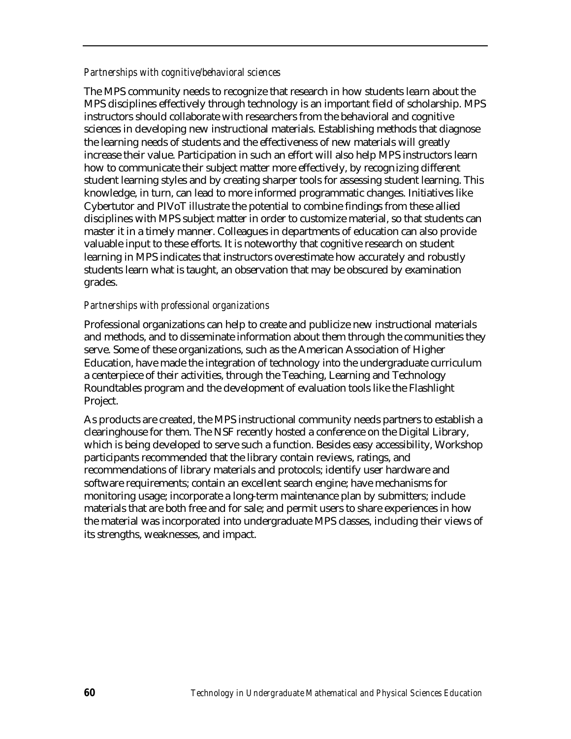*Partnerships with cognitive/behavioral sciences*

The MPS community needs to recognize that research in how students learn about the MPS disciplines effectively through technology is an important field of scholarship. MPS instructors should collaborate with researchers from the behavioral and cognitive sciences in developing new instructional materials. Establishing methods that diagnose the learning needs of students and the effectiveness of new materials will greatly increase their value. Participation in such an effort will also help MPS instructors learn how to communicate their subject matter more effectively, by recognizing different student learning styles and by creating sharper tools for assessing student learning. This knowledge, in turn, can lead to more informed programmatic changes. Initiatives like Cybertutor and PIVoT illustrate the potential to combine findings from these allied disciplines with MPS subject matter in order to customize material, so that students can master it in a timely manner. Colleagues in departments of education can also provide valuable input to these efforts. It is noteworthy that cognitive research on student learning in MPS indicates that instructors overestimate how accurately and robustly students learn what is taught, an observation that may be obscured by examination grades.

*Partnerships with professional organizations*

Professional organizations can help to create and publicize new instructional materials and methods, and to disseminate information about them through the communities they serve. Some of these organizations, such as the American Association of Higher Education, have made the integration of technology into the undergraduate curriculum a centerpiece of their activities, through the Teaching, Learning and Technology Roundtables program and the development of evaluation tools like the Flashlight Project.

As products are created, the MPS instructional community needs partners to establish a clearinghouse for them. The NSF recently hosted a conference on the Digital Library, which is being developed to serve such a function. Besides easy accessibility, Workshop participants recommended that the library contain reviews, ratings, and recommendations of library materials and protocols; identify user hardware and software requirements; contain an excellent search engine; have mechanisms for monitoring usage; incorporate a long-term maintenance plan by submitters; include materials that are both free and for sale; and permit users to share experiences in how the material was incorporated into undergraduate MPS classes, including their views of its strengths, weaknesses, and impact.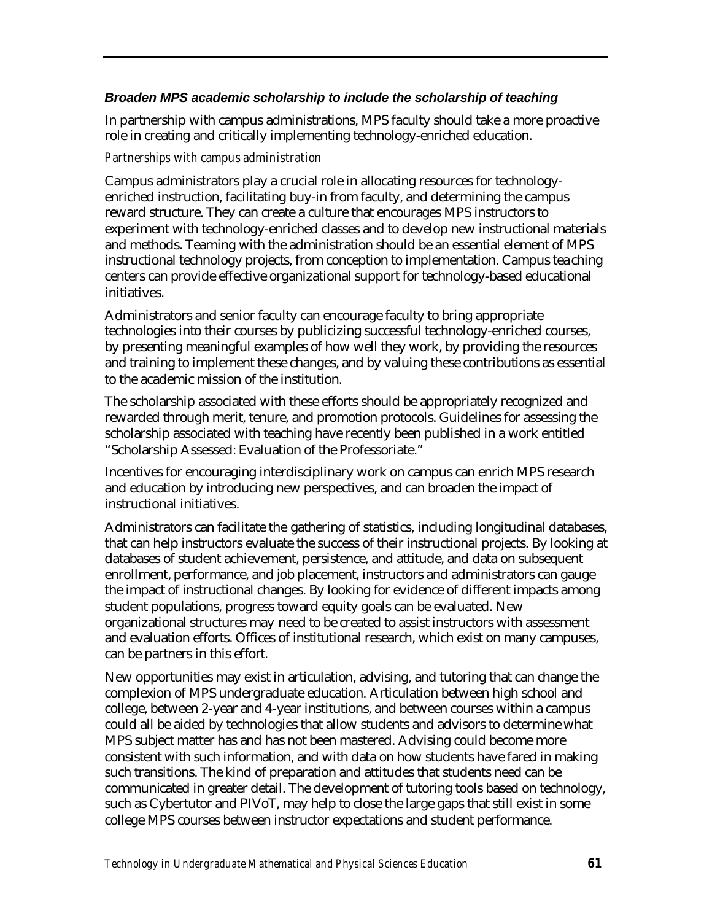### ***Broaden MPS academic scholarship to include the scholarship of teaching***

In partnership with campus administrations, MPS faculty should take a more proactive role in creating and critically implementing technology-enriched education.

*Partnerships with campus administration*

Campus administrators play a crucial role in allocating resources for technology-enriched instruction, facilitating buy-in from faculty, and determining the campus reward structure. They can create a culture that encourages MPS instructors to experiment with technology-enriched classes and to develop new instructional materials and methods. Teaming with the administration should be an essential element of MPS instructional technology projects, from conception to implementation. Campus teaching centers can provide effective organizational support for technology-based educational initiatives.

Administrators and senior faculty can encourage faculty to bring appropriate technologies into their courses by publicizing successful technology-enriched courses, by presenting meaningful examples of how well they work, by providing the resources and training to implement these changes, and by valuing these contributions as essential to the academic mission of the institution.

The scholarship associated with these efforts should be appropriately recognized and rewarded through merit, tenure, and promotion protocols. Guidelines for assessing the scholarship associated with teaching have recently been published in a work entitled "Scholarship Assessed: Evaluation of the Professoriate."

Incentives for encouraging interdisciplinary work on campus can enrich MPS research and education by introducing new perspectives, and can broaden the impact of instructional initiatives.

Administrators can facilitate the gathering of statistics, including longitudinal databases, that can help instructors evaluate the success of their instructional projects. By looking at databases of student achievement, persistence, and attitude, and data on subsequent enrollment, performance, and job placement, instructors and administrators can gauge the impact of instructional changes. By looking for evidence of different impacts among student populations, progress toward equity goals can be evaluated. New organizational structures may need to be created to assist instructors with assessment and evaluation efforts. Offices of institutional research, which exist on many campuses, can be partners in this effort.

New opportunities may exist in articulation, advising, and tutoring that can change the complexion of MPS undergraduate education. Articulation between high school and college, between 2-year and 4-year institutions, and between courses within a campus could all be aided by technologies that allow students and advisors to determine what MPS subject matter has and has not been mastered. Advising could become more consistent with such information, and with data on how students have fared in making such transitions. The kind of preparation and attitudes that students need can be communicated in greater detail. The development of tutoring tools based on technology, such as Cybertutor and PIVoT, may help to close the large gaps that still exist in some college MPS courses between instructor expectations and student performance.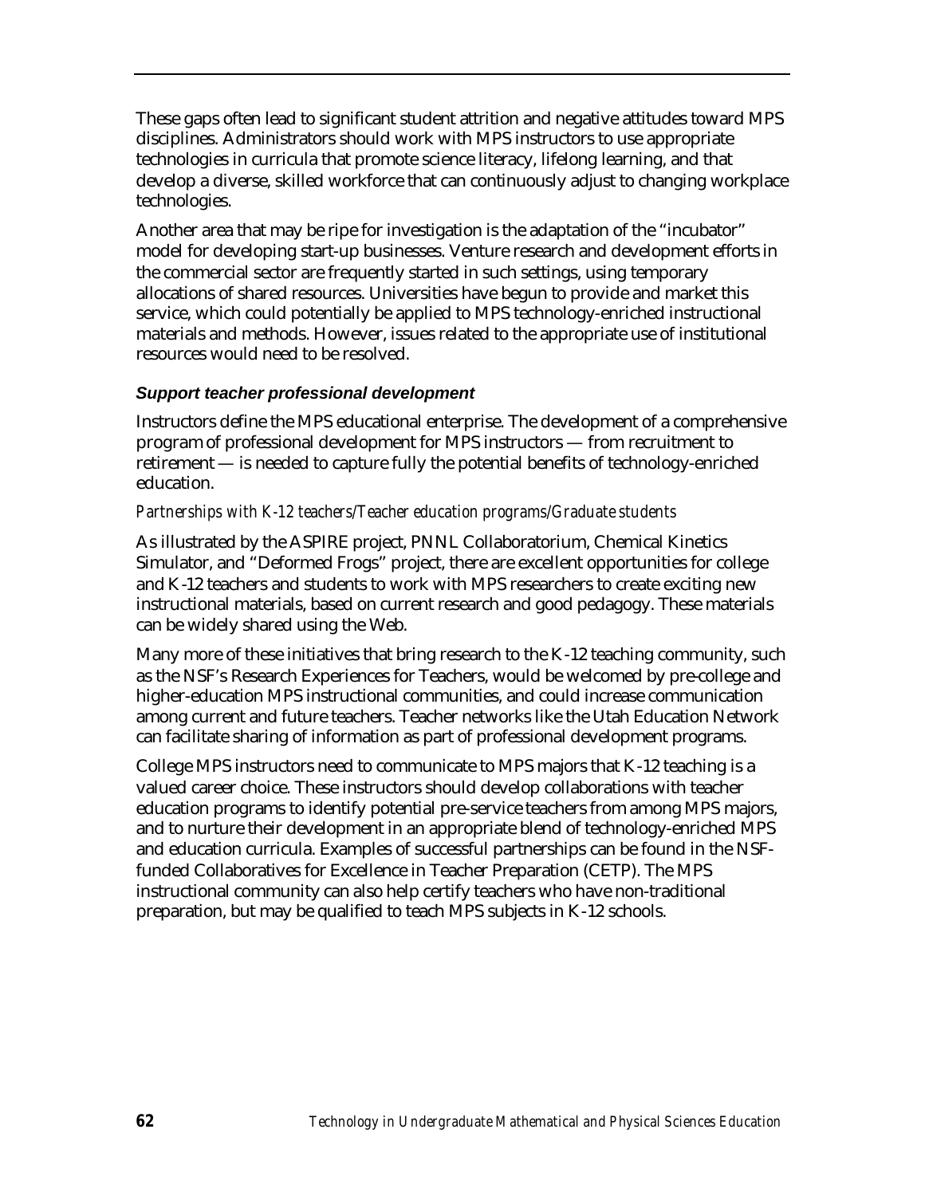These gaps often lead to significant student attrition and negative attitudes toward MPS disciplines. Administrators should work with MPS instructors to use appropriate technologies in curricula that promote science literacy, lifelong learning, and that develop a diverse, skilled workforce that can continuously adjust to changing workplace technologies.

Another area that may be ripe for investigation is the adaptation of the "incubator" model for developing start-up businesses. Venture research and development efforts in the commercial sector are frequently started in such settings, using temporary allocations of shared resources. Universities have begun to provide and market this service, which could potentially be applied to MPS technology-enriched instructional materials and methods. However, issues related to the appropriate use of institutional resources would need to be resolved.

### Support teacher professional development

Instructors define the MPS educational enterprise. The development of a comprehensive program of professional development for MPS instructors — from recruitment to retirement — is needed to capture fully the potential benefits of technology-enriched education.

#### *Partnerships with K-12 teachers/Teacher education programs/Graduate students*

As illustrated by the ASPIRE project, PNNL Collaboratorium, Chemical Kinetics Simulator, and "Deformed Frogs" project, there are excellent opportunities for college and K-12 teachers and students to work with MPS researchers to create exciting new instructional materials, based on current research and good pedagogy. These materials can be widely shared using the Web.

Many more of these initiatives that bring research to the K-12 teaching community, such as the NSF's Research Experiences for Teachers, would be welcomed by pre-college and higher-education MPS instructional communities, and could increase communication among current and future teachers. Teacher networks like the Utah Education Network can facilitate sharing of information as part of professional development programs.

College MPS instructors need to communicate to MPS majors that K-12 teaching is a valued career choice. These instructors should develop collaborations with teacher education programs to identify potential pre-service teachers from among MPS majors, and to nurture their development in an appropriate blend of technology-enriched MPS and education curricula. Examples of successful partnerships can be found in the NSF-funded Collaboratives for Excellence in Teacher Preparation (CETP). The MPS instructional community can also help certify teachers who have non-traditional preparation, but may be qualified to teach MPS subjects in K-12 schools.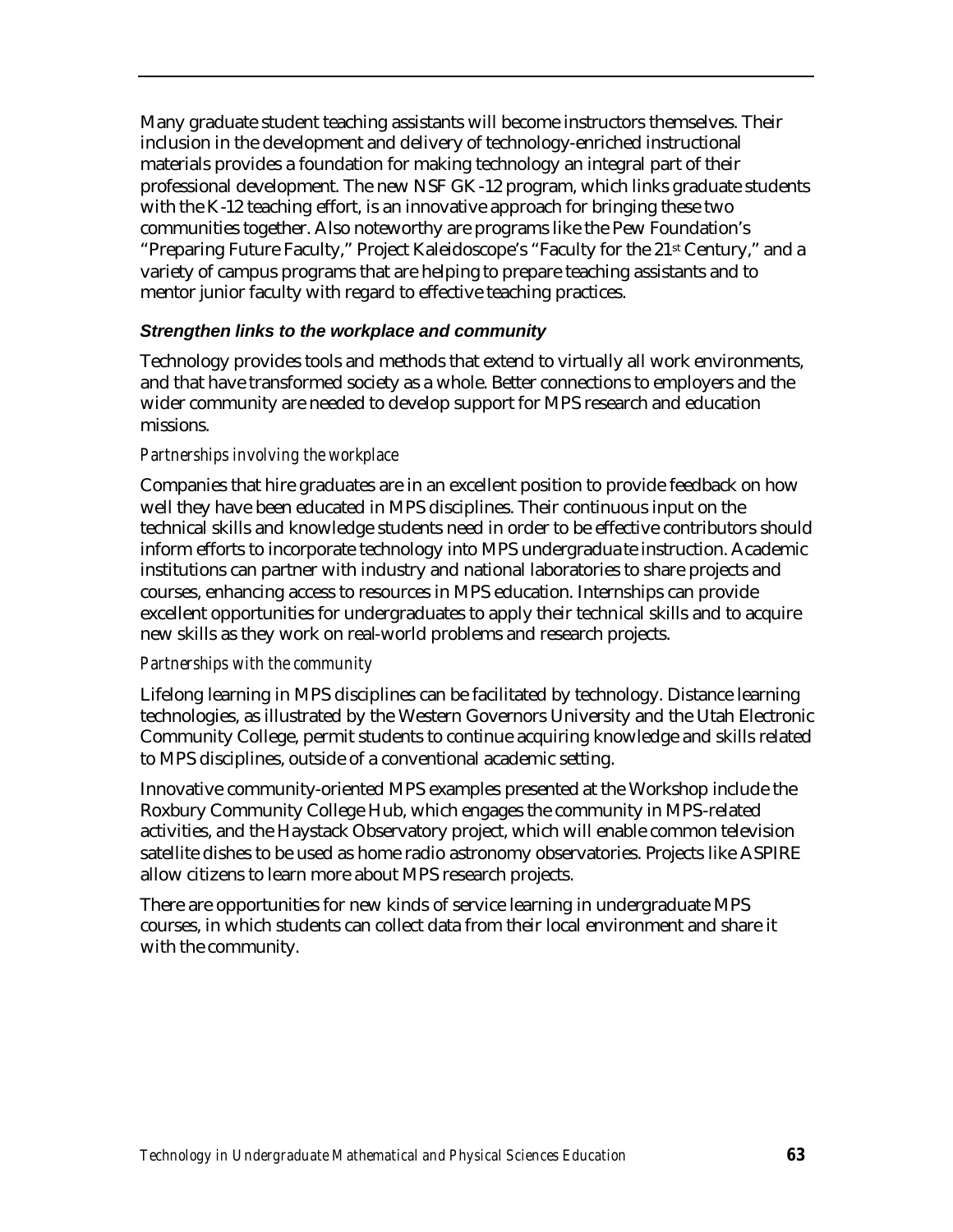Many graduate student teaching assistants will become instructors themselves. Their inclusion in the development and delivery of technology-enriched instructional materials provides a foundation for making technology an integral part of their professional development. The new NSF GK-12 program, which links graduate students with the K-12 teaching effort, is an innovative approach for bringing these two communities together. Also noteworthy are programs like the Pew Foundation's "Preparing Future Faculty," Project Kaleidoscope's "Faculty for the 21st Century," and a variety of campus programs that are helping to prepare teaching assistants and to mentor junior faculty with regard to effective teaching practices.

### ***Strengthen links to the workplace and community***

Technology provides tools and methods that extend to virtually all work environments, and that have transformed society as a whole. Better connections to employers and the wider community are needed to develop support for MPS research and education missions.

#### *Partnerships involving the workplace*

Companies that hire graduates are in an excellent position to provide feedback on how well they have been educated in MPS disciplines. Their continuous input on the technical skills and knowledge students need in order to be effective contributors should inform efforts to incorporate technology into MPS undergraduate instruction. Academic institutions can partner with industry and national laboratories to share projects and courses, enhancing access to resources in MPS education. Internships can provide excellent opportunities for undergraduates to apply their technical skills and to acquire new skills as they work on real-world problems and research projects.

#### *Partnerships with the community*

Lifelong learning in MPS disciplines can be facilitated by technology. Distance learning technologies, as illustrated by the Western Governors University and the Utah Electronic Community College, permit students to continue acquiring knowledge and skills related to MPS disciplines, outside of a conventional academic setting.

Innovative community-oriented MPS examples presented at the Workshop include the Roxbury Community College Hub, which engages the community in MPS-related activities, and the Haystack Observatory project, which will enable common television satellite dishes to be used as home radio astronomy observatories. Projects like ASPIRE allow citizens to learn more about MPS research projects.

There are opportunities for new kinds of service learning in undergraduate MPS courses, in which students can collect data from their local environment and share it with the community.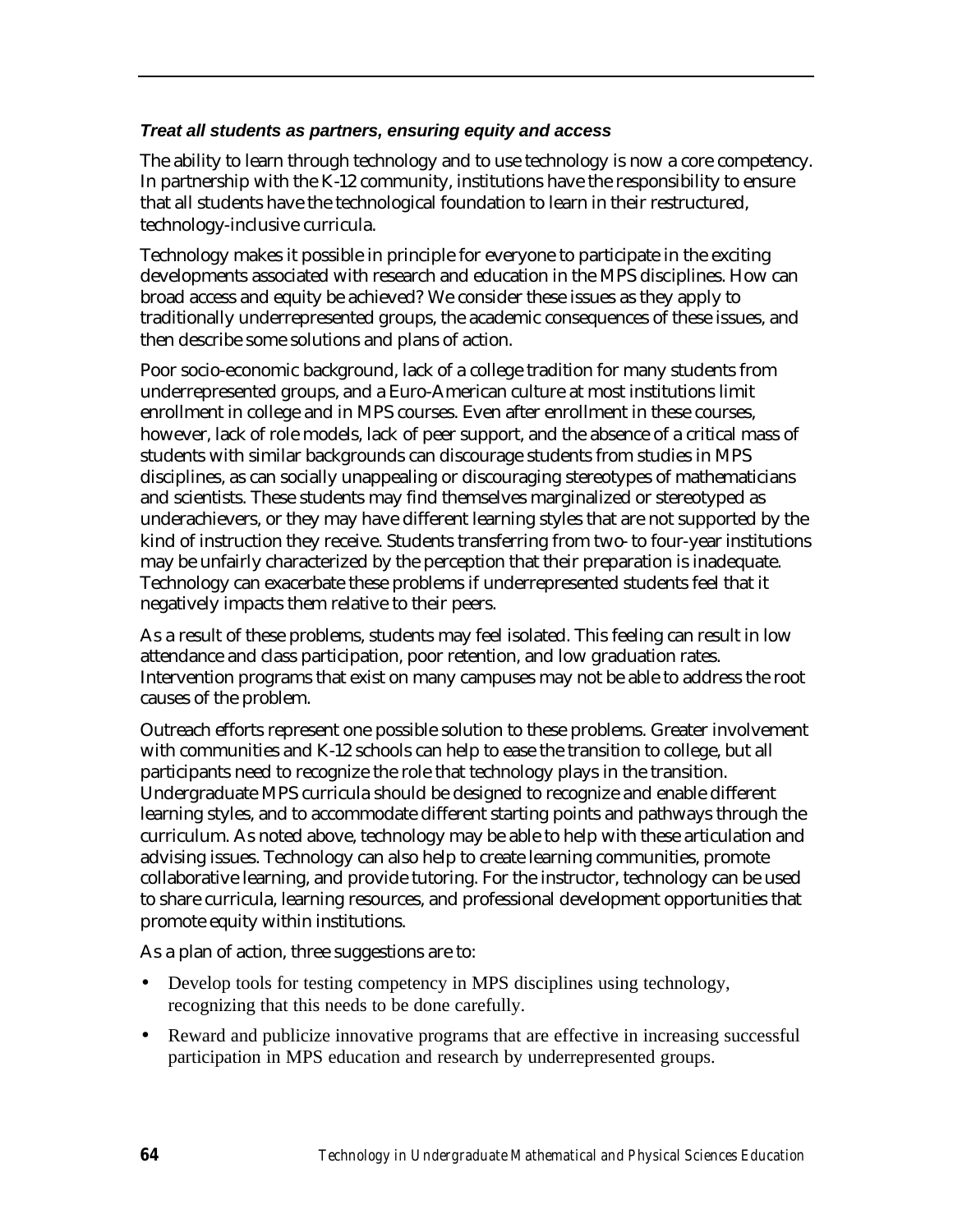***Treat all students as partners, ensuring equity and access***

The ability to learn through technology and to use technology is now a core competency. In partnership with the K-12 community, institutions have the responsibility to ensure that all students have the technological foundation to learn in their restructured, technology-inclusive curricula.

Technology makes it possible in principle for everyone to participate in the exciting developments associated with research and education in the MPS disciplines. How can broad access and equity be achieved? We consider these issues as they apply to traditionally underrepresented groups, the academic consequences of these issues, and then describe some solutions and plans of action.

Poor socio-economic background, lack of a college tradition for many students from underrepresented groups, and a Euro-American culture at most institutions limit enrollment in college and in MPS courses. Even after enrollment in these courses, however, lack of role models, lack of peer support, and the absence of a critical mass of students with similar backgrounds can discourage students from studies in MPS disciplines, as can socially unappealing or discouraging stereotypes of mathematicians and scientists. These students may find themselves marginalized or stereotyped as underachievers, or they may have different learning styles that are not supported by the kind of instruction they receive. Students transferring from two- to four-year institutions may be unfairly characterized by the perception that their preparation is inadequate. Technology can exacerbate these problems if underrepresented students feel that it negatively impacts them relative to their peers.

As a result of these problems, students may feel isolated. This feeling can result in low attendance and class participation, poor retention, and low graduation rates. Intervention programs that exist on many campuses may not be able to address the root causes of the problem.

Outreach efforts represent one possible solution to these problems. Greater involvement with communities and K-12 schools can help to ease the transition to college, but all participants need to recognize the role that technology plays in the transition. Undergraduate MPS curricula should be designed to recognize and enable different learning styles, and to accommodate different starting points and pathways through the curriculum. As noted above, technology may be able to help with these articulation and advising issues. Technology can also help to create learning communities, promote collaborative learning, and provide tutoring. For the instructor, technology can be used to share curricula, learning resources, and professional development opportunities that promote equity within institutions.

As a plan of action, three suggestions are to:

- Develop tools for testing competency in MPS disciplines using technology, recognizing that this needs to be done carefully.
- Reward and publicize innovative programs that are effective in increasing successful participation in MPS education and research by underrepresented groups.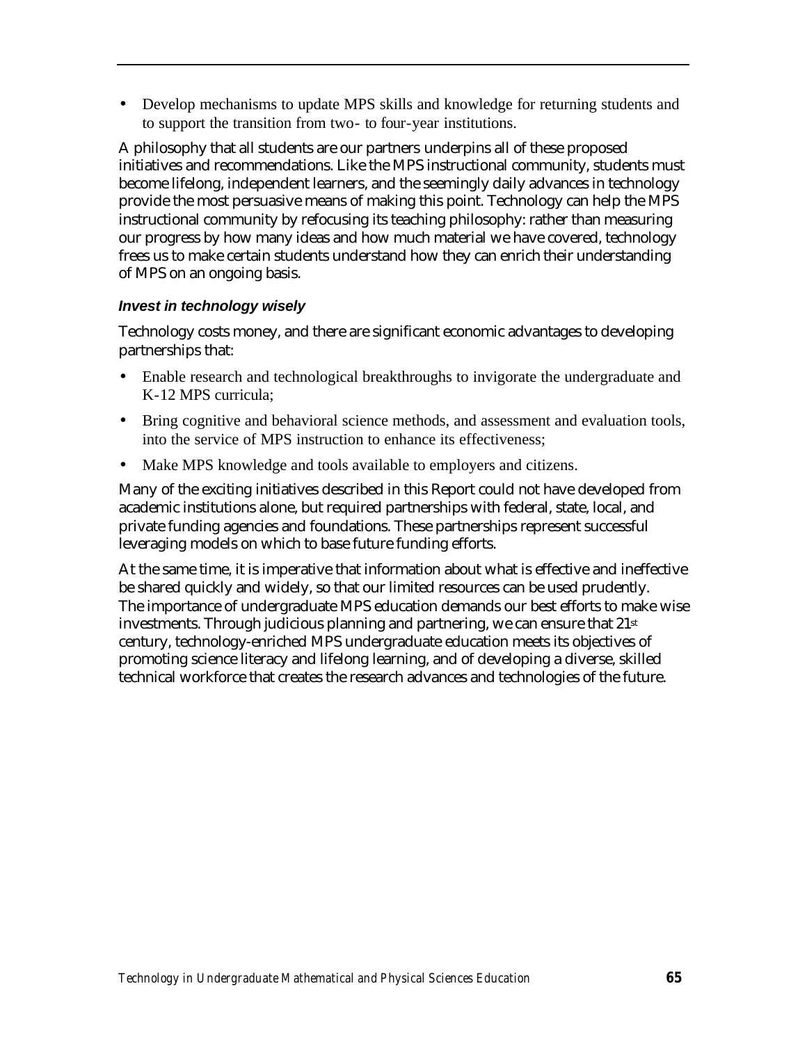- Develop mechanisms to update MPS skills and knowledge for returning students and to support the transition from two- to four-year institutions.

A philosophy that all students are our partners underpins all of these proposed initiatives and recommendations. Like the MPS instructional community, students must become lifelong, independent learners, and the seemingly daily advances in technology provide the most persuasive means of making this point. Technology can help the MPS instructional community by refocusing its teaching philosophy: rather than measuring our progress by how many ideas and how much material we have covered, technology frees us to make certain students understand how they can enrich their understanding of MPS on an ongoing basis.

***Invest in technology wisely***

Technology costs money, and there are significant economic advantages to developing partnerships that:

- Enable research and technological breakthroughs to invigorate the undergraduate and K-12 MPS curricula;
- Bring cognitive and behavioral science methods, and assessment and evaluation tools, into the service of MPS instruction to enhance its effectiveness;
- Make MPS knowledge and tools available to employers and citizens.

Many of the exciting initiatives described in this Report could not have developed from academic institutions alone, but required partnerships with federal, state, local, and private funding agencies and foundations. These partnerships represent successful leveraging models on which to base future funding efforts.

At the same time, it is imperative that information about what is effective and ineffective be shared quickly and widely, so that our limited resources can be used prudently. The importance of undergraduate MPS education demands our best efforts to make wise investments. Through judicious planning and partnering, we can ensure that 21st century, technology-enriched MPS undergraduate education meets its objectives of promoting science literacy and lifelong learning, and of developing a diverse, skilled technical workforce that creates the research advances and technologies of the future.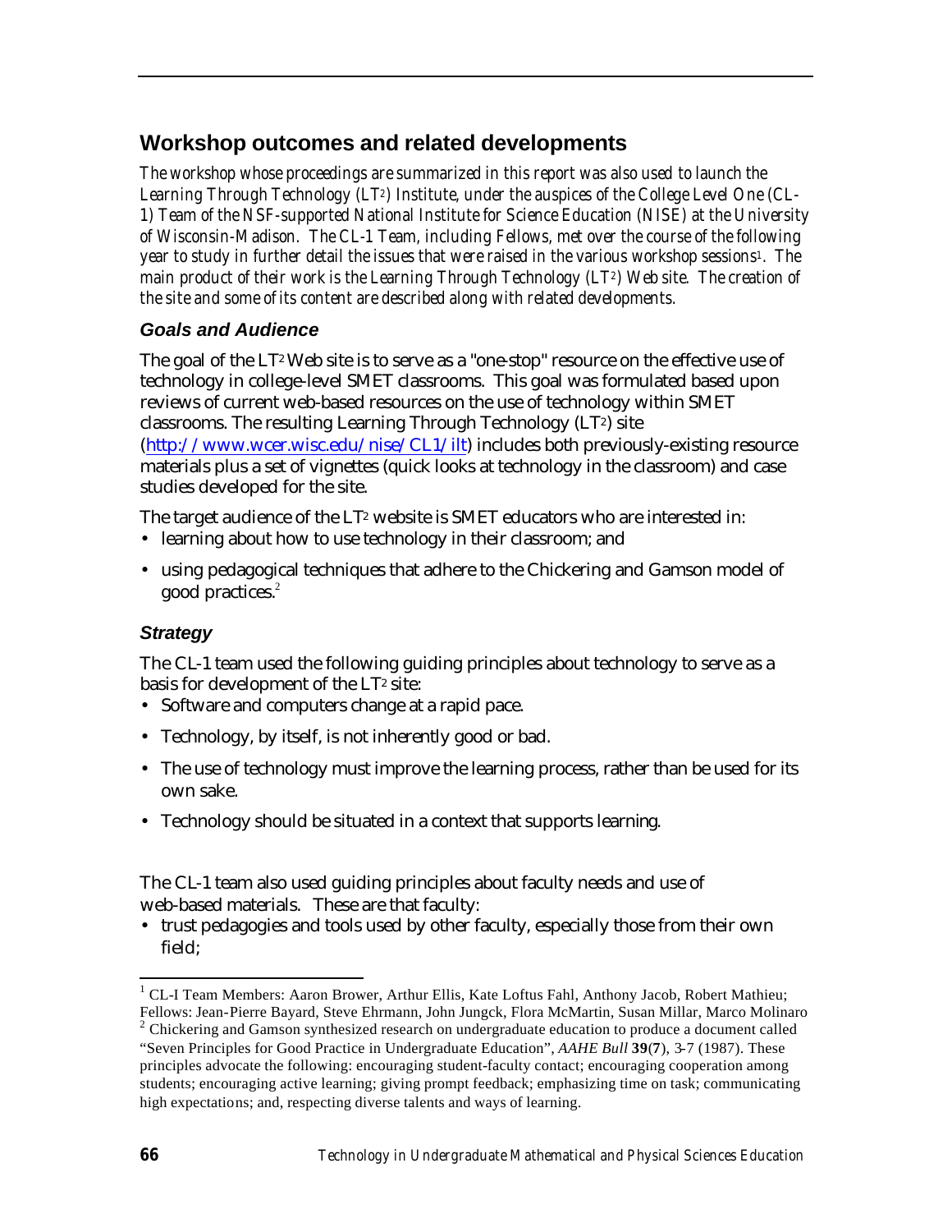## Workshop outcomes and related developments

*The workshop whose proceedings are summarized in this report was also used to launch the Learning Through Technology ($LT^2$) Institute, under the auspices of the College Level One (CL-1) Team of the NSF-supported National Institute for Science Education (NISE) at the University of Wisconsin-Madison. The CL-1 Team, including Fellows, met over the course of the following year to study in further detail the issues that were raised in the various workshop sessions[1]. The main product of their work is the Learning Through Technology ($LT^2$) Web site. The creation of the site and some of its content are described along with related developments.*

### *Goals and Audience*

The goal of the $LT^2$ Web site is to serve as a "one-stop" resource on the effective use of technology in college-level SMET classrooms. This goal was formulated based upon reviews of current web-based resources on the use of technology within SMET classrooms. The resulting Learning Through Technology ($LT^2$) site (http://www.wcer.wisc.edu/nise/CL1/ilt) includes both previously-existing resource materials plus a set of vignettes (quick looks at technology in the classroom) and case studies developed for the site.

The target audience of the $LT^2$ website is SMET educators who are interested in:

- learning about how to use technology in their classroom; and
- using pedagogical techniques that adhere to the Chickering and Gamson model of good practices.[2]

### *Strategy*

The CL-1 team used the following guiding principles about technology to serve as a basis for development of the $LT^2$ site:

- Software and computers change at a rapid pace.
- Technology, by itself, is not inherently good or bad.
- The use of technology must improve the learning process, rather than be used for its own sake.
- Technology should be situated in a context that supports learning.

The CL-1 team also used guiding principles about faculty needs and use of web-based materials. These are that faculty:

- trust pedagogies and tools used by other faculty, especially those from their own field;

---

[1] CL-I Team Members: Aaron Brower, Arthur Ellis, Kate Loftus Fahl, Anthony Jacob, Robert Mathieu; Fellows: Jean-Pierre Bayard, Steve Ehrmann, John Jungck, Flora McMartin, Susan Millar, Marco Molinaro

[2] Chickering and Gamson synthesized research on undergraduate education to produce a document called "Seven Principles for Good Practice in Undergraduate Education", *AAHE Bull* **39**(**7**), 3-7 (1987). These principles advocate the following: encouraging student-faculty contact; encouraging cooperation among students; encouraging active learning; giving prompt feedback; emphasizing time on task; communicating high expectations; and, respecting diverse talents and ways of learning.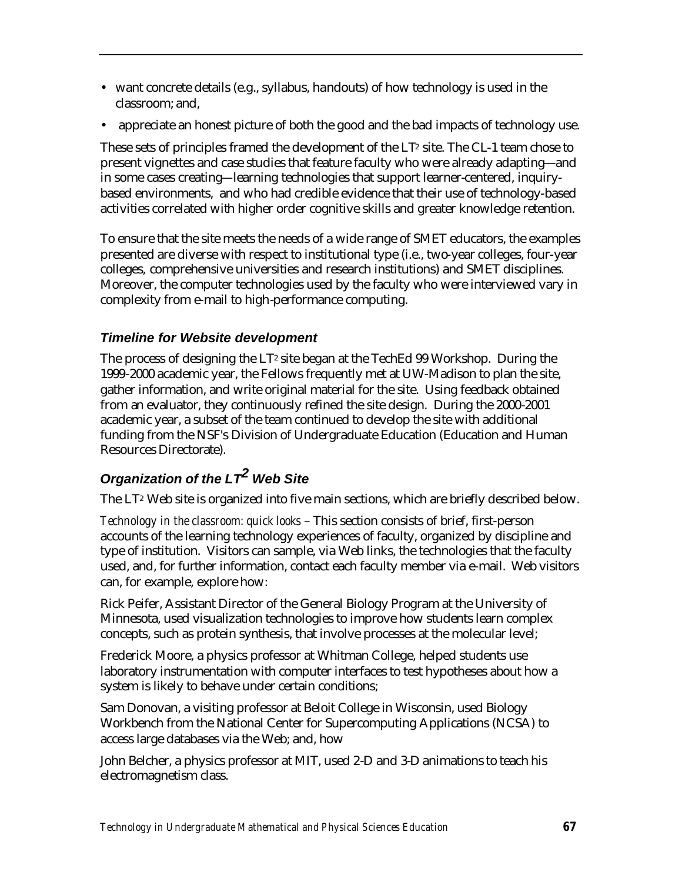- want concrete details (e.g., syllabus, handouts) of how technology is used in the classroom; and,
- appreciate an honest picture of both the good and the bad impacts of technology use.

These sets of principles framed the development of the LT$^2$ site. The CL-1 team chose to present vignettes and case studies that feature faculty who were already adapting—and in some cases creating—learning technologies that support learner-centered, inquiry-based environments, and who had credible evidence that their use of technology-based activities correlated with higher order cognitive skills and greater knowledge retention.

To ensure that the site meets the needs of a wide range of SMET educators, the examples presented are diverse with respect to institutional type (i.e., two-year colleges, four-year colleges, comprehensive universities and research institutions) and SMET disciplines. Moreover, the computer technologies used by the faculty who were interviewed vary in complexity from e-mail to high-performance computing.

### *Timeline for Website development*

The process of designing the LT$^2$ site began at the TechEd 99 Workshop. During the 1999-2000 academic year, the Fellows frequently met at UW-Madison to plan the site, gather information, and write original material for the site. Using feedback obtained from an evaluator, they continuously refined the site design. During the 2000-2001 academic year, a subset of the team continued to develop the site with additional funding from the NSF's Division of Undergraduate Education (Education and Human Resources Directorate).

### *Organization of the LT$^2$ Web Site*

The LT$^2$ Web site is organized into five main sections, which are briefly described below.

*Technology in the classroom: quick looks* – This section consists of brief, first-person accounts of the learning technology experiences of faculty, organized by discipline and type of institution. Visitors can sample, via Web links, the technologies that the faculty used, and, for further information, contact each faculty member via e-mail. Web visitors can, for example, explore how:

Rick Peifer, Assistant Director of the General Biology Program at the University of Minnesota, used visualization technologies to improve how students learn complex concepts, such as protein synthesis, that involve processes at the molecular level;

Frederick Moore, a physics professor at Whitman College, helped students use laboratory instrumentation with computer interfaces to test hypotheses about how a system is likely to behave under certain conditions;

Sam Donovan, a visiting professor at Beloit College in Wisconsin, used Biology Workbench from the National Center for Supercomputing Applications (NCSA) to access large databases via the Web; and, how

John Belcher, a physics professor at MIT, used 2-D and 3-D animations to teach his electromagnetism class.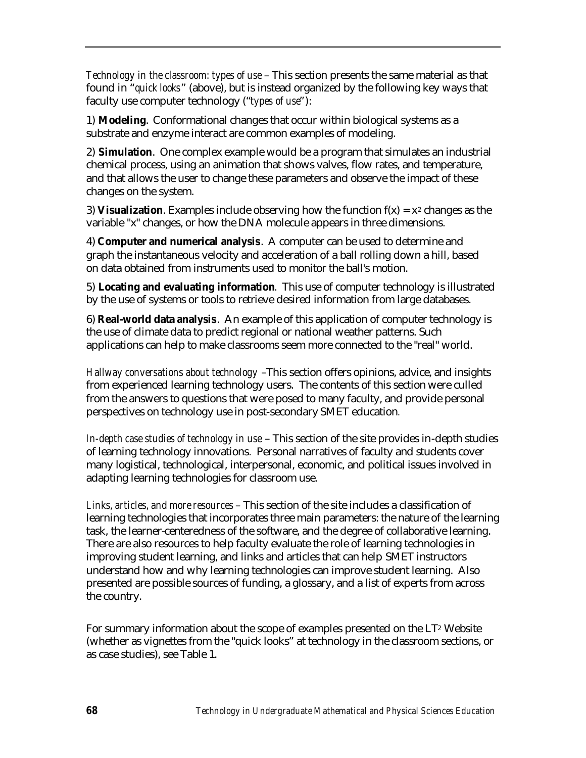*Technology in the classroom: types of use* – This section presents the same material as that found in "*quick looks*" (above), but is instead organized by the following key ways that faculty use computer technology ("*types of use*"):

1) **Modeling**. Conformational changes that occur within biological systems as a substrate and enzyme interact are common examples of modeling.

2) **Simulation**. One complex example would be a program that simulates an industrial chemical process, using an animation that shows valves, flow rates, and temperature, and that allows the user to change these parameters and observe the impact of these changes on the system.

3) **Visualization**. Examples include observing how the function $f(x) = x^2$ changes as the variable "x" changes, or how the DNA molecule appears in three dimensions.

4) **Computer and numerical analysis**. A computer can be used to determine and graph the instantaneous velocity and acceleration of a ball rolling down a hill, based on data obtained from instruments used to monitor the ball's motion.

5) **Locating and evaluating information**. This use of computer technology is illustrated by the use of systems or tools to retrieve desired information from large databases.

6) **Real-world data analysis**. An example of this application of computer technology is the use of climate data to predict regional or national weather patterns. Such applications can help to make classrooms seem more connected to the "real" world.

*Hallway conversations about technology* –This section offers opinions, advice, and insights from experienced learning technology users. The contents of this section were culled from the answers to questions that were posed to many faculty, and provide personal perspectives on technology use in post-secondary SMET education.

*In-depth case studies of technology in use* – This section of the site provides in-depth studies of learning technology innovations. Personal narratives of faculty and students cover many logistical, technological, interpersonal, economic, and political issues involved in adapting learning technologies for classroom use.

*Links, articles, and more resources* – This section of the site includes a classification of learning technologies that incorporates three main parameters: the nature of the learning task, the learner-centeredness of the software, and the degree of collaborative learning. There are also resources to help faculty evaluate the role of learning technologies in improving student learning, and links and articles that can help SMET instructors understand how and why learning technologies can improve student learning. Also presented are possible sources of funding, a glossary, and a list of experts from across the country.

For summary information about the scope of examples presented on the $LT^2$ Website (whether as vignettes from the "quick looks" at technology in the classroom sections, or as case studies), see Table 1.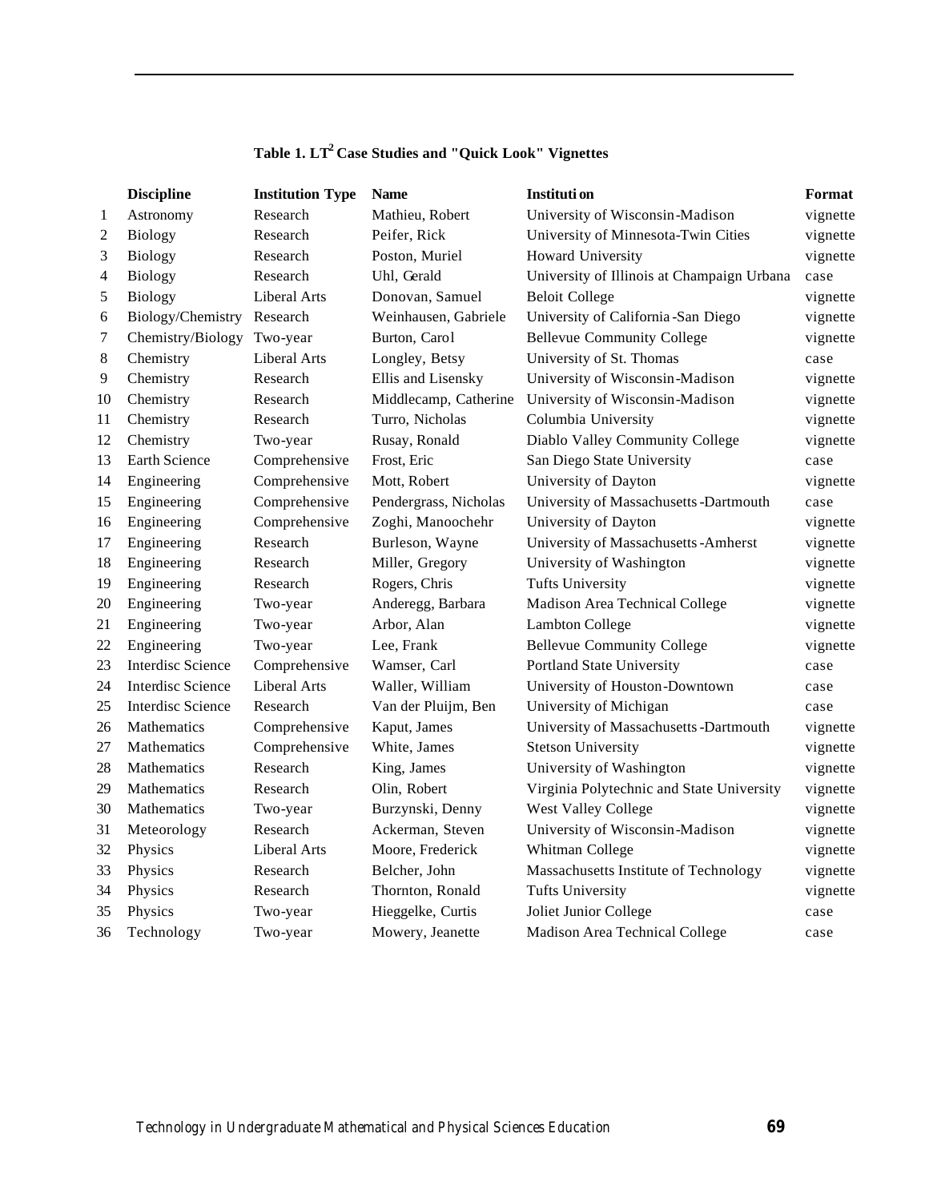**Table 1. $LT^2$ Case Studies and "Quick Look" Vignettes**

| | Discipline | Institution Type | Name | Institution | Format |
|---|---|---|---|---|---|
| 1 | Astronomy | Research | Mathieu, Robert | University of Wisconsin-Madison | vignette |
| 2 | Biology | Research | Peifer, Rick | University of Minnesota-Twin Cities | vignette |
| 3 | Biology | Research | Poston, Muriel | Howard University | vignette |
| 4 | Biology | Research | Uhl, Gerald | University of Illinois at Champaign Urbana | case |
| 5 | Biology | Liberal Arts | Donovan, Samuel | Beloit College | vignette |
| 6 | Biology/Chemistry | Research | Weinhausen, Gabriele | University of California-San Diego | vignette |
| 7 | Chemistry/Biology | Two-year | Burton, Carol | Bellevue Community College | vignette |
| 8 | Chemistry | Liberal Arts | Longley, Betsy | University of St. Thomas | case |
| 9 | Chemistry | Research | Ellis and Lisensky | University of Wisconsin-Madison | vignette |
| 10 | Chemistry | Research | Middlecamp, Catherine | University of Wisconsin-Madison | vignette |
| 11 | Chemistry | Research | Turro, Nicholas | Columbia University | vignette |
| 12 | Chemistry | Two-year | Rusay, Ronald | Diablo Valley Community College | vignette |
| 13 | Earth Science | Comprehensive | Frost, Eric | San Diego State University | case |
| 14 | Engineering | Comprehensive | Mott, Robert | University of Dayton | vignette |
| 15 | Engineering | Comprehensive | Pendergrass, Nicholas | University of Massachusetts-Dartmouth | case |
| 16 | Engineering | Comprehensive | Zoghi, Manoochehr | University of Dayton | vignette |
| 17 | Engineering | Research | Burleson, Wayne | University of Massachusetts-Amherst | vignette |
| 18 | Engineering | Research | Miller, Gregory | University of Washington | vignette |
| 19 | Engineering | Research | Rogers, Chris | Tufts University | vignette |
| 20 | Engineering | Two-year | Anderegg, Barbara | Madison Area Technical College | vignette |
| 21 | Engineering | Two-year | Arbor, Alan | Lambton College | vignette |
| 22 | Engineering | Two-year | Lee, Frank | Bellevue Community College | vignette |
| 23 | Interdisc Science | Comprehensive | Wamser, Carl | Portland State University | case |
| 24 | Interdisc Science | Liberal Arts | Waller, William | University of Houston-Downtown | case |
| 25 | Interdisc Science | Research | Van der Pluijm, Ben | University of Michigan | case |
| 26 | Mathematics | Comprehensive | Kaput, James | University of Massachusetts-Dartmouth | vignette |
| 27 | Mathematics | Comprehensive | White, James | Stetson University | vignette |
| 28 | Mathematics | Research | King, James | University of Washington | vignette |
| 29 | Mathematics | Research | Olin, Robert | Virginia Polytechnic and State University | vignette |
| 30 | Mathematics | Two-year | Burzynski, Denny | West Valley College | vignette |
| 31 | Meteorology | Research | Ackerman, Steven | University of Wisconsin-Madison | vignette |
| 32 | Physics | Liberal Arts | Moore, Frederick | Whitman College | vignette |
| 33 | Physics | Research | Belcher, John | Massachusetts Institute of Technology | vignette |
| 34 | Physics | Research | Thornton, Ronald | Tufts University | vignette |
| 35 | Physics | Two-year | Hieggelke, Curtis | Joliet Junior College | case |
| 36 | Technology | Two-year | Mowery, Jeanette | Madison Area Technical College | case |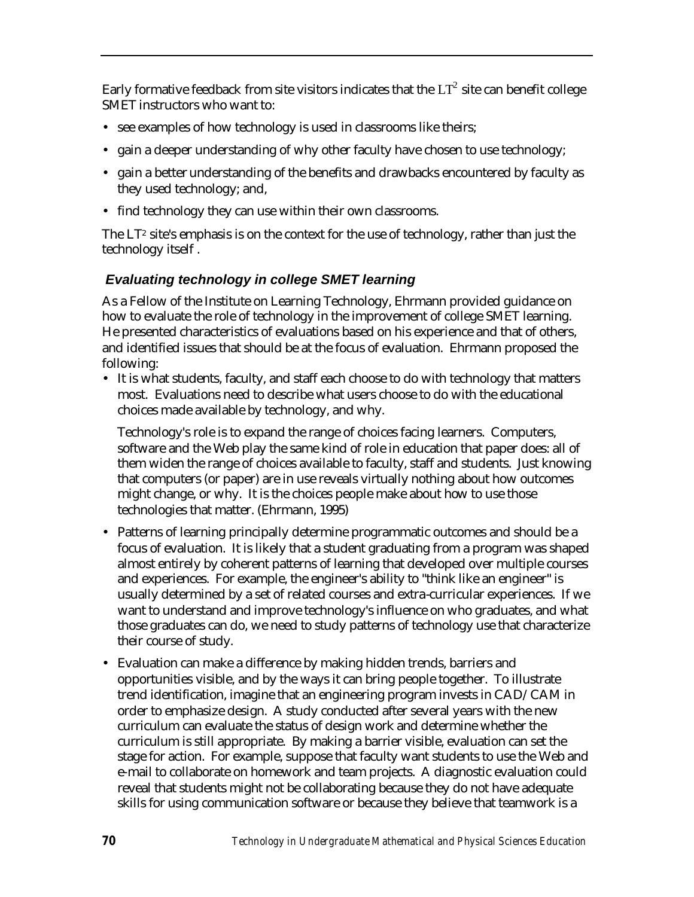Early formative feedback from site visitors indicates that the $LT^2$ site can benefit college SMET instructors who want to:

- see examples of how technology is used in classrooms like theirs;
- gain a deeper understanding of why other faculty have chosen to use technology;
- gain a better understanding of the benefits and drawbacks encountered by faculty as they used technology; and,
- find technology they can use within their own classrooms.

The $LT^2$ site's emphasis is on the context for the use of technology, rather than just the technology itself .

### *Evaluating technology in college SMET learning*

As a Fellow of the Institute on Learning Technology, Ehrmann provided guidance on how to evaluate the role of technology in the improvement of college SMET learning. He presented characteristics of evaluations based on his experience and that of others, and identified issues that should be at the focus of evaluation. Ehrmann proposed the following:

- It is what students, faculty, and staff each choose to do with technology that matters most. Evaluations need to describe what users choose to do with the educational choices made available by technology, and why.

  Technology's role is to expand the range of choices facing learners. Computers, software and the Web play the same kind of role in education that paper does: all of them widen the range of choices available to faculty, staff and students. Just knowing that computers (or paper) are in use reveals virtually nothing about how outcomes might change, or why. It is the choices people make about how to use those technologies that matter. (Ehrmann, 1995)

- Patterns of learning principally determine programmatic outcomes and should be a focus of evaluation. It is likely that a student graduating from a program was shaped almost entirely by coherent patterns of learning that developed over multiple courses and experiences. For example, the engineer's ability to "think like an engineer" is usually determined by a set of related courses and extra-curricular experiences. If we want to understand and improve technology's influence on who graduates, and what those graduates can do, we need to study patterns of technology use that characterize their course of study.

- Evaluation can make a difference by making hidden trends, barriers and opportunities visible, and by the ways it can bring people together. To illustrate trend identification, imagine that an engineering program invests in CAD/CAM in order to emphasize design. A study conducted after several years with the new curriculum can evaluate the status of design work and determine whether the curriculum is still appropriate. By making a barrier visible, evaluation can set the stage for action. For example, suppose that faculty want students to use the Web and e-mail to collaborate on homework and team projects. A diagnostic evaluation could reveal that students might not be collaborating because they do not have adequate skills for using communication software or because they believe that teamwork is a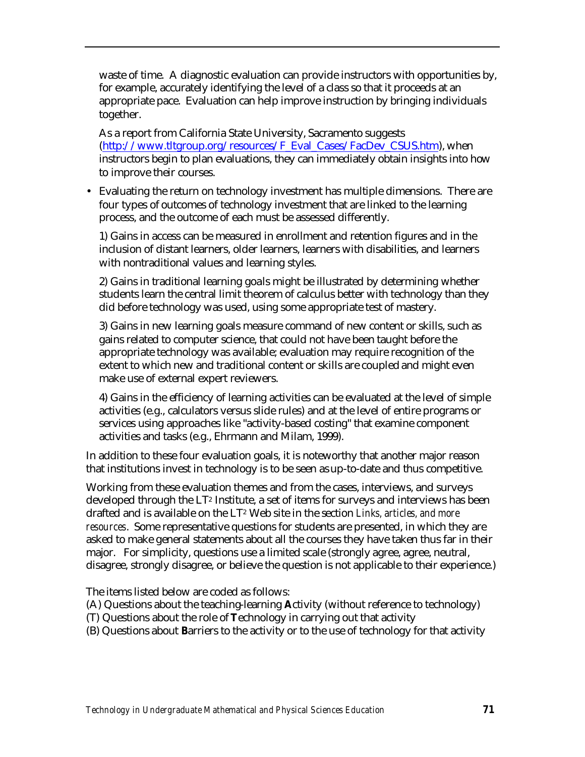waste of time. A diagnostic evaluation can provide instructors with opportunities by, for example, accurately identifying the level of a class so that it proceeds at an appropriate pace. Evaluation can help improve instruction by bringing individuals together.

As a report from California State University, Sacramento suggests (http://www.tltgroup.org/resources/F_Eval_Cases/FacDev_CSUS.htm), when instructors begin to plan evaluations, they can immediately obtain insights into how to improve their courses.

- Evaluating the return on technology investment has multiple dimensions. There are four types of outcomes of technology investment that are linked to the learning process, and the outcome of each must be assessed differently.

  1) Gains in access can be measured in enrollment and retention figures and in the inclusion of distant learners, older learners, learners with disabilities, and learners with nontraditional values and learning styles.

  2) Gains in traditional learning goals might be illustrated by determining whether students learn the central limit theorem of calculus better with technology than they did before technology was used, using some appropriate test of mastery.

  3) Gains in new learning goals measure command of new content or skills, such as gains related to computer science, that could not have been taught before the appropriate technology was available; evaluation may require recognition of the extent to which new and traditional content or skills are coupled and might even make use of external expert reviewers.

  4) Gains in the efficiency of learning activities can be evaluated at the level of simple activities (e.g., calculators versus slide rules) and at the level of entire programs or services using approaches like "activity-based costing" that examine component activities and tasks (e.g., Ehrmann and Milam, 1999).

In addition to these four evaluation goals, it is noteworthy that another major reason that institutions invest in technology is to be seen as up-to-date and thus competitive.

Working from these evaluation themes and from the cases, interviews, and surveys developed through the LT$^2$ Institute, a set of items for surveys and interviews has been drafted and is available on the LT$^2$ Web site in the section *Links, articles, and more resources*. Some representative questions for students are presented, in which they are asked to make general statements about all the courses they have taken thus far in their major. For simplicity, questions use a limited scale (strongly agree, agree, neutral, disagree, strongly disagree, or believe the question is not applicable to their experience.)

The items listed below are coded as follows:
(A) Questions about the teaching-learning **A**ctivity (without reference to technology)
(T) Questions about the role of **T**echnology in carrying out that activity
(B) Questions about **B**arriers to the activity or to the use of technology for that activity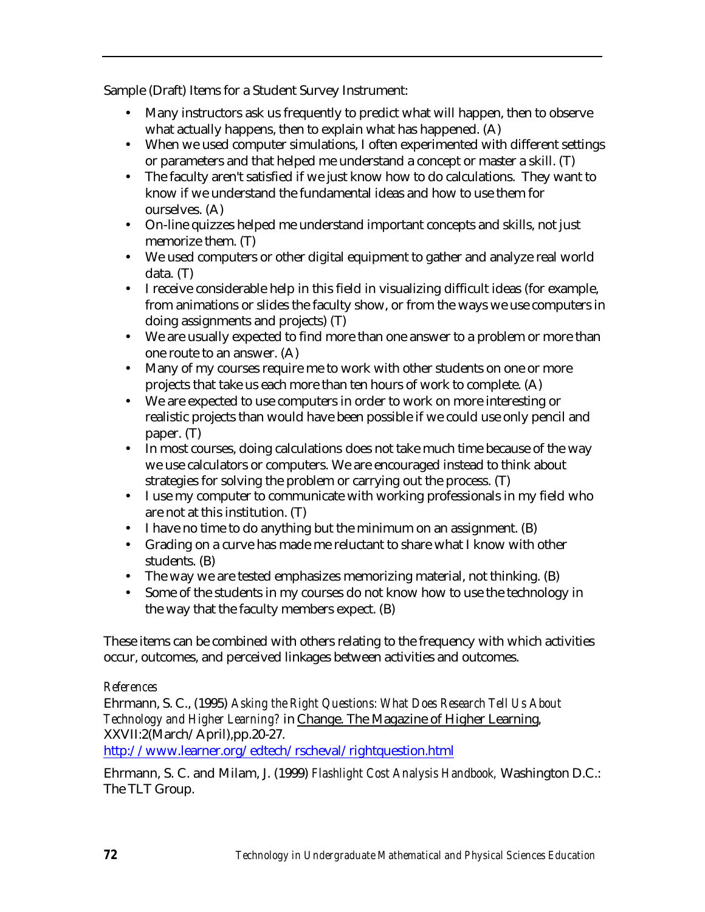Sample (Draft) Items for a Student Survey Instrument:

- Many instructors ask us frequently to predict what will happen, then to observe what actually happens, then to explain what has happened. (A)
- When we used computer simulations, I often experimented with different settings or parameters and that helped me understand a concept or master a skill. (T)
- The faculty aren't satisfied if we just know how to do calculations. They want to know if we understand the fundamental ideas and how to use them for ourselves. (A)
- On-line quizzes helped me understand important concepts and skills, not just memorize them. (T)
- We used computers or other digital equipment to gather and analyze real world data. (T)
- I receive considerable help in this field in visualizing difficult ideas (for example, from animations or slides the faculty show, or from the ways we use computers in doing assignments and projects) (T)
- We are usually expected to find more than one answer to a problem or more than one route to an answer. (A)
- Many of my courses require me to work with other students on one or more projects that take us each more than ten hours of work to complete. (A)
- We are expected to use computers in order to work on more interesting or realistic projects than would have been possible if we could use only pencil and paper. (T)
- In most courses, doing calculations does not take much time because of the way we use calculators or computers. We are encouraged instead to think about strategies for solving the problem or carrying out the process. (T)
- I use my computer to communicate with working professionals in my field who are not at this institution. (T)
- I have no time to do anything but the minimum on an assignment. (B)
- Grading on a curve has made me reluctant to share what I know with other students. (B)
- The way we are tested emphasizes memorizing material, not thinking. (B)
- Some of the students in my courses do not know how to use the technology in the way that the faculty members expect. (B)

These items can be combined with others relating to the frequency with which activities occur, outcomes, and perceived linkages between activities and outcomes.

*References*

Ehrmann, S. C., (1995) *Asking the Right Questions: What Does Research Tell Us About Technology and Higher Learning?* in Change. The Magazine of Higher Learning, XXVII:2(March/April),pp.20-27.
http://www.learner.org/edtech/rscheval/rightquestion.html

Ehrmann, S. C. and Milam, J. (1999) *Flashlight Cost Analysis Handbook,* Washington D.C.: The TLT Group.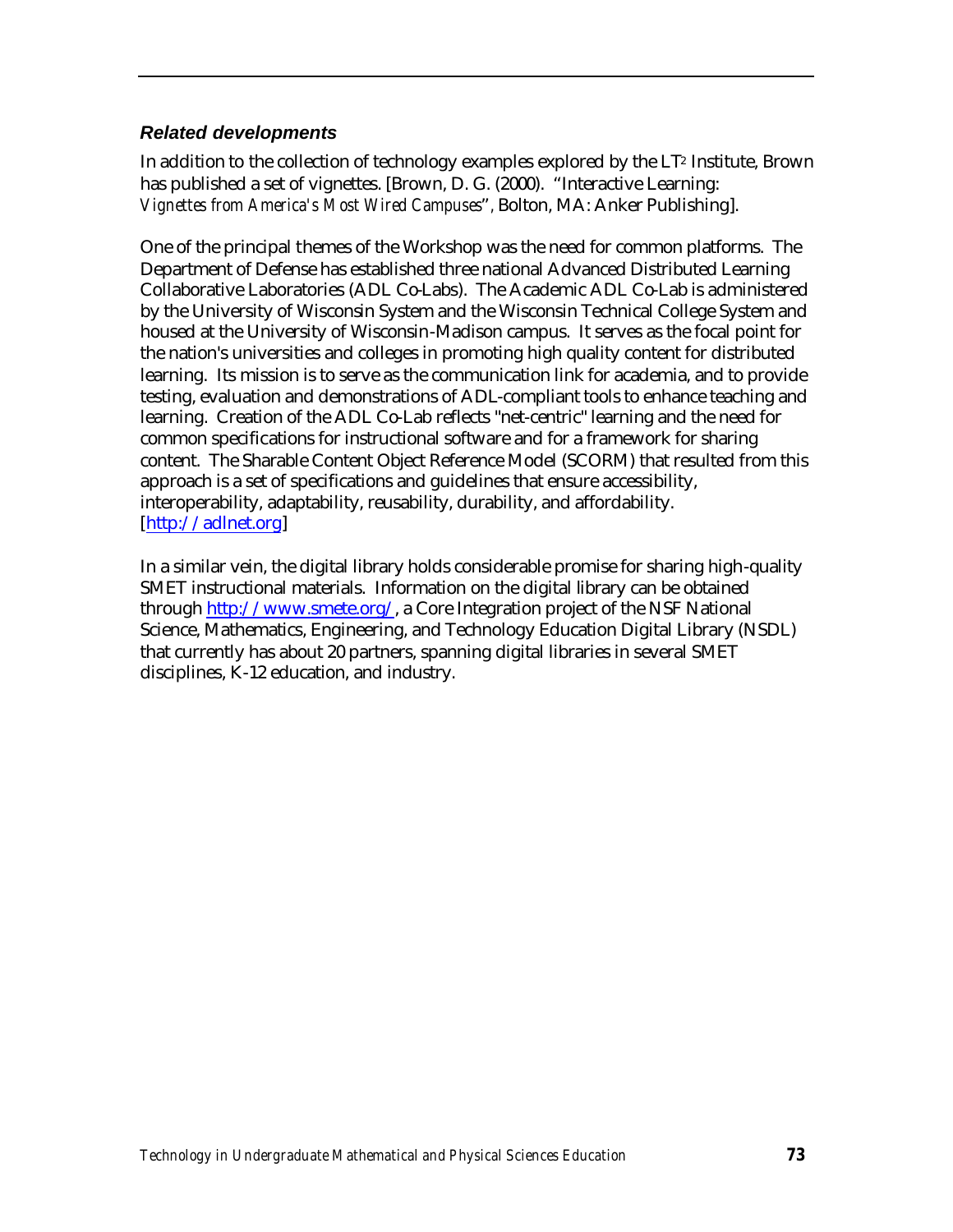### *Related developments*

In addition to the collection of technology examples explored by the $LT^2$ Institute, Brown has published a set of vignettes. [Brown, D. G. (2000). "Interactive Learning: *Vignettes from America's Most Wired Campuses*", Bolton, MA: Anker Publishing].

One of the principal themes of the Workshop was the need for common platforms. The Department of Defense has established three national Advanced Distributed Learning Collaborative Laboratories (ADL Co-Labs). The Academic ADL Co-Lab is administered by the University of Wisconsin System and the Wisconsin Technical College System and housed at the University of Wisconsin-Madison campus. It serves as the focal point for the nation's universities and colleges in promoting high quality content for distributed learning. Its mission is to serve as the communication link for academia, and to provide testing, evaluation and demonstrations of ADL-compliant tools to enhance teaching and learning. Creation of the ADL Co-Lab reflects "net-centric" learning and the need for common specifications for instructional software and for a framework for sharing content. The Sharable Content Object Reference Model (SCORM) that resulted from this approach is a set of specifications and guidelines that ensure accessibility, interoperability, adaptability, reusability, durability, and affordability. [http://adlnet.org]

In a similar vein, the digital library holds considerable promise for sharing high-quality SMET instructional materials. Information on the digital library can be obtained through http://www.smete.org/, a Core Integration project of the NSF National Science, Mathematics, Engineering, and Technology Education Digital Library (NSDL) that currently has about 20 partners, spanning digital libraries in several SMET disciplines, K-12 education, and industry.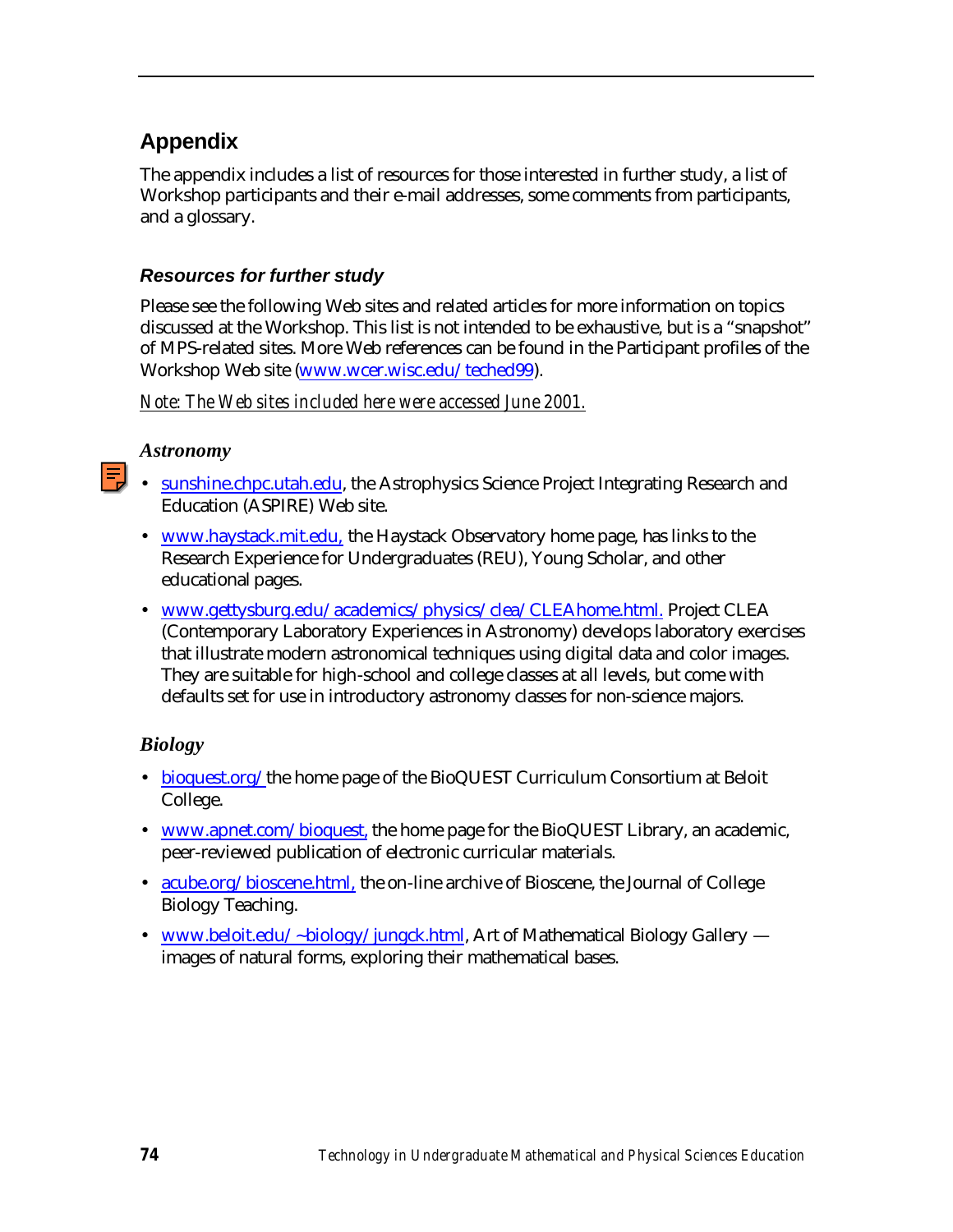## Appendix

The appendix includes a list of resources for those interested in further study, a list of Workshop participants and their e-mail addresses, some comments from participants, and a glossary.

### *Resources for further study*

Please see the following Web sites and related articles for more information on topics discussed at the Workshop. This list is not intended to be exhaustive, but is a "snapshot" of MPS-related sites. More Web references can be found in the Participant profiles of the Workshop Web site (www.wcer.wisc.edu/teched99).

*Note: The Web sites included here were accessed June 2001.*

#### *Astronomy*

- sunshine.chpc.utah.edu, the Astrophysics Science Project Integrating Research and Education (ASPIRE) Web site.
- www.haystack.mit.edu, the Haystack Observatory home page, has links to the Research Experience for Undergraduates (REU), Young Scholar, and other educational pages.
- www.gettysburg.edu/academics/physics/clea/CLEAhome.html. Project CLEA (Contemporary Laboratory Experiences in Astronomy) develops laboratory exercises that illustrate modern astronomical techniques using digital data and color images. They are suitable for high-school and college classes at all levels, but come with defaults set for use in introductory astronomy classes for non-science majors.

#### *Biology*

- bioquest.org/ the home page of the BioQUEST Curriculum Consortium at Beloit College.
- www.apnet.com/bioquest, the home page for the BioQUEST Library, an academic, peer-reviewed publication of electronic curricular materials.
- acube.org/bioscene.html, the on-line archive of Bioscene, the Journal of College Biology Teaching.
- www.beloit.edu/~biology/jungck.html, Art of Mathematical Biology Gallery — images of natural forms, exploring their mathematical bases.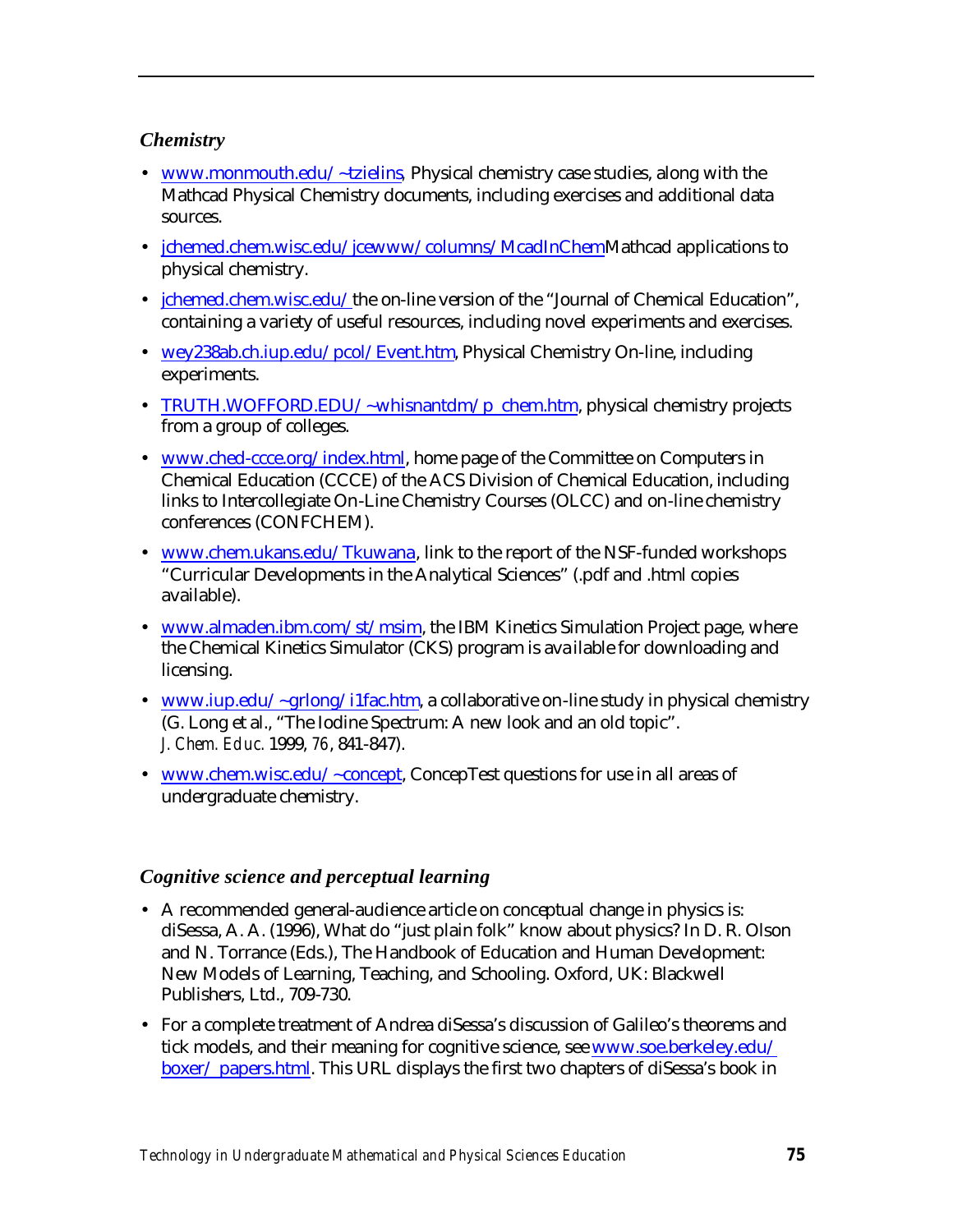### *Chemistry*

- www.monmouth.edu/~tzielins, Physical chemistry case studies, along with the Mathcad Physical Chemistry documents, including exercises and additional data sources.
- jchemed.chem.wisc.edu/jcewww/columns/McadInChem Mathcad applications to physical chemistry.
- jchemed.chem.wisc.edu/ the on-line version of the "Journal of Chemical Education", containing a variety of useful resources, including novel experiments and exercises.
- wey238ab.ch.iup.edu/pcol/Event.htm, Physical Chemistry On-line, including experiments.
- TRUTH.WOFFORD.EDU/~whisnantdm/p_chem.htm, physical chemistry projects from a group of colleges.
- www.ched-ccce.org/index.html, home page of the Committee on Computers in Chemical Education (CCCE) of the ACS Division of Chemical Education, including links to Intercollegiate On-Line Chemistry Courses (OLCC) and on-line chemistry conferences (CONFCHEM).
- www.chem.ukans.edu/Tkuwana, link to the report of the NSF-funded workshops "Curricular Developments in the Analytical Sciences" (.pdf and .html copies available).
- www.almaden.ibm.com/st/msim, the IBM Kinetics Simulation Project page, where the Chemical Kinetics Simulator (CKS) program is available for downloading and licensing.
- www.iup.edu/~grlong/i1fac.htm, a collaborative on-line study in physical chemistry (G. Long et al., "The Iodine Spectrum: A new look and an old topic". *J. Chem. Educ.* 1999, *76*, 841-847).
- www.chem.wisc.edu/~concept, ConcepTest questions for use in all areas of undergraduate chemistry.

### *Cognitive science and perceptual learning*

- A recommended general-audience article on conceptual change in physics is: diSessa, A. A. (1996), What do "just plain folk" know about physics? In D. R. Olson and N. Torrance (Eds.), The Handbook of Education and Human Development: New Models of Learning, Teaching, and Schooling. Oxford, UK: Blackwell Publishers, Ltd., 709-730.
- For a complete treatment of Andrea diSessa's discussion of Galileo's theorems and tick models, and their meaning for cognitive science, see www.soe.berkeley.edu/boxer/papers.html. This URL displays the first two chapters of diSessa's book in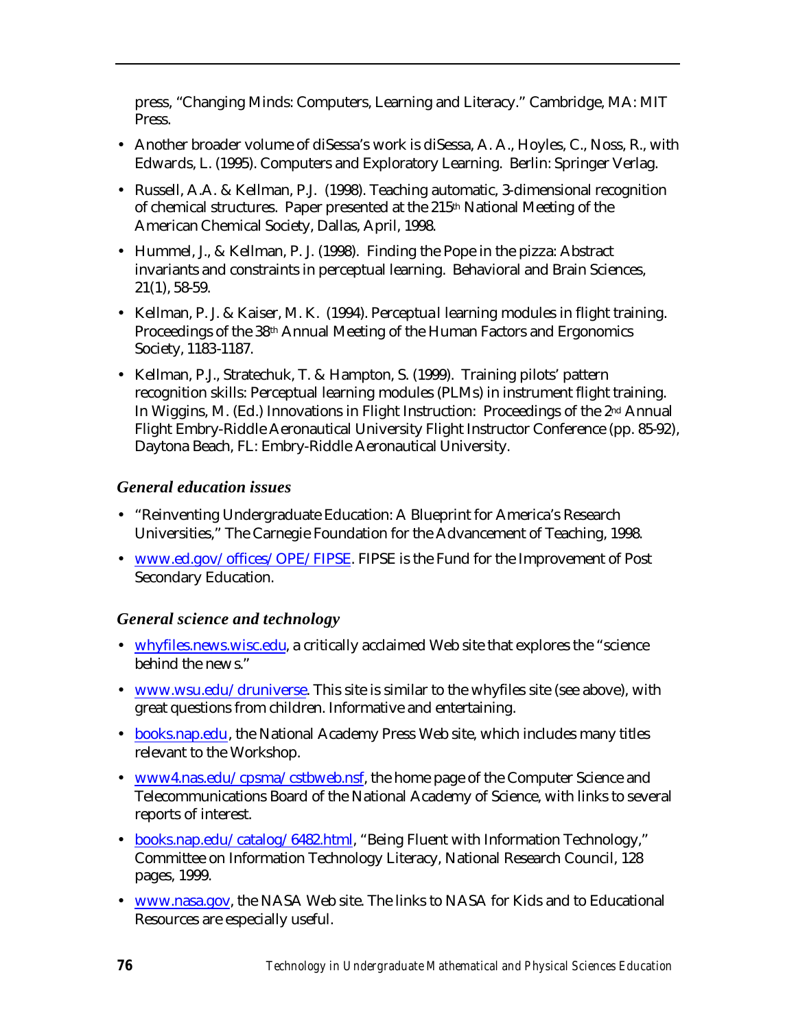press, "Changing Minds: Computers, Learning and Literacy." Cambridge, MA: MIT Press.

- Another broader volume of diSessa's work is diSessa, A. A., Hoyles, C., Noss, R., with Edwards, L. (1995). Computers and Exploratory Learning. Berlin: Springer Verlag.
- Russell, A.A. & Kellman, P.J. (1998). Teaching automatic, 3-dimensional recognition of chemical structures. Paper presented at the 215th National Meeting of the American Chemical Society, Dallas, April, 1998.
- Hummel, J., & Kellman, P. J. (1998). Finding the Pope in the pizza: Abstract invariants and constraints in perceptual learning. Behavioral and Brain Sciences, 21(1), 58-59.
- Kellman, P. J. & Kaiser, M. K. (1994). Perceptual learning modules in flight training. Proceedings of the 38th Annual Meeting of the Human Factors and Ergonomics Society, 1183-1187.
- Kellman, P.J., Stratechuk, T. & Hampton, S. (1999). Training pilots' pattern recognition skills: Perceptual learning modules (PLMs) in instrument flight training. In Wiggins, M. (Ed.) Innovations in Flight Instruction: Proceedings of the 2nd Annual Flight Embry-Riddle Aeronautical University Flight Instructor Conference (pp. 85-92), Daytona Beach, FL: Embry-Riddle Aeronautical University.

### *General education issues*

- "Reinventing Undergraduate Education: A Blueprint for America's Research Universities," The Carnegie Foundation for the Advancement of Teaching, 1998.
- www.ed.gov/offices/OPE/FIPSE. FIPSE is the Fund for the Improvement of Post Secondary Education.

### *General science and technology*

- whyfiles.news.wisc.edu, a critically acclaimed Web site that explores the "science behind the news."
- www.wsu.edu/druniverse. This site is similar to the whyfiles site (see above), with great questions from children. Informative and entertaining.
- books.nap.edu, the National Academy Press Web site, which includes many titles relevant to the Workshop.
- www4.nas.edu/cpsma/cstbweb.nsf, the home page of the Computer Science and Telecommunications Board of the National Academy of Science, with links to several reports of interest.
- books.nap.edu/catalog/6482.html, "Being Fluent with Information Technology," Committee on Information Technology Literacy, National Research Council, 128 pages, 1999.
- www.nasa.gov, the NASA Web site. The links to NASA for Kids and to Educational Resources are especially useful.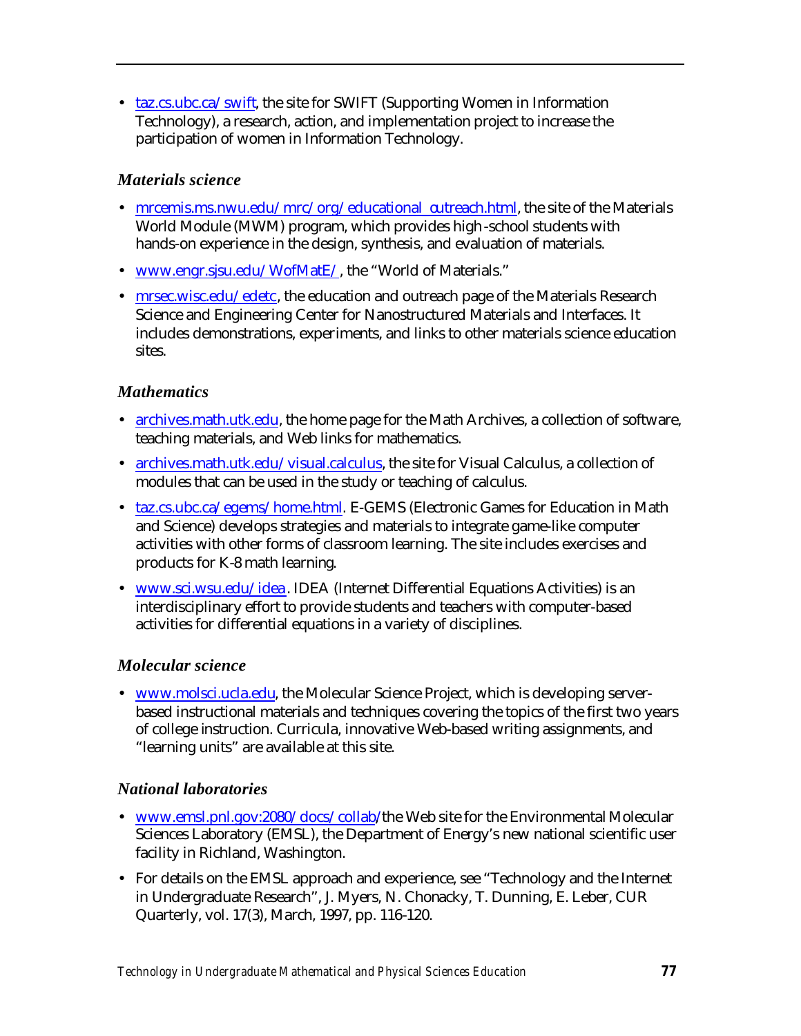- taz.cs.ubc.ca/swift, the site for SWIFT (Supporting Women in Information Technology), a research, action, and implementation project to increase the participation of women in Information Technology.

### *Materials science*

- mrcemis.ms.nwu.edu/mrc/org/educational_outreach.html, the site of the Materials World Module (MWM) program, which provides high-school students with hands-on experience in the design, synthesis, and evaluation of materials.
- www.engr.sjsu.edu/WofMatE/, the "World of Materials."
- mrsec.wisc.edu/edetc, the education and outreach page of the Materials Research Science and Engineering Center for Nanostructured Materials and Interfaces. It includes demonstrations, experiments, and links to other materials science education sites.

### *Mathematics*

- archives.math.utk.edu, the home page for the Math Archives, a collection of software, teaching materials, and Web links for mathematics.
- archives.math.utk.edu/visual.calculus, the site for Visual Calculus, a collection of modules that can be used in the study or teaching of calculus.
- taz.cs.ubc.ca/egems/home.html. E-GEMS (Electronic Games for Education in Math and Science) develops strategies and materials to integrate game-like computer activities with other forms of classroom learning. The site includes exercises and products for K-8 math learning.
- www.sci.wsu.edu/idea. IDEA (Internet Differential Equations Activities) is an interdisciplinary effort to provide students and teachers with computer-based activities for differential equations in a variety of disciplines.

### *Molecular science*

- www.molsci.ucla.edu, the Molecular Science Project, which is developing server-based instructional materials and techniques covering the topics of the first two years of college instruction. Curricula, innovative Web-based writing assignments, and "learning units" are available at this site.

### *National laboratories*

- www.emsl.pnl.gov:2080/docs/collab/the Web site for the Environmental Molecular Sciences Laboratory (EMSL), the Department of Energy's new national scientific user facility in Richland, Washington.
- For details on the EMSL approach and experience, see "Technology and the Internet in Undergraduate Research", J. Myers, N. Chonacky, T. Dunning, E. Leber, CUR Quarterly, vol. 17(3), March, 1997, pp. 116-120.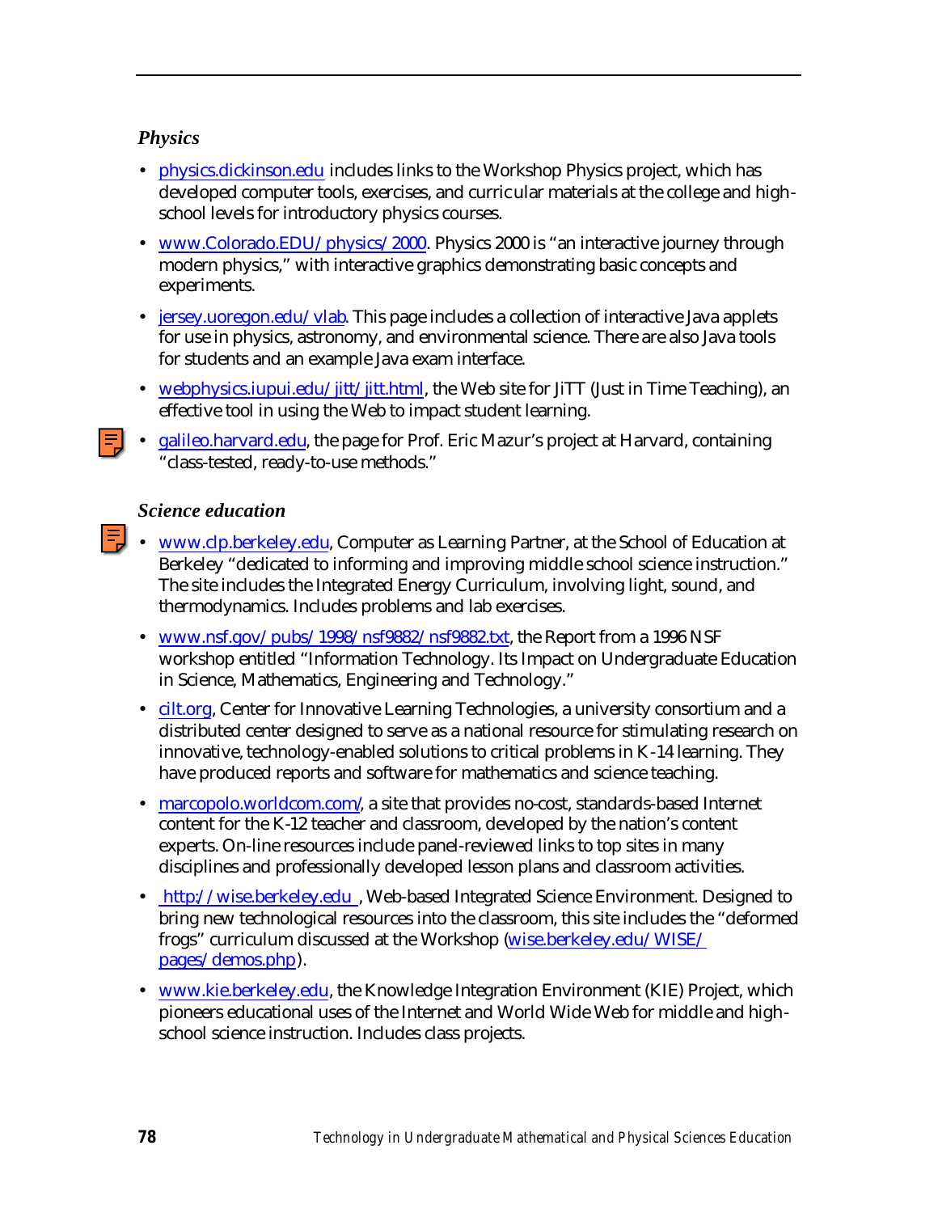### *Physics*

- physics.dickinson.edu includes links to the Workshop Physics project, which has developed computer tools, exercises, and curricular materials at the college and high-school levels for introductory physics courses.
- www.Colorado.EDU/physics/2000. Physics 2000 is "an interactive journey through modern physics," with interactive graphics demonstrating basic concepts and experiments.
- jersey.uoregon.edu/vlab. This page includes a collection of interactive Java applets for use in physics, astronomy, and environmental science. There are also Java tools for students and an example Java exam interface.
- webphysics.iupui.edu/jitt/jitt.html, the Web site for JiTT (Just in Time Teaching), an effective tool in using the Web to impact student learning.
- galileo.harvard.edu, the page for Prof. Eric Mazur's project at Harvard, containing "class-tested, ready-to-use methods."

### *Science education*

- www.clp.berkeley.edu, Computer as Learning Partner, at the School of Education at Berkeley "dedicated to informing and improving middle school science instruction." The site includes the Integrated Energy Curriculum, involving light, sound, and thermodynamics. Includes problems and lab exercises.
- www.nsf.gov/pubs/1998/nsf9882/nsf9882.txt, the Report from a 1996 NSF workshop entitled "Information Technology. Its Impact on Undergraduate Education in Science, Mathematics, Engineering and Technology."
- cilt.org, Center for Innovative Learning Technologies, a university consortium and a distributed center designed to serve as a national resource for stimulating research on innovative, technology-enabled solutions to critical problems in K-14 learning. They have produced reports and software for mathematics and science teaching.
- marcopolo.worldcom.com/, a site that provides no-cost, standards-based Internet content for the K-12 teacher and classroom, developed by the nation's content experts. On-line resources include panel-reviewed links to top sites in many disciplines and professionally developed lesson plans and classroom activities.
- http://wise.berkeley.edu, Web-based Integrated Science Environment. Designed to bring new technological resources into the classroom, this site includes the "deformed frogs" curriculum discussed at the Workshop (wise.berkeley.edu/WISE/pages/demos.php).
- www.kie.berkeley.edu, the Knowledge Integration Environment (KIE) Project, which pioneers educational uses of the Internet and World Wide Web for middle and high-school science instruction. Includes class projects.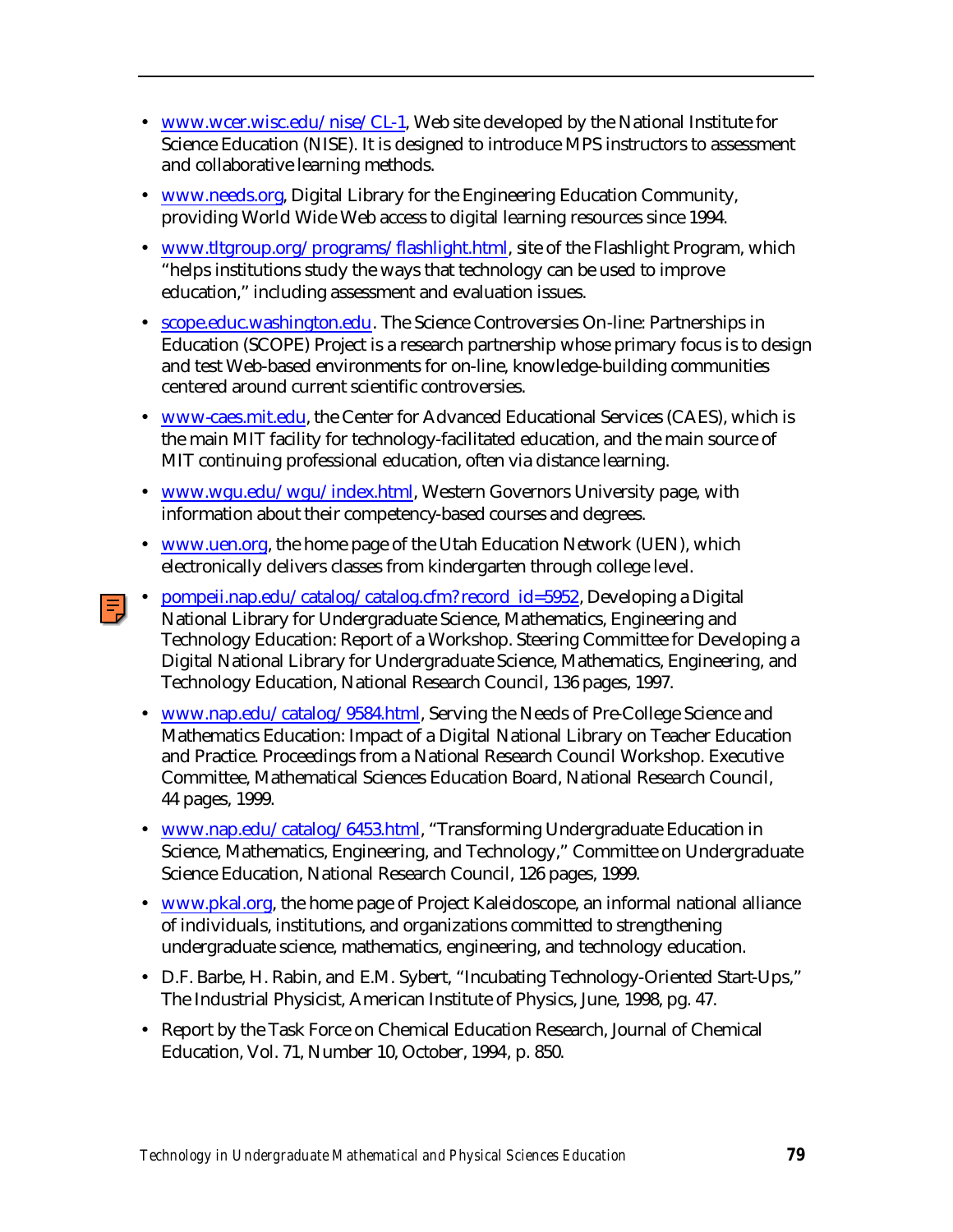- www.wcer.wisc.edu/nise/CL-1, Web site developed by the National Institute for Science Education (NISE). It is designed to introduce MPS instructors to assessment and collaborative learning methods.
- www.needs.org, Digital Library for the Engineering Education Community, providing World Wide Web access to digital learning resources since 1994.
- www.tltgroup.org/programs/flashlight.html, site of the Flashlight Program, which "helps institutions study the ways that technology can be used to improve education," including assessment and evaluation issues.
- scope.educ.washington.edu. The Science Controversies On-line: Partnerships in Education (SCOPE) Project is a research partnership whose primary focus is to design and test Web-based environments for on-line, knowledge-building communities centered around current scientific controversies.
- www-caes.mit.edu, the Center for Advanced Educational Services (CAES), which is the main MIT facility for technology-facilitated education, and the main source of MIT continuing professional education, often via distance learning.
- www.wgu.edu/wgu/index.html, Western Governors University page, with information about their competency-based courses and degrees.
- www.uen.org, the home page of the Utah Education Network (UEN), which electronically delivers classes from kindergarten through college level.
- pompeii.nap.edu/catalog/catalog.cfm?record_id=5952, Developing a Digital National Library for Undergraduate Science, Mathematics, Engineering and Technology Education: Report of a Workshop. Steering Committee for Developing a Digital National Library for Undergraduate Science, Mathematics, Engineering, and Technology Education, National Research Council, 136 pages, 1997.
- www.nap.edu/catalog/9584.html, Serving the Needs of Pre-College Science and Mathematics Education: Impact of a Digital National Library on Teacher Education and Practice. Proceedings from a National Research Council Workshop. Executive Committee, Mathematical Sciences Education Board, National Research Council, 44 pages, 1999.
- www.nap.edu/catalog/6453.html, "Transforming Undergraduate Education in Science, Mathematics, Engineering, and Technology," Committee on Undergraduate Science Education, National Research Council, 126 pages, 1999.
- www.pkal.org, the home page of Project Kaleidoscope, an informal national alliance of individuals, institutions, and organizations committed to strengthening undergraduate science, mathematics, engineering, and technology education.
- D.F. Barbe, H. Rabin, and E.M. Sybert, "Incubating Technology-Oriented Start-Ups," The Industrial Physicist, American Institute of Physics, June, 1998, pg. 47.
- Report by the Task Force on Chemical Education Research, Journal of Chemical Education, Vol. 71, Number 10, October, 1994, p. 850.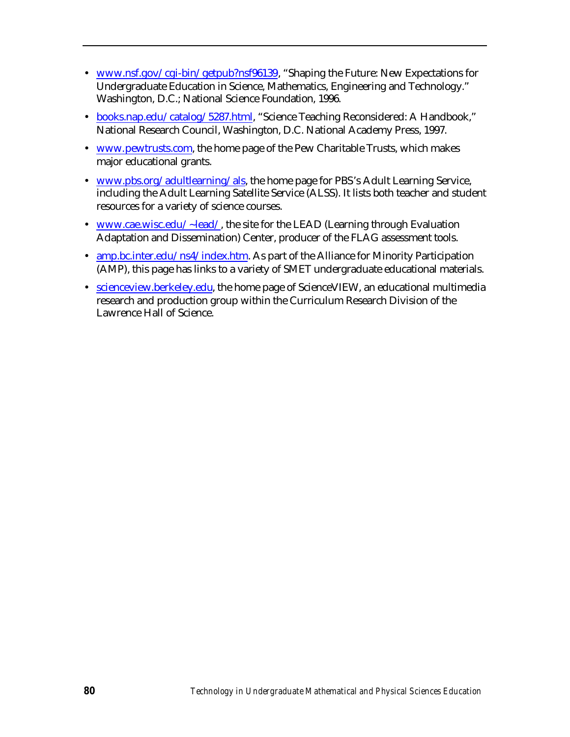- www.nsf.gov/cgi-bin/getpub?nsf96139, "Shaping the Future: New Expectations for Undergraduate Education in Science, Mathematics, Engineering and Technology." Washington, D.C.; National Science Foundation, 1996.
- books.nap.edu/catalog/5287.html, "Science Teaching Reconsidered: A Handbook," National Research Council, Washington, D.C. National Academy Press, 1997.
- www.pewtrusts.com, the home page of the Pew Charitable Trusts, which makes major educational grants.
- www.pbs.org/adultlearning/als, the home page for PBS's Adult Learning Service, including the Adult Learning Satellite Service (ALSS). It lists both teacher and student resources for a variety of science courses.
- www.cae.wisc.edu/~lead/, the site for the LEAD (Learning through Evaluation Adaptation and Dissemination) Center, producer of the FLAG assessment tools.
- amp.bc.inter.edu/ns4/index.htm. As part of the Alliance for Minority Participation (AMP), this page has links to a variety of SMET undergraduate educational materials.
- scienceview.berkeley.edu, the home page of ScienceVIEW, an educational multimedia research and production group within the Curriculum Research Division of the Lawrence Hall of Science.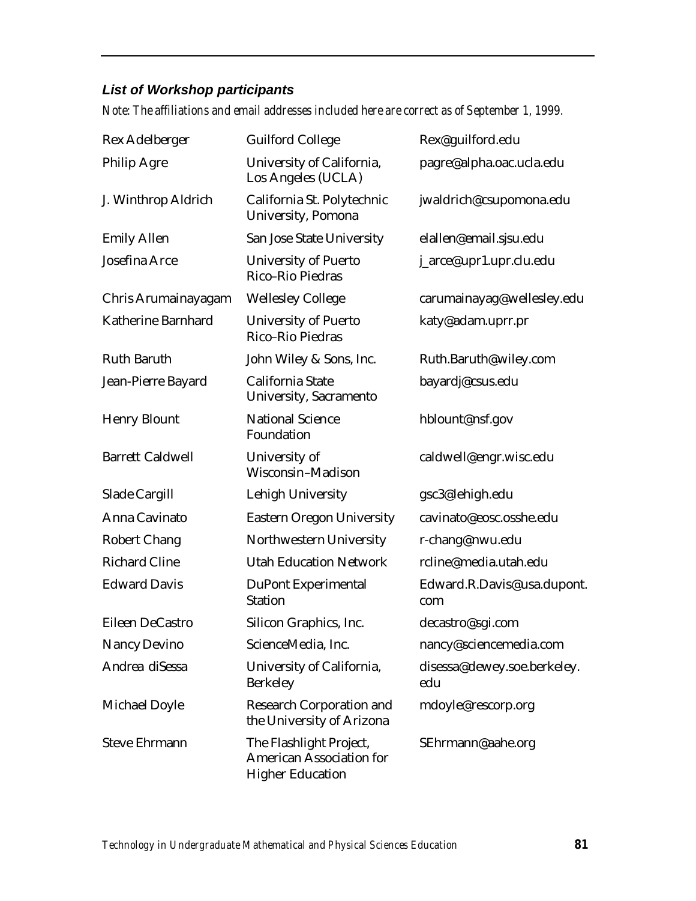### *List of Workshop participants*

*Note: The affiliations and email addresses included here are correct as of September 1, 1999.*

| | | |
|---|---|---|
| Rex Adelberger | Guilford College | Rex@guilford.edu |
| Philip Agre | University of California, Los Angeles (UCLA) | pagre@alpha.oac.ucla.edu |
| J. Winthrop Aldrich | California St. Polytechnic University, Pomona | jwaldrich@csupomona.edu |
| Emily Allen | San Jose State University | elallen@email.sjsu.edu |
| Josefina Arce | University of Puerto Rico–Rio Piedras | j_arce@upr1.upr.clu.edu |
| Chris Arumainayagam | Wellesley College | carumainayag@wellesley.edu |
| Katherine Barnhard | University of Puerto Rico–Rio Piedras | katy@adam.uprr.pr |
| Ruth Baruth | John Wiley & Sons, Inc. | Ruth.Baruth@wiley.com |
| Jean-Pierre Bayard | California State University, Sacramento | bayardj@csus.edu |
| Henry Blount | National Science Foundation | hblount@nsf.gov |
| Barrett Caldwell | University of Wisconsin–Madison | caldwell@engr.wisc.edu |
| Slade Cargill | Lehigh University | gsc3@lehigh.edu |
| Anna Cavinato | Eastern Oregon University | cavinato@eosc.osshe.edu |
| Robert Chang | Northwestern University | r-chang@nwu.edu |
| Richard Cline | Utah Education Network | rcline@media.utah.edu |
| Edward Davis | DuPont Experimental Station | Edward.R.Davis@usa.dupont.com |
| Eileen DeCastro | Silicon Graphics, Inc. | decastro@sgi.com |
| Nancy Devino | ScienceMedia, Inc. | nancy@sciencemedia.com |
| Andrea diSessa | University of California, Berkeley | disessa@dewey.soe.berkeley.edu |
| Michael Doyle | Research Corporation and the University of Arizona | mdoyle@rescorp.org |
| Steve Ehrmann | The Flashlight Project, American Association for Higher Education | SEhrmann@aahe.org |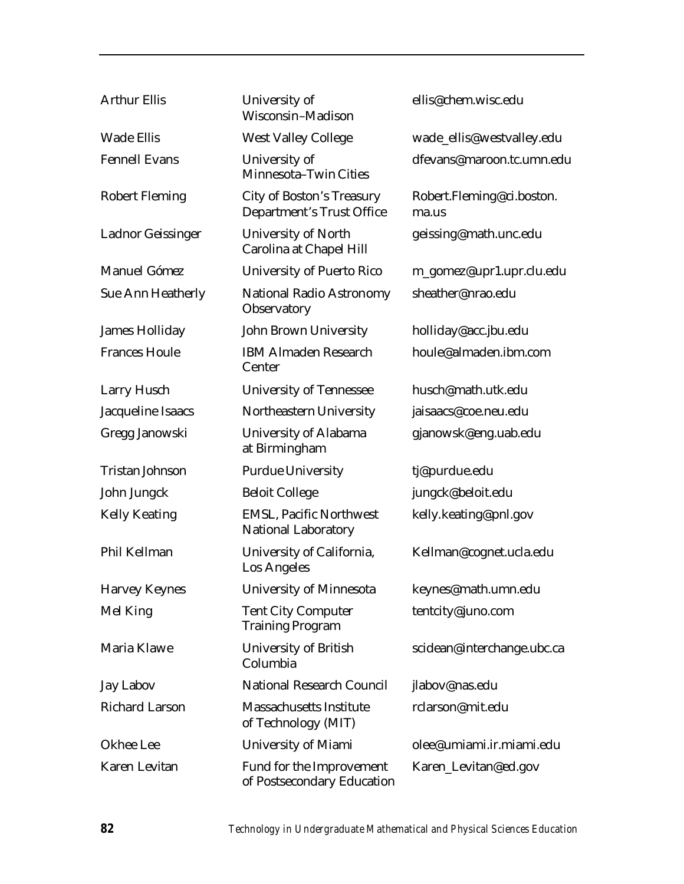| | | |
|---|---|---|
| Arthur Ellis | University of Wisconsin–Madison | ellis@chem.wisc.edu |
| Wade Ellis | West Valley College | wade_ellis@westvalley.edu |
| Fennell Evans | University of Minnesota–Twin Cities | dfevans@maroon.tc.umn.edu |
| Robert Fleming | City of Boston's Treasury Department's Trust Office | Robert.Fleming@ci.boston.ma.us |
| Ladnor Geissinger | University of North Carolina at Chapel Hill | geissing@math.unc.edu |
| Manuel Gómez | University of Puerto Rico | m_gomez@upr1.upr.clu.edu |
| Sue Ann Heatherly | National Radio Astronomy Observatory | sheather@nrao.edu |
| James Holliday | John Brown University | holliday@acc.jbu.edu |
| Frances Houle | IBM Almaden Research Center | houle@almaden.ibm.com |
| Larry Husch | University of Tennessee | husch@math.utk.edu |
| Jacqueline Isaacs | Northeastern University | jaisaacs@coe.neu.edu |
| Gregg Janowski | University of Alabama at Birmingham | gjanowsk@eng.uab.edu |
| Tristan Johnson | Purdue University | tj@purdue.edu |
| John Jungck | Beloit College | jungck@beloit.edu |
| Kelly Keating | EMSL, Pacific Northwest National Laboratory | kelly.keating@pnl.gov |
| Phil Kellman | University of California, Los Angeles | Kellman@cognet.ucla.edu |
| Harvey Keynes | University of Minnesota | keynes@math.umn.edu |
| Mel King | Tent City Computer Training Program | tentcity@juno.com |
| Maria Klawe | University of British Columbia | scidean@interchange.ubc.ca |
| Jay Labov | National Research Council | jlabov@nas.edu |
| Richard Larson | Massachusetts Institute of Technology (MIT) | rclarson@mit.edu |
| Okhee Lee | University of Miami | olee@umiami.ir.miami.edu |
| Karen Levitan | Fund for the Improvement of Postsecondary Education | Karen_Levitan@ed.gov |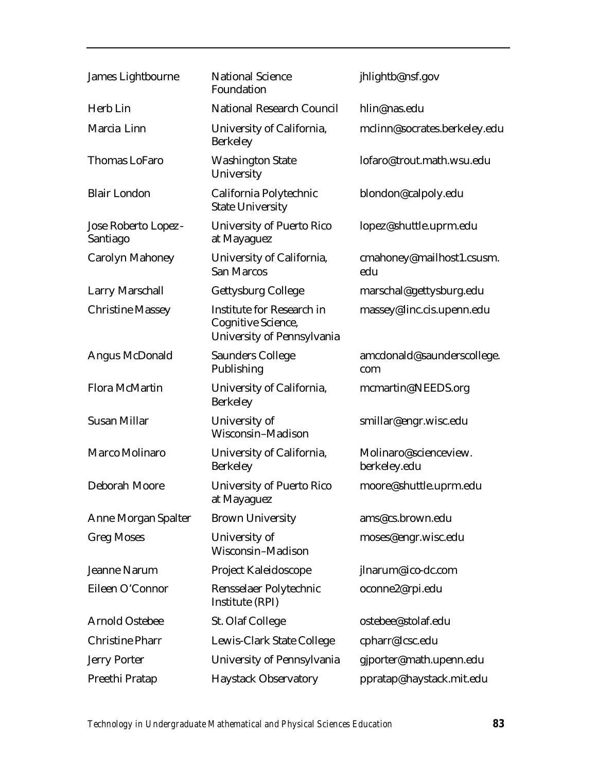| | | |
|---|---|---|
| James Lightbourne | National Science Foundation | jhlightb@nsf.gov |
| Herb Lin | National Research Council | hlin@nas.edu |
| Marcia Linn | University of California, Berkeley | mclinn@socrates.berkeley.edu |
| Thomas LoFaro | Washington State University | lofaro@trout.math.wsu.edu |
| Blair London | California Polytechnic State University | blondon@calpoly.edu |
| Jose Roberto Lopez-Santiago | University of Puerto Rico at Mayaguez | lopez@shuttle.uprm.edu |
| Carolyn Mahoney | University of California, San Marcos | cmahoney@mailhost1.csusm.edu |
| Larry Marschall | Gettysburg College | marschal@gettysburg.edu |
| Christine Massey | Institute for Research in Cognitive Science, University of Pennsylvania | massey@linc.cis.upenn.edu |
| Angus McDonald | Saunders College Publishing | amcdonald@saunderscollege.com |
| Flora McMartin | University of California, Berkeley | mcmartin@NEEDS.org |
| Susan Millar | University of Wisconsin–Madison | smillar@engr.wisc.edu |
| Marco Molinaro | University of California, Berkeley | Molinaro@scienceview.berkeley.edu |
| Deborah Moore | University of Puerto Rico at Mayaguez | moore@shuttle.uprm.edu |
| Anne Morgan Spalter | Brown University | ams@cs.brown.edu |
| Greg Moses | University of Wisconsin–Madison | moses@engr.wisc.edu |
| Jeanne Narum | Project Kaleidoscope | jlnarum@ico-dc.com |
| Eileen O'Connor | Rensselaer Polytechnic Institute (RPI) | oconne2@rpi.edu |
| Arnold Ostebee | St. Olaf College | ostebee@stolaf.edu |
| Christine Pharr | Lewis-Clark State College | cpharr@lcsc.edu |
| Jerry Porter | University of Pennsylvania | gjporter@math.upenn.edu |
| Preethi Pratap | Haystack Observatory | ppratap@haystack.mit.edu |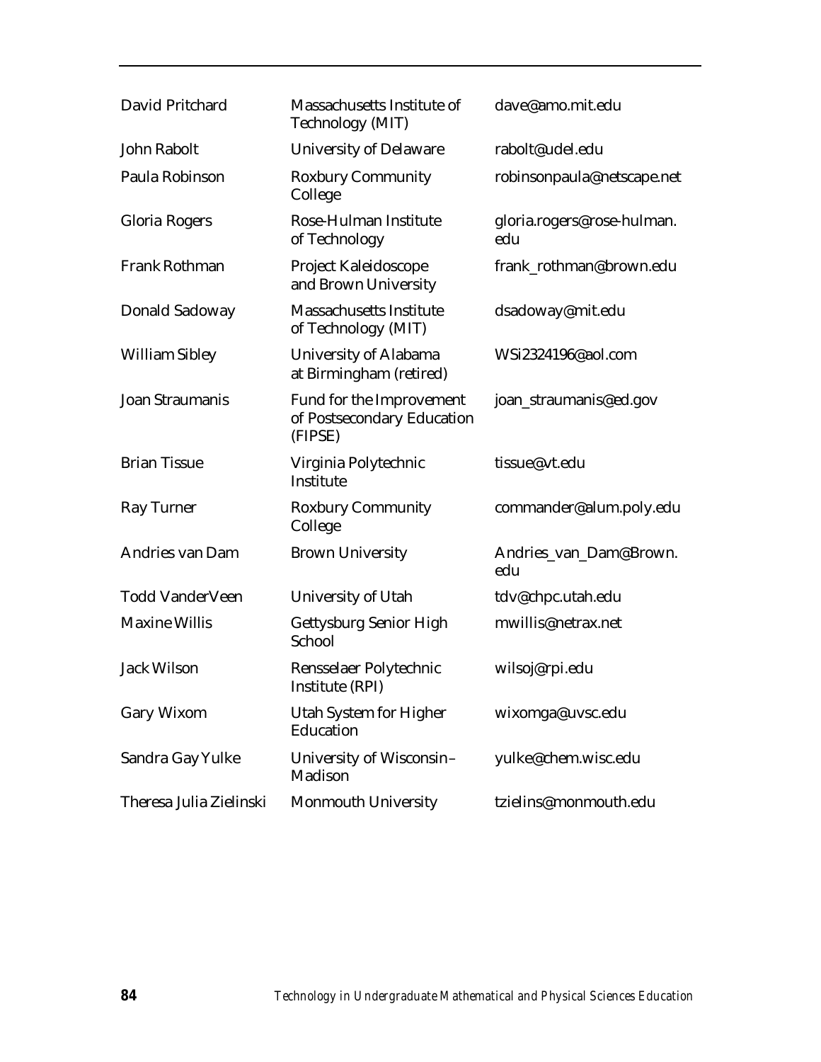| | | |
|---|---|---|
| David Pritchard | Massachusetts Institute of Technology (MIT) | dave@amo.mit.edu |
| John Rabolt | University of Delaware | rabolt@udel.edu |
| Paula Robinson | Roxbury Community College | robinsonpaula@netscape.net |
| Gloria Rogers | Rose-Hulman Institute of Technology | gloria.rogers@rose-hulman.edu |
| Frank Rothman | Project Kaleidoscope and Brown University | frank_rothman@brown.edu |
| Donald Sadoway | Massachusetts Institute of Technology (MIT) | dsadoway@mit.edu |
| William Sibley | University of Alabama at Birmingham (retired) | WSi2324196@aol.com |
| Joan Straumanis | Fund for the Improvement of Postsecondary Education (FIPSE) | joan_straumanis@ed.gov |
| Brian Tissue | Virginia Polytechnic Institute | tissue@vt.edu |
| Ray Turner | Roxbury Community College | commander@alum.poly.edu |
| Andries van Dam | Brown University | Andries_van_Dam@Brown.edu |
| Todd VanderVeen | University of Utah | tdv@chpc.utah.edu |
| Maxine Willis | Gettysburg Senior High School | mwillis@netrax.net |
| Jack Wilson | Rensselaer Polytechnic Institute (RPI) | wilsoj@rpi.edu |
| Gary Wixom | Utah System for Higher Education | wixomga@uvsc.edu |
| Sandra Gay Yulke | University of Wisconsin–Madison | yulke@chem.wisc.edu |
| Theresa Julia Zielinski | Monmouth University | tzielins@monmouth.edu |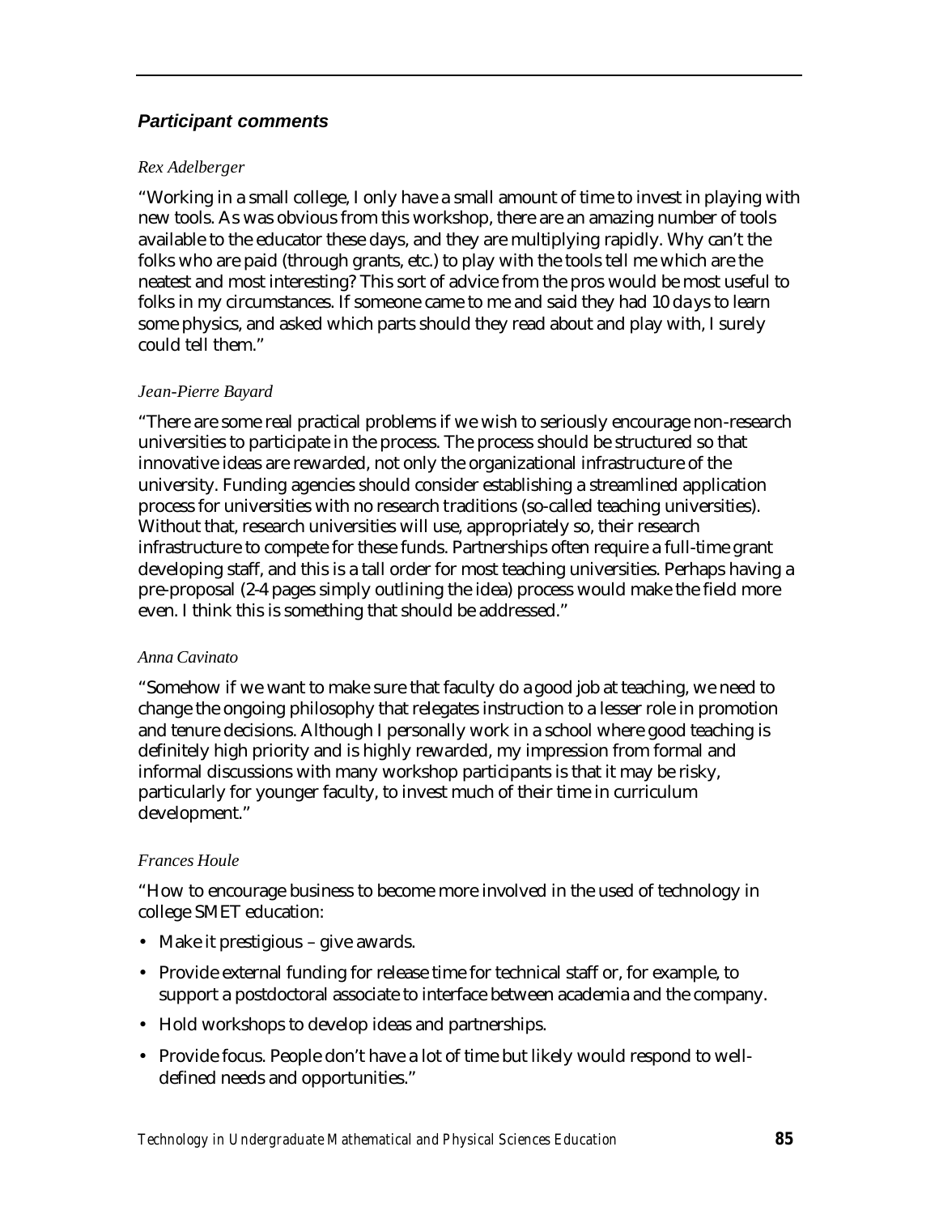### ***Participant comments***

*Rex Adelberger*

"Working in a small college, I only have a small amount of time to invest in playing with new tools. As was obvious from this workshop, there are an amazing number of tools available to the educator these days, and they are multiplying rapidly. Why can't the folks who are paid (through grants, etc.) to play with the tools tell me which are the neatest and most interesting? This sort of advice from the pros would be most useful to folks in my circumstances. If someone came to me and said they had 10 days to learn some physics, and asked which parts should they read about and play with, I surely could tell them."

*Jean-Pierre Bayard*

"There are some real practical problems if we wish to seriously encourage non-research universities to participate in the process. The process should be structured so that innovative ideas are rewarded, not only the organizational infrastructure of the university. Funding agencies should consider establishing a streamlined application process for universities with no research traditions (so-called teaching universities). Without that, research universities will use, appropriately so, their research infrastructure to compete for these funds. Partnerships often require a full-time grant developing staff, and this is a tall order for most teaching universities. Perhaps having a pre-proposal (2-4 pages simply outlining the idea) process would make the field more even. I think this is something that should be addressed."

*Anna Cavinato*

"Somehow if we want to make sure that faculty do a good job at teaching, we need to change the ongoing philosophy that relegates instruction to a lesser role in promotion and tenure decisions. Although I personally work in a school where good teaching is definitely high priority and is highly rewarded, my impression from formal and informal discussions with many workshop participants is that it may be risky, particularly for younger faculty, to invest much of their time in curriculum development."

*Frances Houle*

"How to encourage business to become more involved in the used of technology in college SMET education:

- Make it prestigious – give awards.
- Provide external funding for release time for technical staff or, for example, to support a postdoctoral associate to interface between academia and the company.
- Hold workshops to develop ideas and partnerships.
- Provide focus. People don't have a lot of time but likely would respond to well-defined needs and opportunities."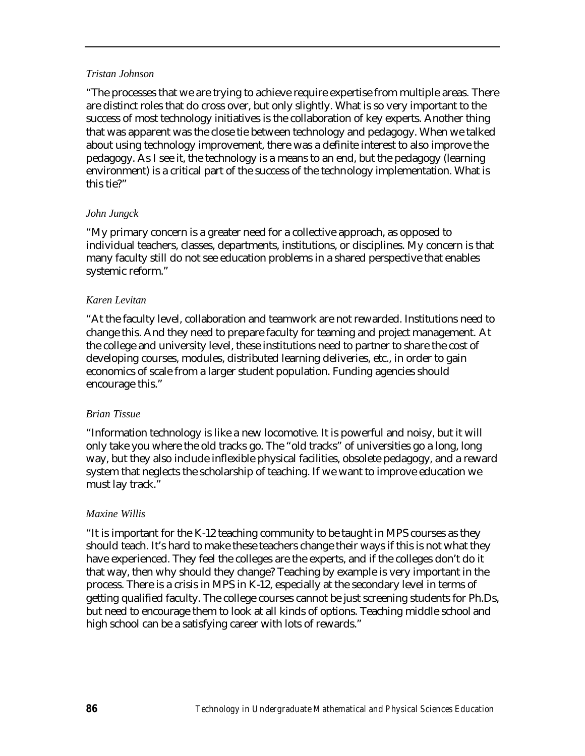*Tristan Johnson*

"The processes that we are trying to achieve require expertise from multiple areas. There are distinct roles that do cross over, but only slightly. What is so very important to the success of most technology initiatives is the collaboration of key experts. Another thing that was apparent was the close tie between technology and pedagogy. When we talked about using technology improvement, there was a definite interest to also improve the pedagogy. As I see it, the technology is a means to an end, but the pedagogy (learning environment) is a critical part of the success of the technology implementation. What is this tie?"

*John Jungck*

"My primary concern is a greater need for a collective approach, as opposed to individual teachers, classes, departments, institutions, or disciplines. My concern is that many faculty still do not see education problems in a shared perspective that enables systemic reform."

*Karen Levitan*

"At the faculty level, collaboration and teamwork are not rewarded. Institutions need to change this. And they need to prepare faculty for teaming and project management. At the college and university level, these institutions need to partner to share the cost of developing courses, modules, distributed learning deliveries, etc., in order to gain economics of scale from a larger student population. Funding agencies should encourage this."

*Brian Tissue*

"Information technology is like a new locomotive. It is powerful and noisy, but it will only take you where the old tracks go. The "old tracks" of universities go a long, long way, but they also include inflexible physical facilities, obsolete pedagogy, and a reward system that neglects the scholarship of teaching. If we want to improve education we must lay track."

*Maxine Willis*

"It is important for the K-12 teaching community to be taught in MPS courses as they should teach. It's hard to make these teachers change their ways if this is not what they have experienced. They feel the colleges are the experts, and if the colleges don't do it that way, then why should they change? Teaching by example is very important in the process. There is a crisis in MPS in K-12, especially at the secondary level in terms of getting qualified faculty. The college courses cannot be just screening students for Ph.Ds, but need to encourage them to look at all kinds of options. Teaching middle school and high school can be a satisfying career with lots of rewards."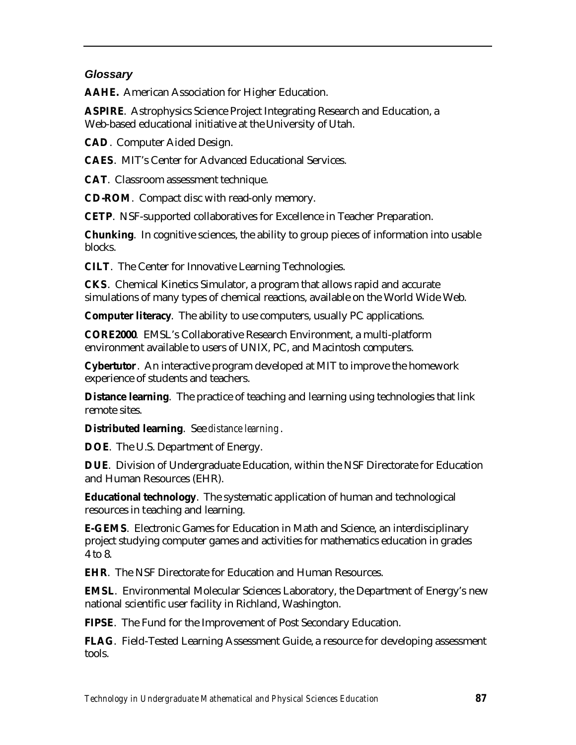### *Glossary*

**AAHE.** American Association for Higher Education.

**ASPIRE**. Astrophysics Science Project Integrating Research and Education, a Web-based educational initiative at the University of Utah.

**CAD**. Computer Aided Design.

**CAES**. MIT's Center for Advanced Educational Services.

**CAT**. Classroom assessment technique.

**CD-ROM**. Compact disc with read-only memory.

**CETP**. NSF-supported collaboratives for Excellence in Teacher Preparation.

**Chunking**. In cognitive sciences, the ability to group pieces of information into usable blocks.

**CILT**. The Center for Innovative Learning Technologies.

**CKS**. Chemical Kinetics Simulator, a program that allows rapid and accurate simulations of many types of chemical reactions, available on the World Wide Web.

**Computer literacy**. The ability to use computers, usually PC applications.

**CORE2000**. EMSL's Collaborative Research Environment, a multi-platform environment available to users of UNIX, PC, and Macintosh computers.

**Cybertutor**. An interactive program developed at MIT to improve the homework experience of students and teachers.

**Distance learning**. The practice of teaching and learning using technologies that link remote sites.

**Distributed learning**. See *distance learning*.

**DOE**. The U.S. Department of Energy.

**DUE**. Division of Undergraduate Education, within the NSF Directorate for Education and Human Resources (EHR).

**Educational technology**. The systematic application of human and technological resources in teaching and learning.

**E-GEMS**. Electronic Games for Education in Math and Science, an interdisciplinary project studying computer games and activities for mathematics education in grades 4 to 8.

**EHR**. The NSF Directorate for Education and Human Resources.

**EMSL**. Environmental Molecular Sciences Laboratory, the Department of Energy's new national scientific user facility in Richland, Washington.

**FIPSE**. The Fund for the Improvement of Post Secondary Education.

**FLAG**. Field-Tested Learning Assessment Guide, a resource for developing assessment tools.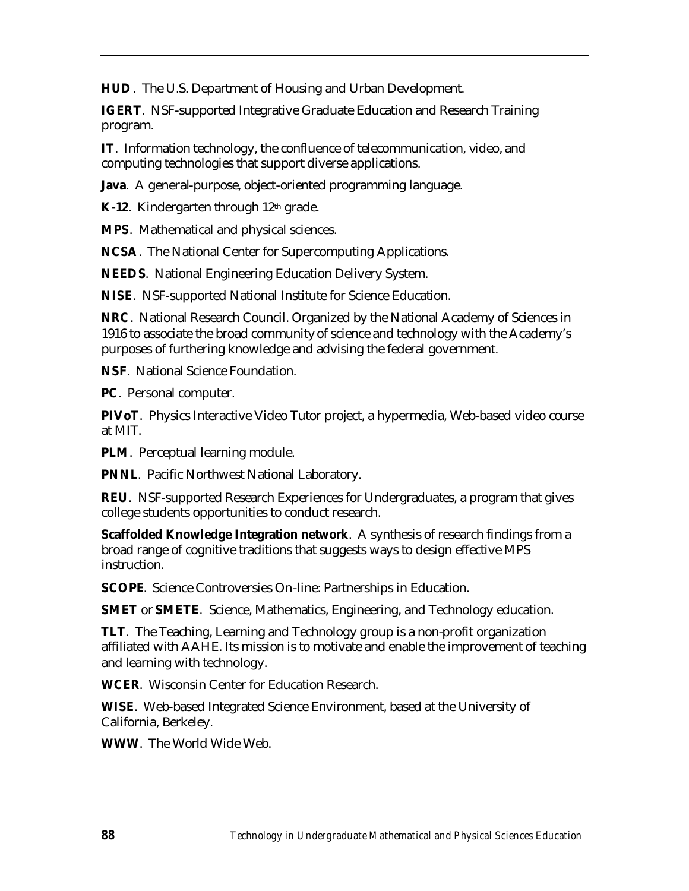**HUD**. The U.S. Department of Housing and Urban Development.

**IGERT**. NSF-supported Integrative Graduate Education and Research Training program.

**IT**. Information technology, the confluence of telecommunication, video, and computing technologies that support diverse applications.

**Java**. A general-purpose, object-oriented programming language.

**K-12**. Kindergarten through 12th grade.

**MPS**. Mathematical and physical sciences.

**NCSA**. The National Center for Supercomputing Applications.

**NEEDS**. National Engineering Education Delivery System.

**NISE**. NSF-supported National Institute for Science Education.

**NRC**. National Research Council. Organized by the National Academy of Sciences in 1916 to associate the broad community of science and technology with the Academy's purposes of furthering knowledge and advising the federal government.

**NSF**. National Science Foundation.

**PC**. Personal computer.

**PIVoT**. Physics Interactive Video Tutor project, a hypermedia, Web-based video course at MIT.

**PLM**. Perceptual learning module.

**PNNL**. Pacific Northwest National Laboratory.

**REU**. NSF-supported Research Experiences for Undergraduates, a program that gives college students opportunities to conduct research.

**Scaffolded Knowledge Integration network**. A synthesis of research findings from a broad range of cognitive traditions that suggests ways to design effective MPS instruction.

**SCOPE**. Science Controversies On-line: Partnerships in Education.

**SMET** or **SMETE**. Science, Mathematics, Engineering, and Technology education.

**TLT**. The Teaching, Learning and Technology group is a non-profit organization affiliated with AAHE. Its mission is to motivate and enable the improvement of teaching and learning with technology.

**WCER**. Wisconsin Center for Education Research.

**WISE**. Web-based Integrated Science Environment, based at the University of California, Berkeley.

**WWW**. The World Wide Web.